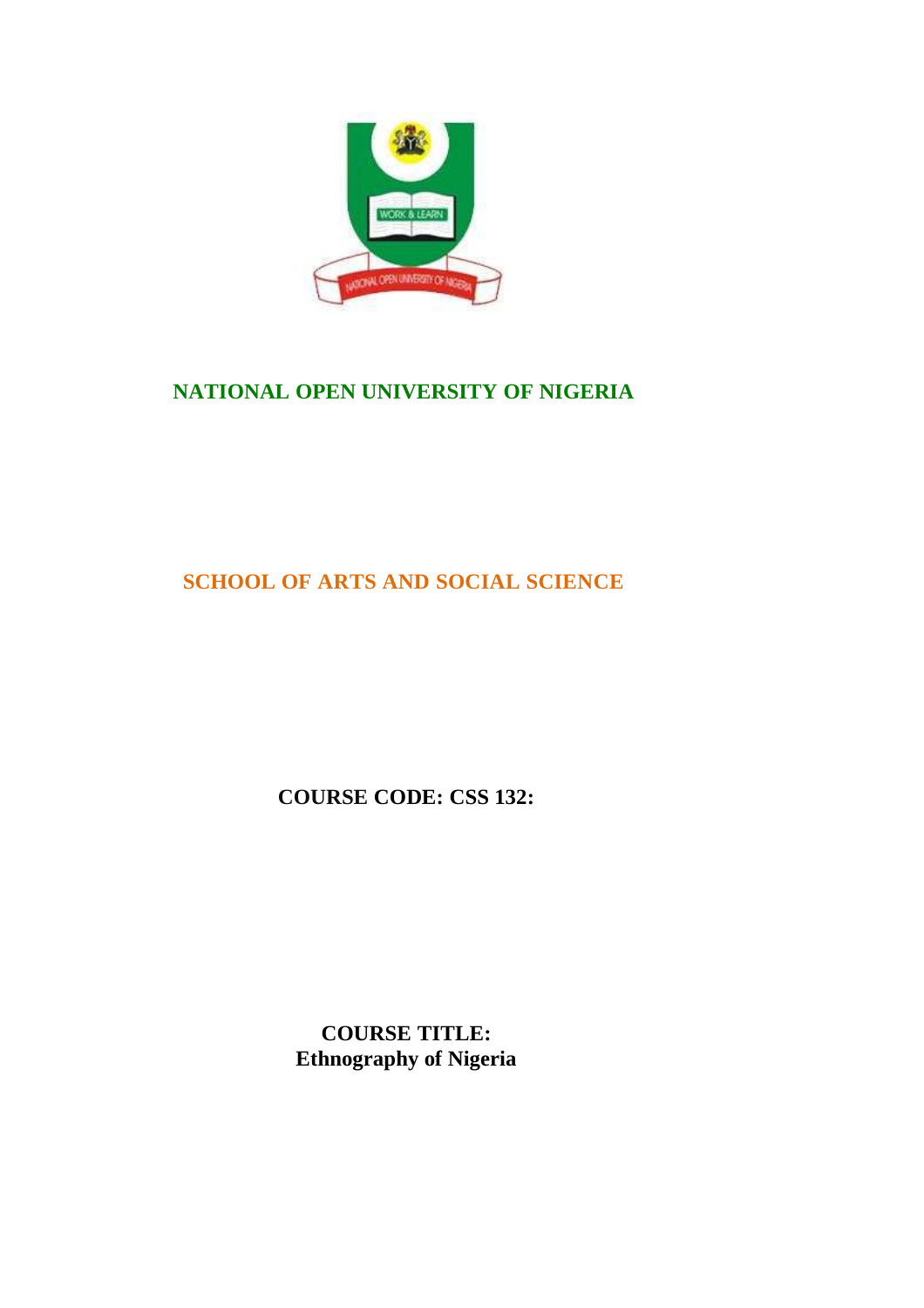# NATIONAL OPEN UNIVERSITY OF NIGERIA

## SCHOOL OF ARTS AND SOCIAL SCIENCE

**COURSE CODE: CSS 132:**

**COURSE TITLE:**
**Ethnography of Nigeria**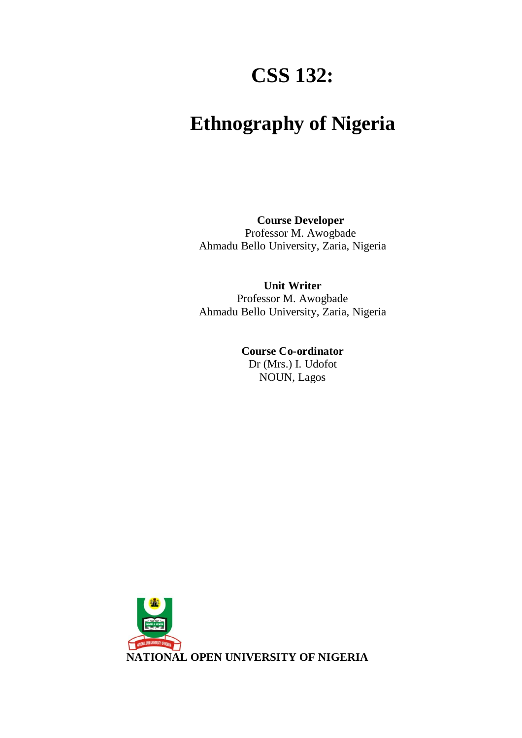# CSS 132:

# Ethnography of Nigeria

**Course Developer**
Professor M. Awogbade
Ahmadu Bello University, Zaria, Nigeria

**Unit Writer**
Professor M. Awogbade
Ahmadu Bello University, Zaria, Nigeria

**Course Co-ordinator**
Dr (Mrs.) I. Udofot
NOUN, Lagos

**NATIONAL OPEN UNIVERSITY OF NIGERIA**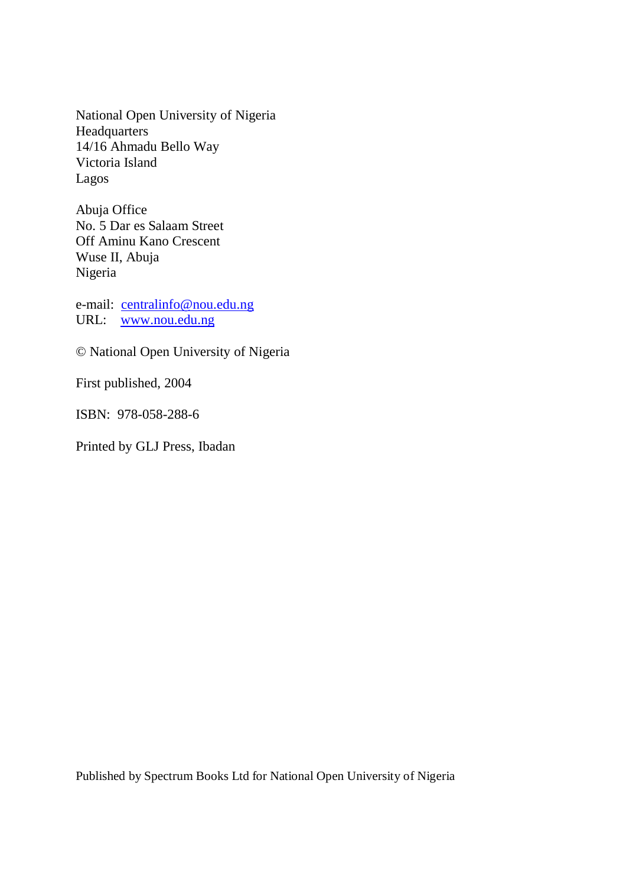National Open University of Nigeria  
Headquarters  
14/16 Ahmadu Bello Way  
Victoria Island  
Lagos

Abuja Office  
No. 5 Dar es Salaam Street  
Off Aminu Kano Crescent  
Wuse II, Abuja  
Nigeria

e-mail: centralinfo@nou.edu.ng  
URL: www.nou.edu.ng

© National Open University of Nigeria

First published, 2004

ISBN: 978-058-288-6

Printed by GLJ Press, Ibadan

Published by Spectrum Books Ltd for National Open University of Nigeria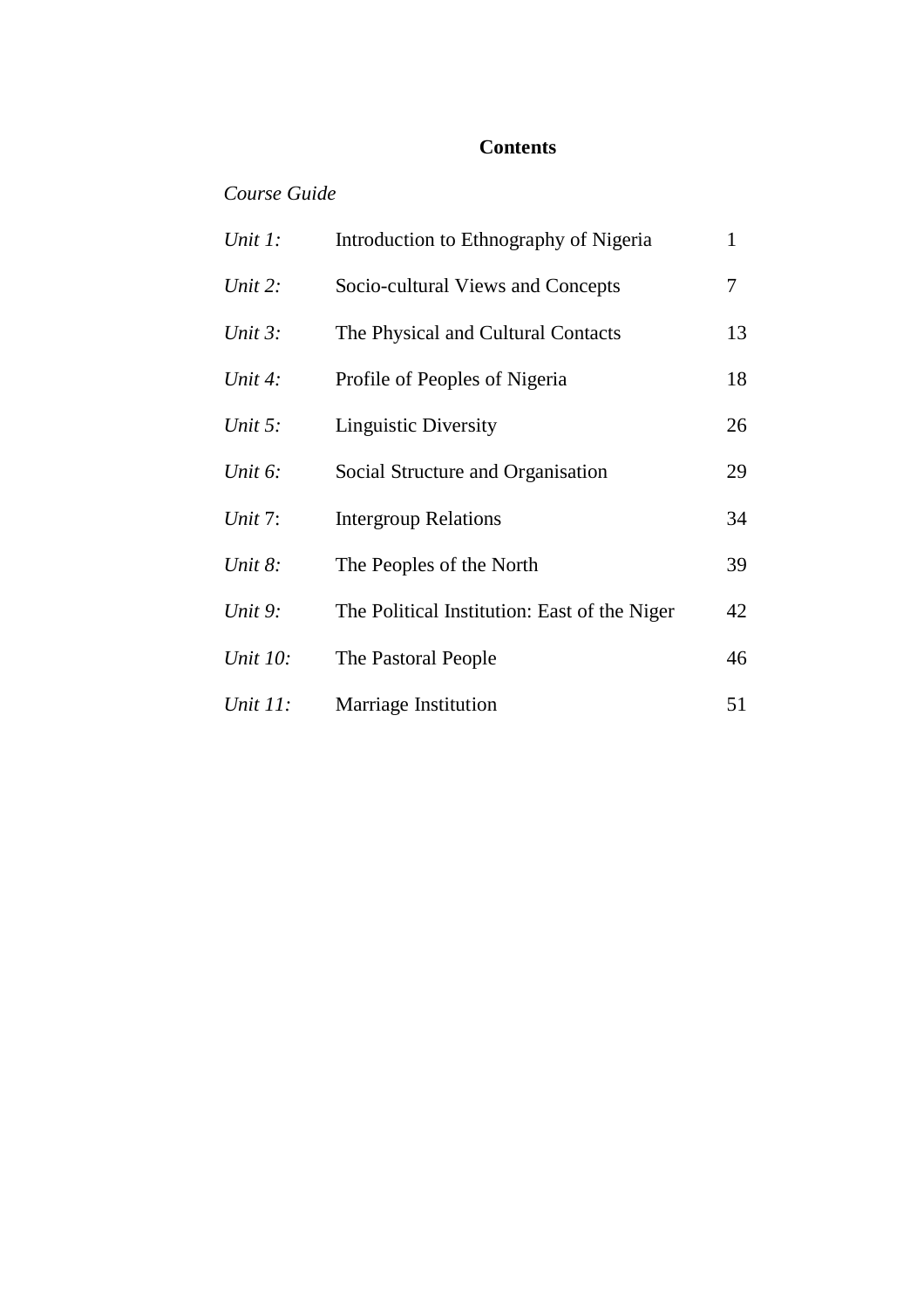# Contents

*Course Guide*

| | | |
|---|---|---|
| *Unit 1:* | Introduction to Ethnography of Nigeria | 1 |
| *Unit 2:* | Socio-cultural Views and Concepts | 7 |
| *Unit 3:* | The Physical and Cultural Contacts | 13 |
| *Unit 4:* | Profile of Peoples of Nigeria | 18 |
| *Unit 5:* | Linguistic Diversity | 26 |
| *Unit 6:* | Social Structure and Organisation | 29 |
| *Unit* 7: | Intergroup Relations | 34 |
| *Unit 8:* | The Peoples of the North | 39 |
| *Unit 9:* | The Political Institution: East of the Niger | 42 |
| *Unit 10:* | The Pastoral People | 46 |
| *Unit 11:* | Marriage Institution | 51 |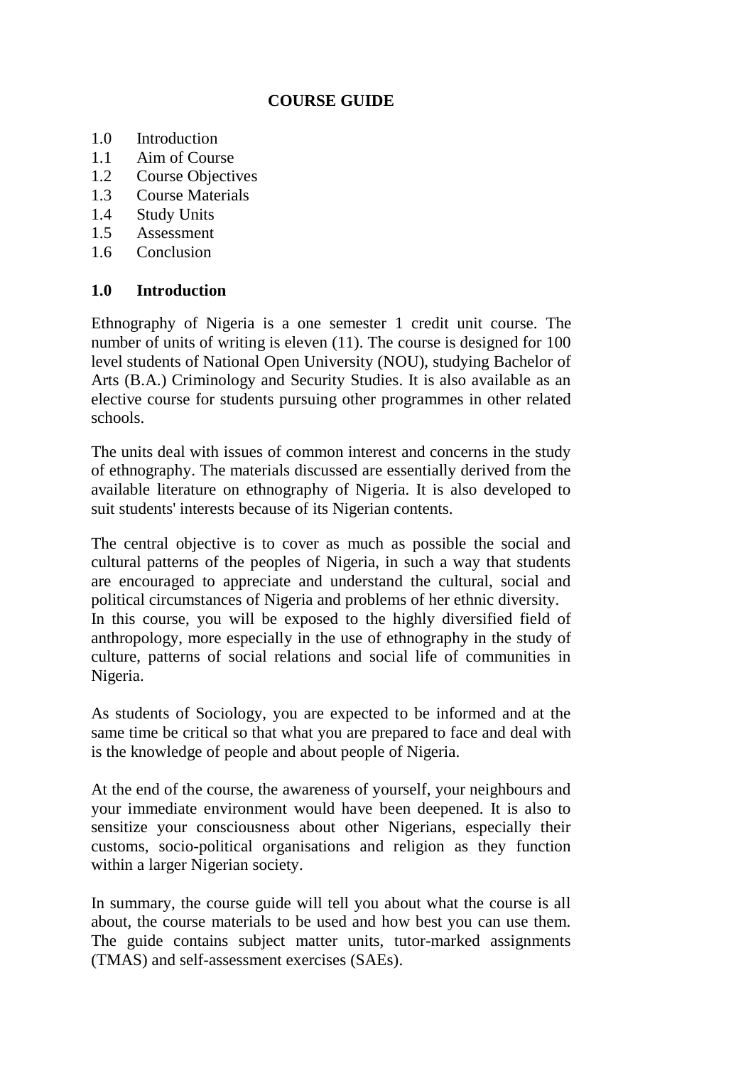# COURSE GUIDE

1.0 Introduction
1.1 Aim of Course
1.2 Course Objectives
1.3 Course Materials
1.4 Study Units
1.5 Assessment
1.6 Conclusion

## 1.0 Introduction

Ethnography of Nigeria is a one semester 1 credit unit course. The number of units of writing is eleven (11). The course is designed for 100 level students of National Open University (NOU), studying Bachelor of Arts (B.A.) Criminology and Security Studies. It is also available as an elective course for students pursuing other programmes in other related schools.

The units deal with issues of common interest and concerns in the study of ethnography. The materials discussed are essentially derived from the available literature on ethnography of Nigeria. It is also developed to suit students' interests because of its Nigerian contents.

The central objective is to cover as much as possible the social and cultural patterns of the peoples of Nigeria, in such a way that students are encouraged to appreciate and understand the cultural, social and political circumstances of Nigeria and problems of her ethnic diversity.
In this course, you will be exposed to the highly diversified field of anthropology, more especially in the use of ethnography in the study of culture, patterns of social relations and social life of communities in Nigeria.

As students of Sociology, you are expected to be informed and at the same time be critical so that what you are prepared to face and deal with is the knowledge of people and about people of Nigeria.

At the end of the course, the awareness of yourself, your neighbours and your immediate environment would have been deepened. It is also to sensitize your consciousness about other Nigerians, especially their customs, socio-political organisations and religion as they function within a larger Nigerian society.

In summary, the course guide will tell you about what the course is all about, the course materials to be used and how best you can use them. The guide contains subject matter units, tutor-marked assignments (TMAS) and self-assessment exercises (SAEs).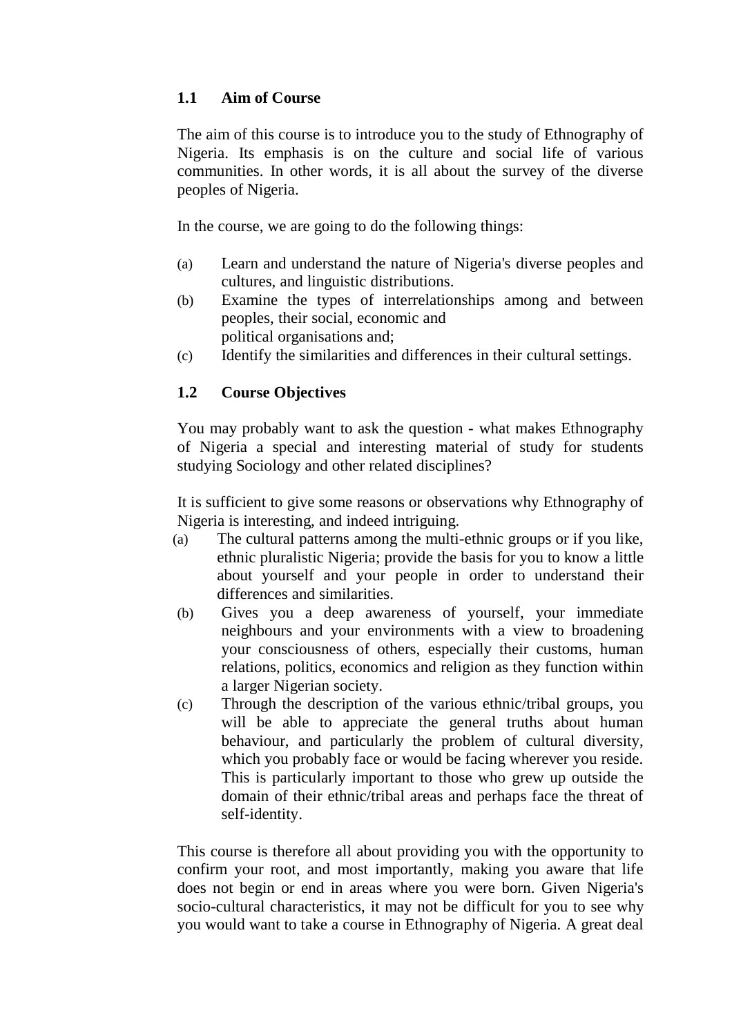## 1.1 Aim of Course

The aim of this course is to introduce you to the study of Ethnography of Nigeria. Its emphasis is on the culture and social life of various communities. In other words, it is all about the survey of the diverse peoples of Nigeria.

In the course, we are going to do the following things:

(a) Learn and understand the nature of Nigeria's diverse peoples and cultures, and linguistic distributions.
(b) Examine the types of interrelationships among and between peoples, their social, economic and political organisations and;
(c) Identify the similarities and differences in their cultural settings.

## 1.2 Course Objectives

You may probably want to ask the question - what makes Ethnography of Nigeria a special and interesting material of study for students studying Sociology and other related disciplines?

It is sufficient to give some reasons or observations why Ethnography of Nigeria is interesting, and indeed intriguing.

(a) The cultural patterns among the multi-ethnic groups or if you like, ethnic pluralistic Nigeria; provide the basis for you to know a little about yourself and your people in order to understand their differences and similarities.
(b) Gives you a deep awareness of yourself, your immediate neighbours and your environments with a view to broadening your consciousness of others, especially their customs, human relations, politics, economics and religion as they function within a larger Nigerian society.
(c) Through the description of the various ethnic/tribal groups, you will be able to appreciate the general truths about human behaviour, and particularly the problem of cultural diversity, which you probably face or would be facing wherever you reside. This is particularly important to those who grew up outside the domain of their ethnic/tribal areas and perhaps face the threat of self-identity.

This course is therefore all about providing you with the opportunity to confirm your root, and most importantly, making you aware that life does not begin or end in areas where you were born. Given Nigeria's socio-cultural characteristics, it may not be difficult for you to see why you would want to take a course in Ethnography of Nigeria. A great deal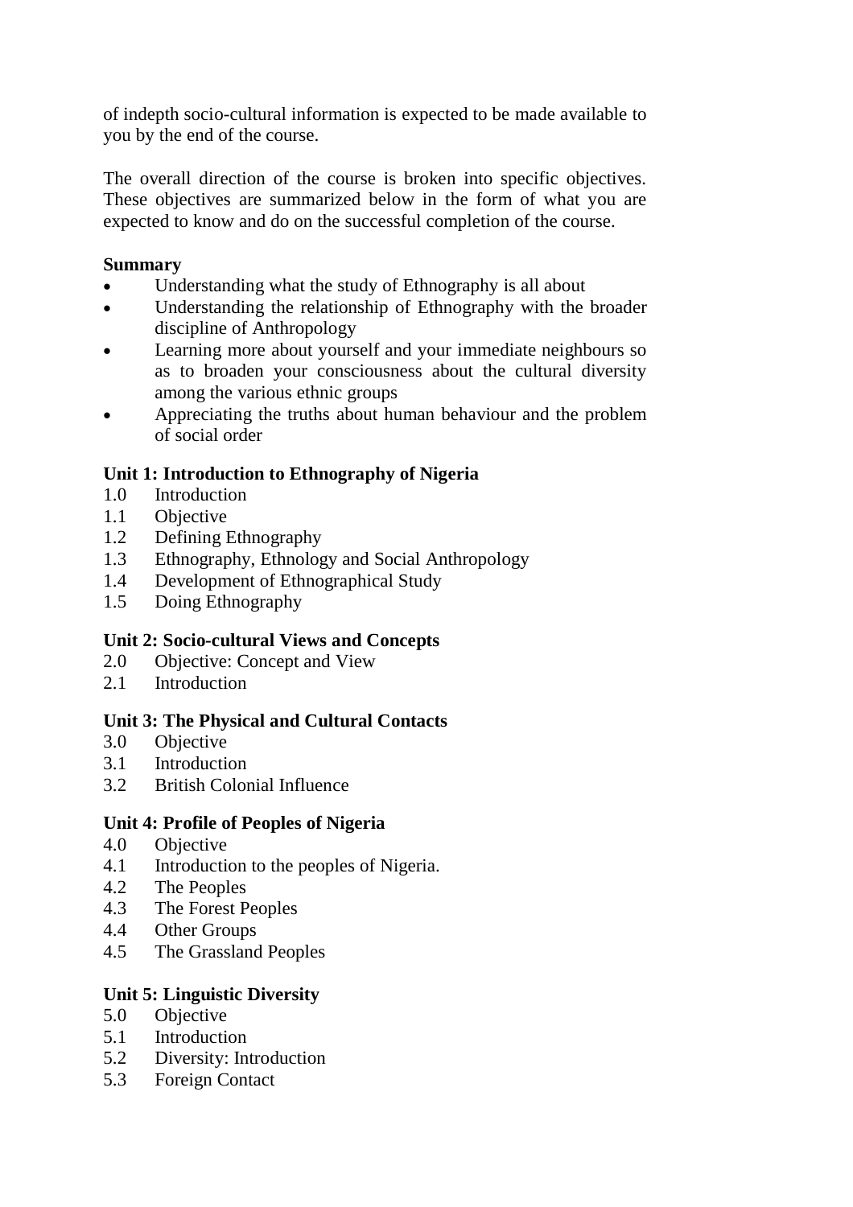of indepth socio-cultural information is expected to be made available to you by the end of the course.

The overall direction of the course is broken into specific objectives. These objectives are summarized below in the form of what you are expected to know and do on the successful completion of the course.

**Summary**

- Understanding what the study of Ethnography is all about
- Understanding the relationship of Ethnography with the broader discipline of Anthropology
- Learning more about yourself and your immediate neighbours so as to broaden your consciousness about the cultural diversity among the various ethnic groups
- Appreciating the truths about human behaviour and the problem of social order

**Unit 1: Introduction to Ethnography of Nigeria**

1.0 Introduction
1.1 Objective
1.2 Defining Ethnography
1.3 Ethnography, Ethnology and Social Anthropology
1.4 Development of Ethnographical Study
1.5 Doing Ethnography

**Unit 2: Socio-cultural Views and Concepts**

2.0 Objective: Concept and View
2.1 Introduction

**Unit 3: The Physical and Cultural Contacts**

3.0 Objective
3.1 Introduction
3.2 British Colonial Influence

**Unit 4: Profile of Peoples of Nigeria**

4.0 Objective
4.1 Introduction to the peoples of Nigeria.
4.2 The Peoples
4.3 The Forest Peoples
4.4 Other Groups
4.5 The Grassland Peoples

**Unit 5: Linguistic Diversity**

5.0 Objective
5.1 Introduction
5.2 Diversity: Introduction
5.3 Foreign Contact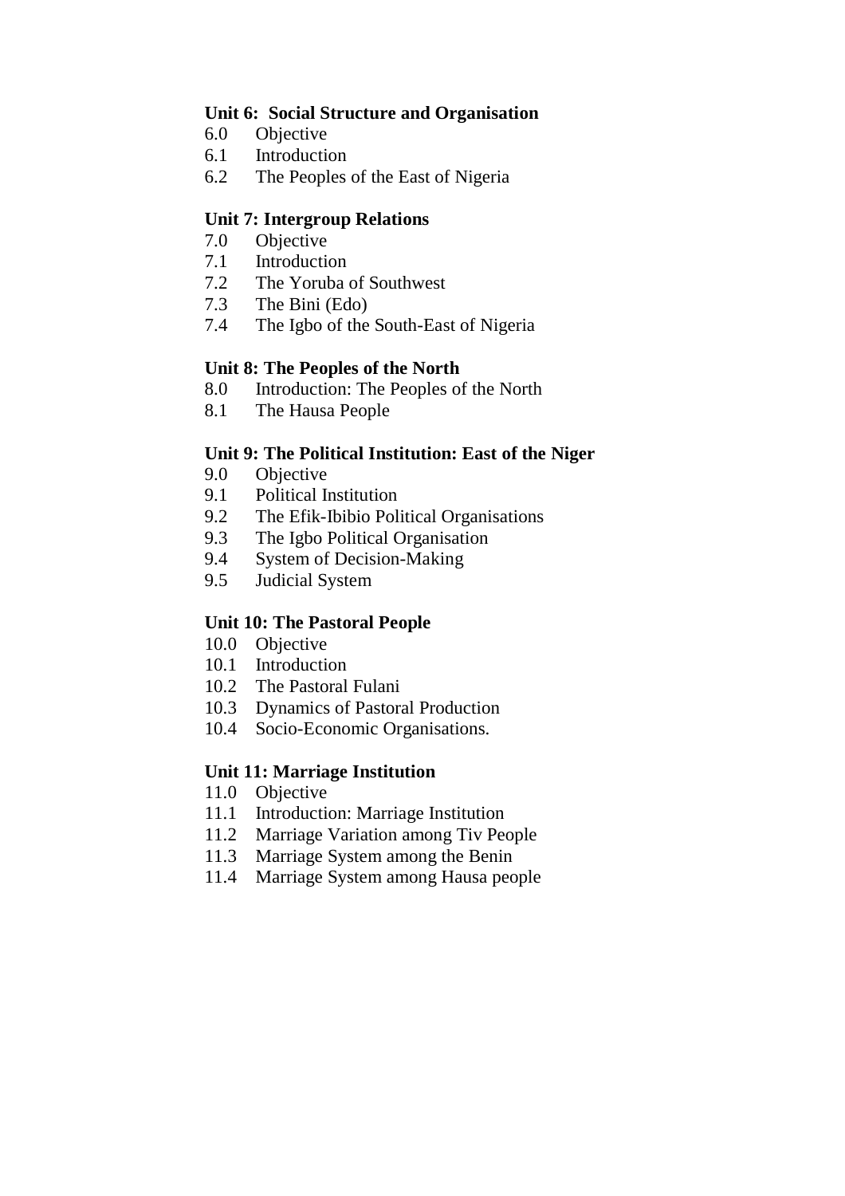**Unit 6: Social Structure and Organisation**

6.0 Objective
6.1 Introduction
6.2 The Peoples of the East of Nigeria

**Unit 7: Intergroup Relations**

7.0 Objective
7.1 Introduction
7.2 The Yoruba of Southwest
7.3 The Bini (Edo)
7.4 The Igbo of the South-East of Nigeria

**Unit 8: The Peoples of the North**

8.0 Introduction: The Peoples of the North
8.1 The Hausa People

**Unit 9: The Political Institution: East of the Niger**

9.0 Objective
9.1 Political Institution
9.2 The Efik-Ibibio Political Organisations
9.3 The Igbo Political Organisation
9.4 System of Decision-Making
9.5 Judicial System

**Unit 10: The Pastoral People**

10.0 Objective
10.1 Introduction
10.2 The Pastoral Fulani
10.3 Dynamics of Pastoral Production
10.4 Socio-Economic Organisations.

**Unit 11: Marriage Institution**

11.0 Objective
11.1 Introduction: Marriage Institution
11.2 Marriage Variation among Tiv People
11.3 Marriage System among the Benin
11.4 Marriage System among Hausa people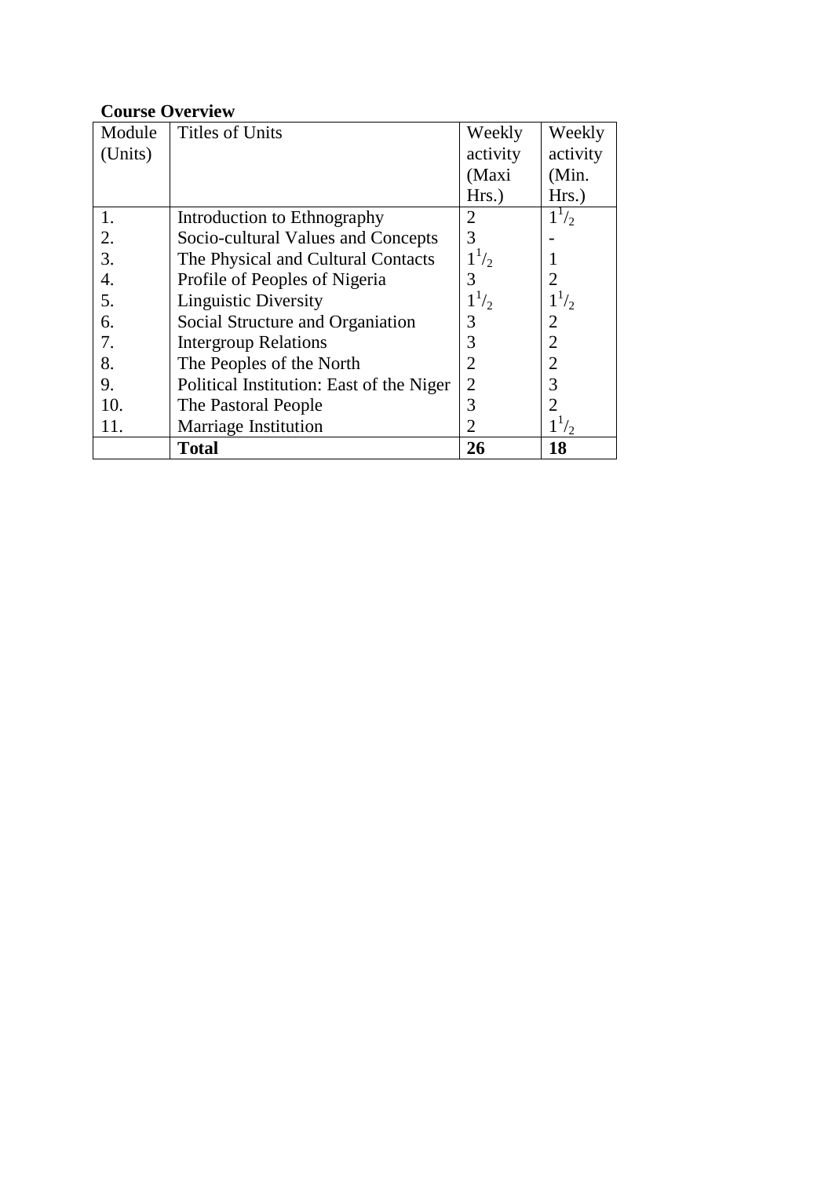**Course Overview**

| Module (Units) | Titles of Units | Weekly activity (Maxi Hrs.) | Weekly activity (Min. Hrs.) |
|---|---|---|---|
| 1. | Introduction to Ethnography | 2 | $1^1/_2$ |
| 2. | Socio-cultural Values and Concepts | 3 | - |
| 3. | The Physical and Cultural Contacts | $1^1/_2$ | 1 |
| 4. | Profile of Peoples of Nigeria | 3 | 2 |
| 5. | Linguistic Diversity | $1^1/_2$ | $1^1/_2$ |
| 6. | Social Structure and Organiation | 3 | 2 |
| 7. | Intergroup Relations | 3 | 2 |
| 8. | The Peoples of the North | 2 | 2 |
| 9. | Political Institution: East of the Niger | 2 | 3 |
| 10. | The Pastoral People | 3 | 2 |
| 11. | Marriage Institution | 2 | $1^1/_2$ |
| | **Total** | **26** | **18** |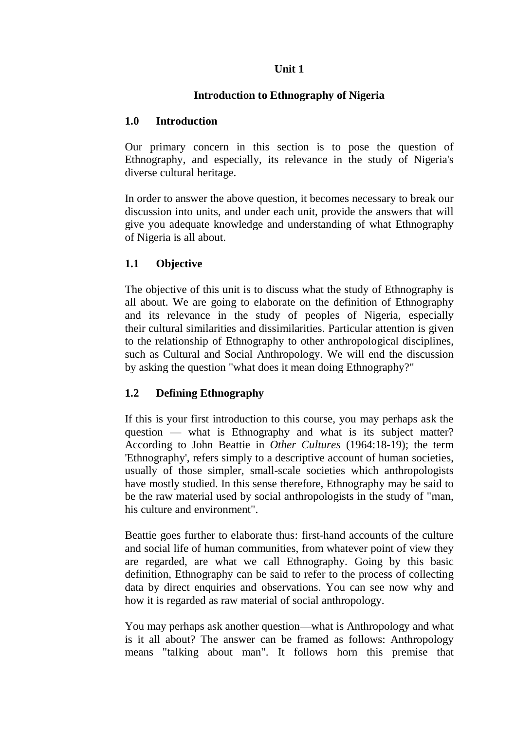# Unit 1

## Introduction to Ethnography of Nigeria

### 1.0 Introduction

Our primary concern in this section is to pose the question of Ethnography, and especially, its relevance in the study of Nigeria's diverse cultural heritage.

In order to answer the above question, it becomes necessary to break our discussion into units, and under each unit, provide the answers that will give you adequate knowledge and understanding of what Ethnography of Nigeria is all about.

### 1.1 Objective

The objective of this unit is to discuss what the study of Ethnography is all about. We are going to elaborate on the definition of Ethnography and its relevance in the study of peoples of Nigeria, especially their cultural similarities and dissimilarities. Particular attention is given to the relationship of Ethnography to other anthropological disciplines, such as Cultural and Social Anthropology. We will end the discussion by asking the question "what does it mean doing Ethnography?"

### 1.2 Defining Ethnography

If this is your first introduction to this course, you may perhaps ask the question — what is Ethnography and what is its subject matter? According to John Beattie in *Other Cultures* (1964:18-19); the term 'Ethnography', refers simply to a descriptive account of human societies, usually of those simpler, small-scale societies which anthropologists have mostly studied. In this sense therefore, Ethnography may be said to be the raw material used by social anthropologists in the study of "man, his culture and environment".

Beattie goes further to elaborate thus: first-hand accounts of the culture and social life of human communities, from whatever point of view they are regarded, are what we call Ethnography. Going by this basic definition, Ethnography can be said to refer to the process of collecting data by direct enquiries and observations. You can see now why and how it is regarded as raw material of social anthropology.

You may perhaps ask another question—what is Anthropology and what is it all about? The answer can be framed as follows: Anthropology means "talking about man". It follows horn this premise that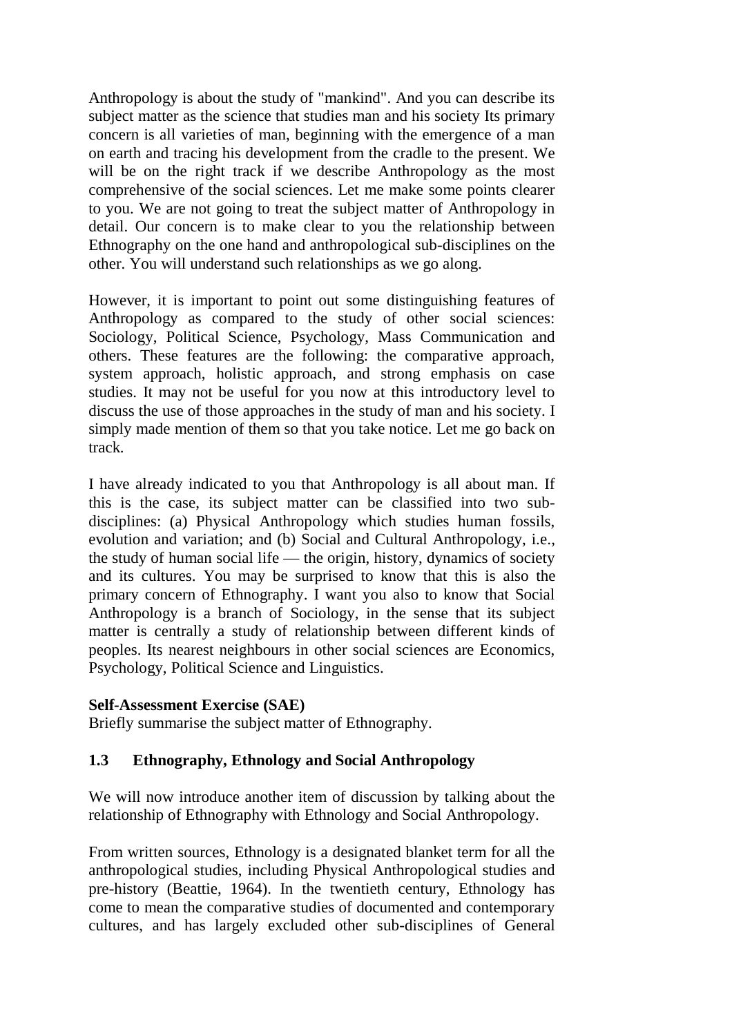Anthropology is about the study of "mankind". And you can describe its subject matter as the science that studies man and his society Its primary concern is all varieties of man, beginning with the emergence of a man on earth and tracing his development from the cradle to the present. We will be on the right track if we describe Anthropology as the most comprehensive of the social sciences. Let me make some points clearer to you. We are not going to treat the subject matter of Anthropology in detail. Our concern is to make clear to you the relationship between Ethnography on the one hand and anthropological sub-disciplines on the other. You will understand such relationships as we go along.

However, it is important to point out some distinguishing features of Anthropology as compared to the study of other social sciences: Sociology, Political Science, Psychology, Mass Communication and others. These features are the following: the comparative approach, system approach, holistic approach, and strong emphasis on case studies. It may not be useful for you now at this introductory level to discuss the use of those approaches in the study of man and his society. I simply made mention of them so that you take notice. Let me go back on track.

I have already indicated to you that Anthropology is all about man. If this is the case, its subject matter can be classified into two sub-disciplines: (a) Physical Anthropology which studies human fossils, evolution and variation; and (b) Social and Cultural Anthropology, i.e., the study of human social life — the origin, history, dynamics of society and its cultures. You may be surprised to know that this is also the primary concern of Ethnography. I want you also to know that Social Anthropology is a branch of Sociology, in the sense that its subject matter is centrally a study of relationship between different kinds of peoples. Its nearest neighbours in other social sciences are Economics, Psychology, Political Science and Linguistics.

**Self-Assessment Exercise (SAE)**
Briefly summarise the subject matter of Ethnography.

### 1.3 Ethnography, Ethnology and Social Anthropology

We will now introduce another item of discussion by talking about the relationship of Ethnography with Ethnology and Social Anthropology.

From written sources, Ethnology is a designated blanket term for all the anthropological studies, including Physical Anthropological studies and pre-history (Beattie, 1964). In the twentieth century, Ethnology has come to mean the comparative studies of documented and contemporary cultures, and has largely excluded other sub-disciplines of General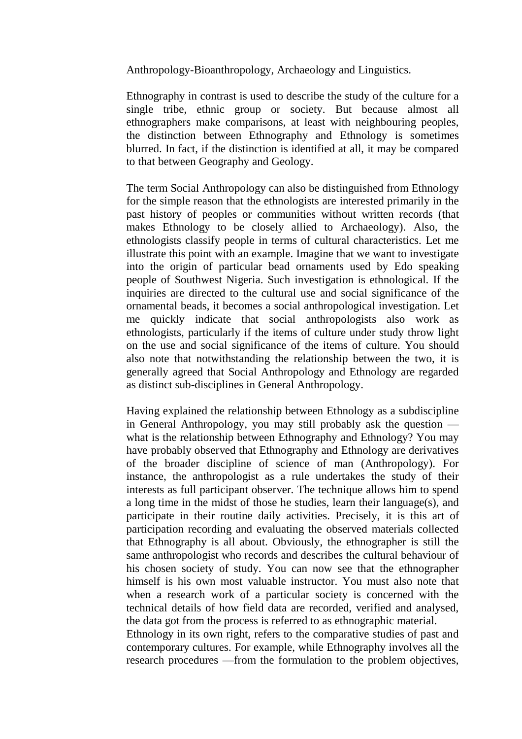Anthropology-Bioanthropology, Archaeology and Linguistics.

Ethnography in contrast is used to describe the study of the culture for a single tribe, ethnic group or society. But because almost all ethnographers make comparisons, at least with neighbouring peoples, the distinction between Ethnography and Ethnology is sometimes blurred. In fact, if the distinction is identified at all, it may be compared to that between Geography and Geology.

The term Social Anthropology can also be distinguished from Ethnology for the simple reason that the ethnologists are interested primarily in the past history of peoples or communities without written records (that makes Ethnology to be closely allied to Archaeology). Also, the ethnologists classify people in terms of cultural characteristics. Let me illustrate this point with an example. Imagine that we want to investigate into the origin of particular bead ornaments used by Edo speaking people of Southwest Nigeria. Such investigation is ethnological. If the inquiries are directed to the cultural use and social significance of the ornamental beads, it becomes a social anthropological investigation. Let me quickly indicate that social anthropologists also work as ethnologists, particularly if the items of culture under study throw light on the use and social significance of the items of culture. You should also note that notwithstanding the relationship between the two, it is generally agreed that Social Anthropology and Ethnology are regarded as distinct sub-disciplines in General Anthropology.

Having explained the relationship between Ethnology as a subdiscipline in General Anthropology, you may still probably ask the question — what is the relationship between Ethnography and Ethnology? You may have probably observed that Ethnography and Ethnology are derivatives of the broader discipline of science of man (Anthropology). For instance, the anthropologist as a rule undertakes the study of their interests as full participant observer. The technique allows him to spend a long time in the midst of those he studies, learn their language(s), and participate in their routine daily activities. Precisely, it is this art of participation recording and evaluating the observed materials collected that Ethnography is all about. Obviously, the ethnographer is still the same anthropologist who records and describes the cultural behaviour of his chosen society of study. You can now see that the ethnographer himself is his own most valuable instructor. You must also note that when a research work of a particular society is concerned with the technical details of how field data are recorded, verified and analysed, the data got from the process is referred to as ethnographic material.
Ethnology in its own right, refers to the comparative studies of past and contemporary cultures. For example, while Ethnography involves all the research procedures —from the formulation to the problem objectives,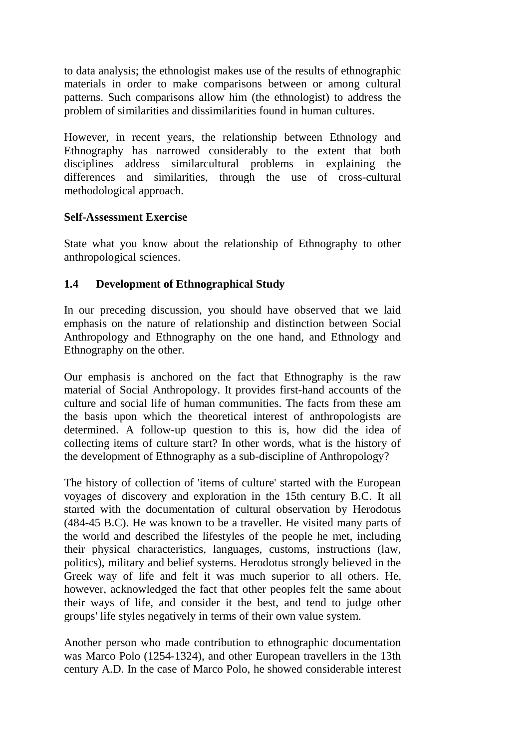to data analysis; the ethnologist makes use of the results of ethnographic materials in order to make comparisons between or among cultural patterns. Such comparisons allow him (the ethnologist) to address the problem of similarities and dissimilarities found in human cultures.

However, in recent years, the relationship between Ethnology and Ethnography has narrowed considerably to the extent that both disciplines address similarcultural problems in explaining the differences and similarities, through the use of cross-cultural methodological approach.

**Self-Assessment Exercise**

State what you know about the relationship of Ethnography to other anthropological sciences.

### 1.4 Development of Ethnographical Study

In our preceding discussion, you should have observed that we laid emphasis on the nature of relationship and distinction between Social Anthropology and Ethnography on the one hand, and Ethnology and Ethnography on the other.

Our emphasis is anchored on the fact that Ethnography is the raw material of Social Anthropology. It provides first-hand accounts of the culture and social life of human communities. The facts from these am the basis upon which the theoretical interest of anthropologists are determined. A follow-up question to this is, how did the idea of collecting items of culture start? In other words, what is the history of the development of Ethnography as a sub-discipline of Anthropology?

The history of collection of 'items of culture' started with the European voyages of discovery and exploration in the 15th century B.C. It all started with the documentation of cultural observation by Herodotus (484-45 B.C). He was known to be a traveller. He visited many parts of the world and described the lifestyles of the people he met, including their physical characteristics, languages, customs, instructions (law, politics), military and belief systems. Herodotus strongly believed in the Greek way of life and felt it was much superior to all others. He, however, acknowledged the fact that other peoples felt the same about their ways of life, and consider it the best, and tend to judge other groups' life styles negatively in terms of their own value system.

Another person who made contribution to ethnographic documentation was Marco Polo (1254-1324), and other European travellers in the 13th century A.D. In the case of Marco Polo, he showed considerable interest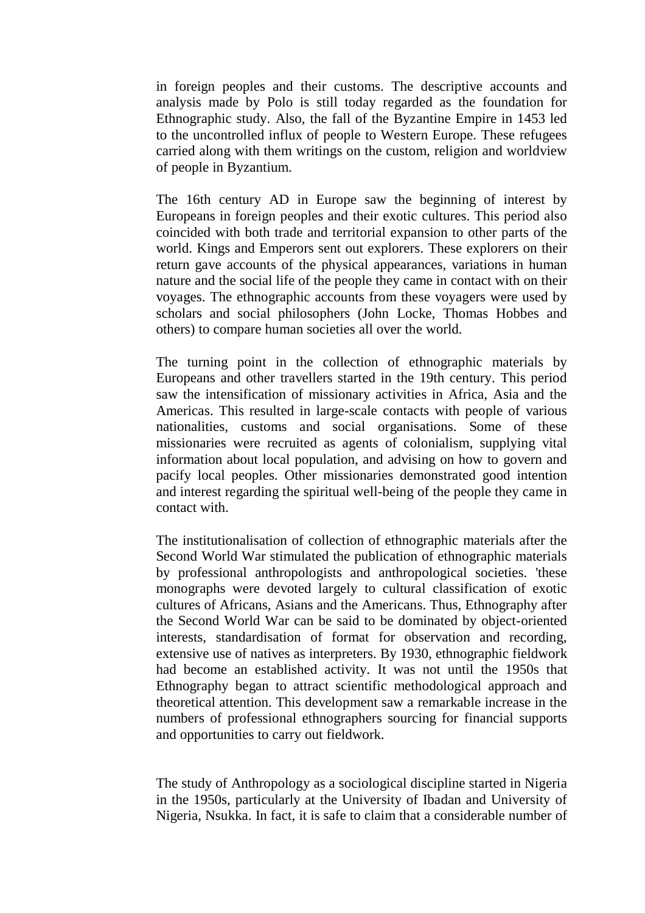in foreign peoples and their customs. The descriptive accounts and analysis made by Polo is still today regarded as the foundation for Ethnographic study. Also, the fall of the Byzantine Empire in 1453 led to the uncontrolled influx of people to Western Europe. These refugees carried along with them writings on the custom, religion and worldview of people in Byzantium.

The 16th century AD in Europe saw the beginning of interest by Europeans in foreign peoples and their exotic cultures. This period also coincided with both trade and territorial expansion to other parts of the world. Kings and Emperors sent out explorers. These explorers on their return gave accounts of the physical appearances, variations in human nature and the social life of the people they came in contact with on their voyages. The ethnographic accounts from these voyagers were used by scholars and social philosophers (John Locke, Thomas Hobbes and others) to compare human societies all over the world.

The turning point in the collection of ethnographic materials by Europeans and other travellers started in the 19th century. This period saw the intensification of missionary activities in Africa, Asia and the Americas. This resulted in large-scale contacts with people of various nationalities, customs and social organisations. Some of these missionaries were recruited as agents of colonialism, supplying vital information about local population, and advising on how to govern and pacify local peoples. Other missionaries demonstrated good intention and interest regarding the spiritual well-being of the people they came in contact with.

The institutionalisation of collection of ethnographic materials after the Second World War stimulated the publication of ethnographic materials by professional anthropologists and anthropological societies. 'these monographs were devoted largely to cultural classification of exotic cultures of Africans, Asians and the Americans. Thus, Ethnography after the Second World War can be said to be dominated by object-oriented interests, standardisation of format for observation and recording, extensive use of natives as interpreters. By 1930, ethnographic fieldwork had become an established activity. It was not until the 1950s that Ethnography began to attract scientific methodological approach and theoretical attention. This development saw a remarkable increase in the numbers of professional ethnographers sourcing for financial supports and opportunities to carry out fieldwork.

The study of Anthropology as a sociological discipline started in Nigeria in the 1950s, particularly at the University of Ibadan and University of Nigeria, Nsukka. In fact, it is safe to claim that a considerable number of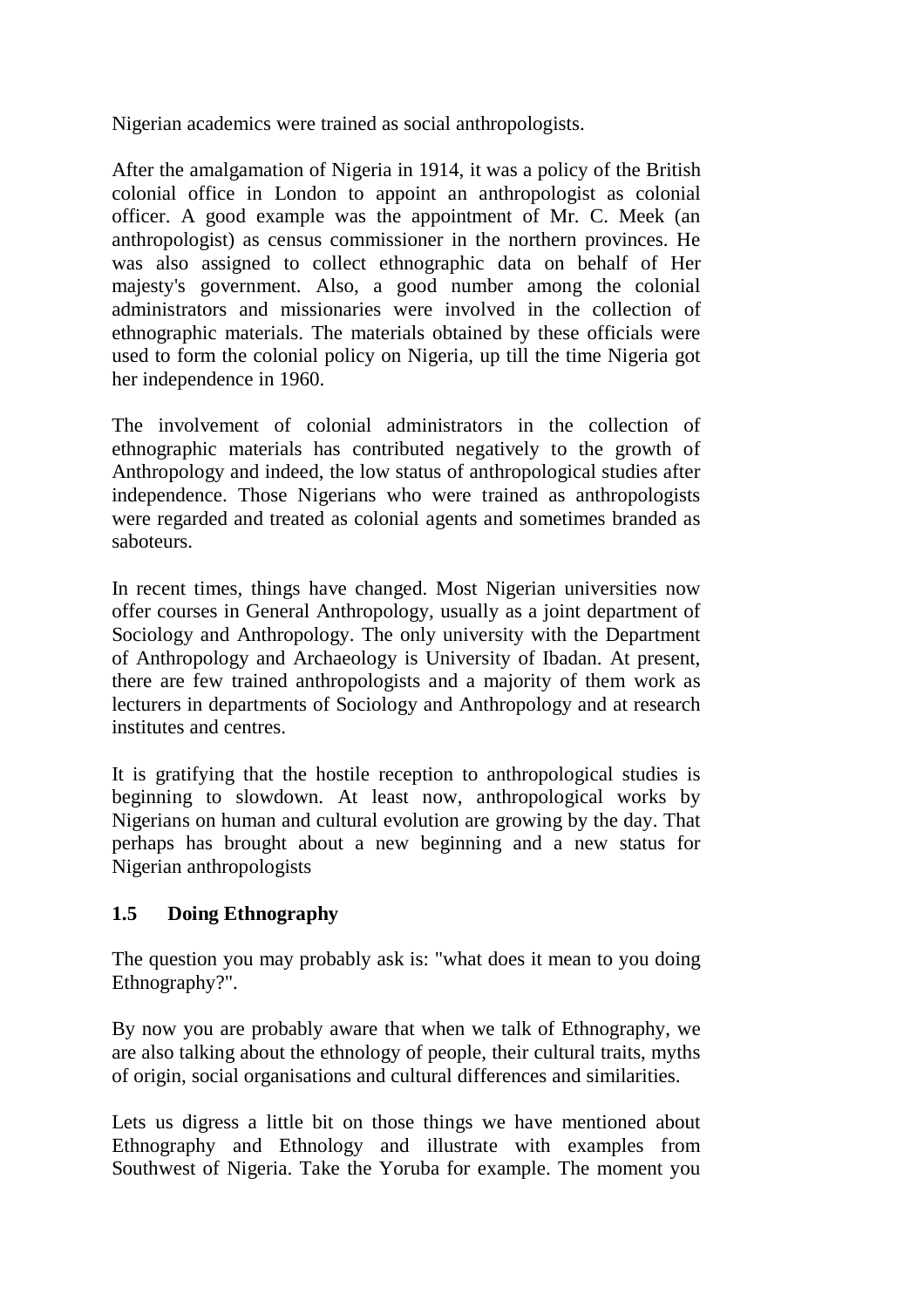Nigerian academics were trained as social anthropologists.

After the amalgamation of Nigeria in 1914, it was a policy of the British colonial office in London to appoint an anthropologist as colonial officer. A good example was the appointment of Mr. C. Meek (an anthropologist) as census commissioner in the northern provinces. He was also assigned to collect ethnographic data on behalf of Her majesty's government. Also, a good number among the colonial administrators and missionaries were involved in the collection of ethnographic materials. The materials obtained by these officials were used to form the colonial policy on Nigeria, up till the time Nigeria got her independence in 1960.

The involvement of colonial administrators in the collection of ethnographic materials has contributed negatively to the growth of Anthropology and indeed, the low status of anthropological studies after independence. Those Nigerians who were trained as anthropologists were regarded and treated as colonial agents and sometimes branded as saboteurs.

In recent times, things have changed. Most Nigerian universities now offer courses in General Anthropology, usually as a joint department of Sociology and Anthropology. The only university with the Department of Anthropology and Archaeology is University of Ibadan. At present, there are few trained anthropologists and a majority of them work as lecturers in departments of Sociology and Anthropology and at research institutes and centres.

It is gratifying that the hostile reception to anthropological studies is beginning to slowdown. At least now, anthropological works by Nigerians on human and cultural evolution are growing by the day. That perhaps has brought about a new beginning and a new status for Nigerian anthropologists

## 1.5 Doing Ethnography

The question you may probably ask is: "what does it mean to you doing Ethnography?".

By now you are probably aware that when we talk of Ethnography, we are also talking about the ethnology of people, their cultural traits, myths of origin, social organisations and cultural differences and similarities.

Lets us digress a little bit on those things we have mentioned about Ethnography and Ethnology and illustrate with examples from Southwest of Nigeria. Take the Yoruba for example. The moment you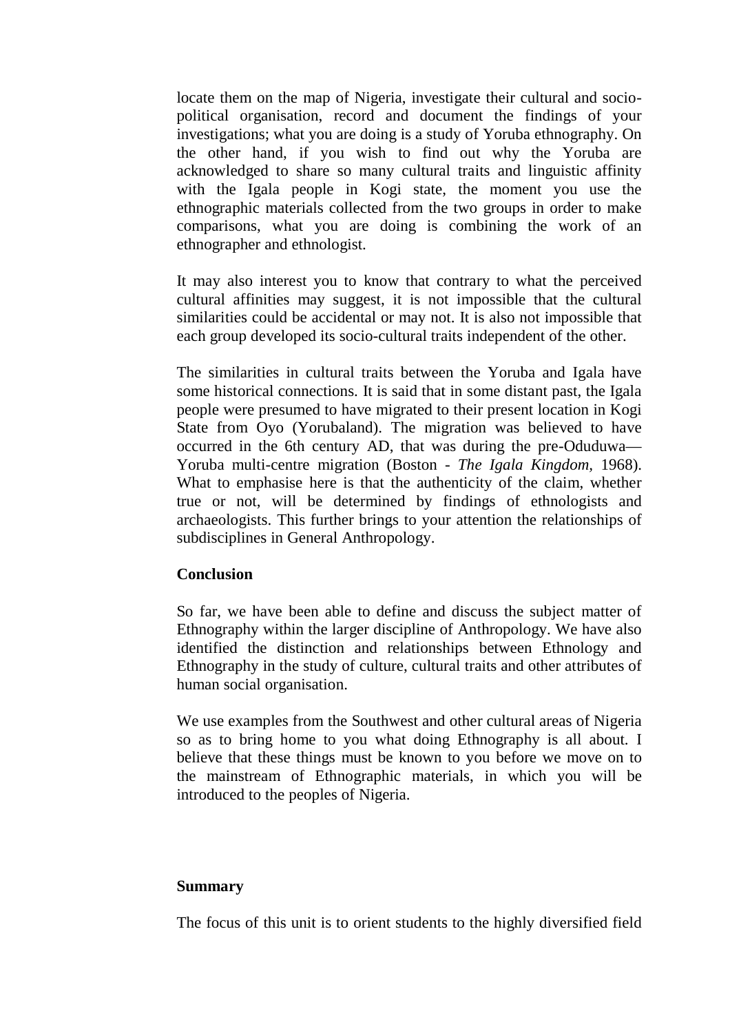locate them on the map of Nigeria, investigate their cultural and socio-political organisation, record and document the findings of your investigations; what you are doing is a study of Yoruba ethnography. On the other hand, if you wish to find out why the Yoruba are acknowledged to share so many cultural traits and linguistic affinity with the Igala people in Kogi state, the moment you use the ethnographic materials collected from the two groups in order to make comparisons, what you are doing is combining the work of an ethnographer and ethnologist.

It may also interest you to know that contrary to what the perceived cultural affinities may suggest, it is not impossible that the cultural similarities could be accidental or may not. It is also not impossible that each group developed its socio-cultural traits independent of the other.

The similarities in cultural traits between the Yoruba and Igala have some historical connections. It is said that in some distant past, the Igala people were presumed to have migrated to their present location in Kogi State from Oyo (Yorubaland). The migration was believed to have occurred in the 6th century AD, that was during the pre-Oduduwa—Yoruba multi-centre migration (Boston - *The Igala Kingdom*, 1968). What to emphasise here is that the authenticity of the claim, whether true or not, will be determined by findings of ethnologists and archaeologists. This further brings to your attention the relationships of subdisciplines in General Anthropology.

**Conclusion**

So far, we have been able to define and discuss the subject matter of Ethnography within the larger discipline of Anthropology. We have also identified the distinction and relationships between Ethnology and Ethnography in the study of culture, cultural traits and other attributes of human social organisation.

We use examples from the Southwest and other cultural areas of Nigeria so as to bring home to you what doing Ethnography is all about. I believe that these things must be known to you before we move on to the mainstream of Ethnographic materials, in which you will be introduced to the peoples of Nigeria.

**Summary**

The focus of this unit is to orient students to the highly diversified field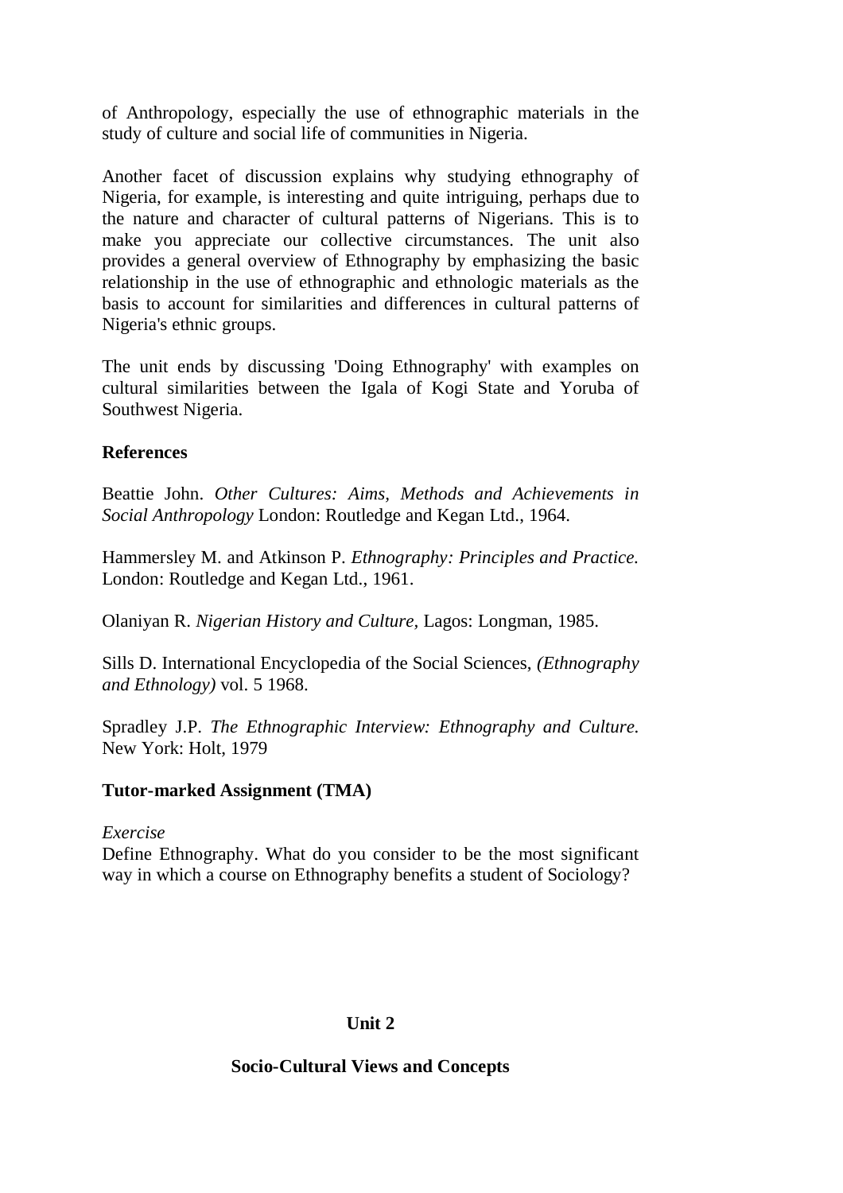of Anthropology, especially the use of ethnographic materials in the study of culture and social life of communities in Nigeria.

Another facet of discussion explains why studying ethnography of Nigeria, for example, is interesting and quite intriguing, perhaps due to the nature and character of cultural patterns of Nigerians. This is to make you appreciate our collective circumstances. The unit also provides a general overview of Ethnography by emphasizing the basic relationship in the use of ethnographic and ethnologic materials as the basis to account for similarities and differences in cultural patterns of Nigeria's ethnic groups.

The unit ends by discussing 'Doing Ethnography' with examples on cultural similarities between the Igala of Kogi State and Yoruba of Southwest Nigeria.

**References**

Beattie John. *Other Cultures: Aims, Methods and Achievements in Social Anthropology* London: Routledge and Kegan Ltd., 1964.

Hammersley M. and Atkinson P. *Ethnography: Principles and Practice.* London: Routledge and Kegan Ltd., 1961.

Olaniyan R. *Nigerian History and Culture,* Lagos: Longman, 1985.

Sills D. International Encyclopedia of the Social Sciences, *(Ethnography and Ethnology)* vol. 5 1968.

Spradley J.P. *The Ethnographic Interview: Ethnography and Culture.* New York: Holt, 1979

**Tutor-marked Assignment (TMA)**

*Exercise*

Define Ethnography. What do you consider to be the most significant way in which a course on Ethnography benefits a student of Sociology?

## Unit 2

## Socio-Cultural Views and Concepts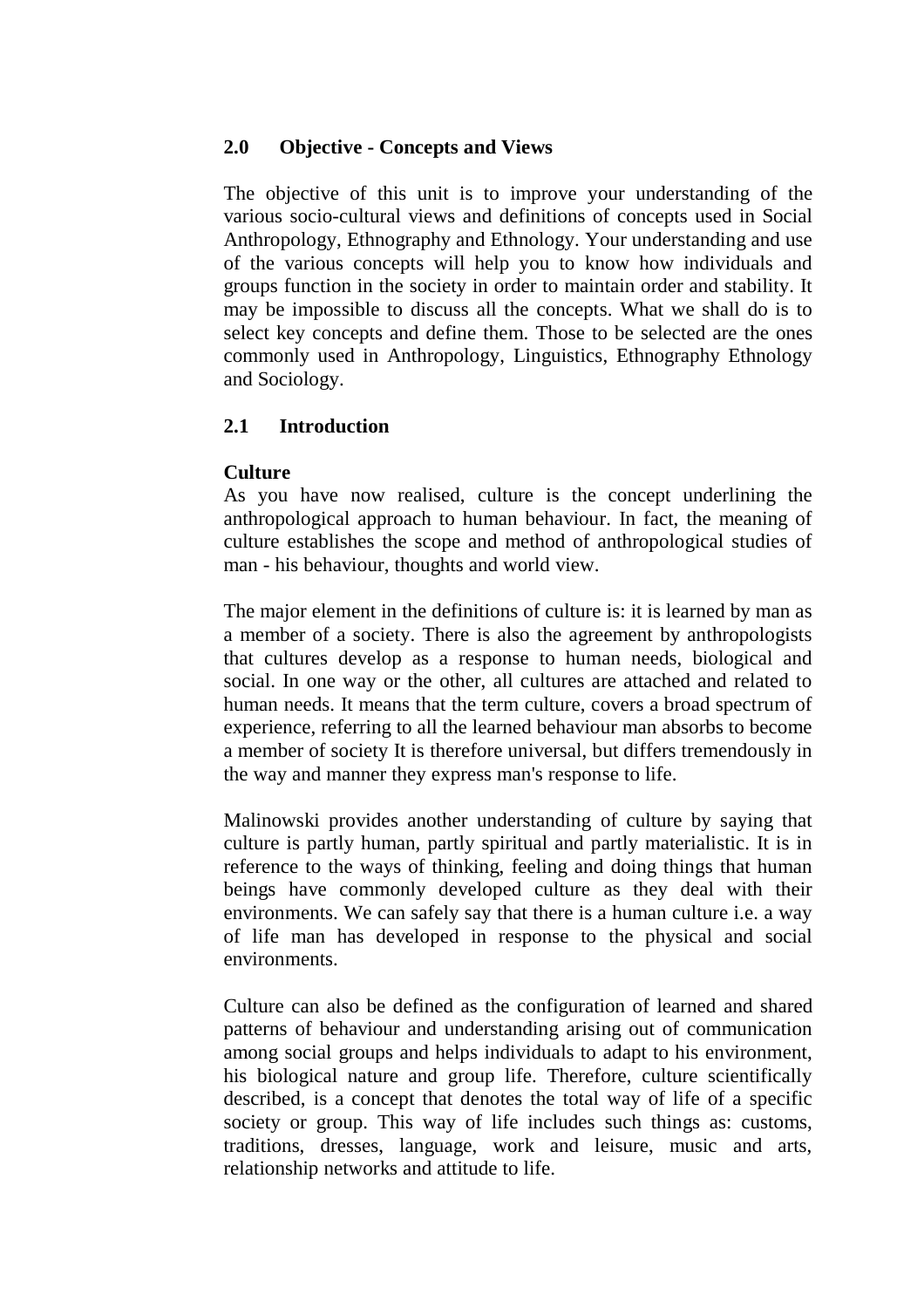## 2.0 Objective - Concepts and Views

The objective of this unit is to improve your understanding of the various socio-cultural views and definitions of concepts used in Social Anthropology, Ethnography and Ethnology. Your understanding and use of the various concepts will help you to know how individuals and groups function in the society in order to maintain order and stability. It may be impossible to discuss all the concepts. What we shall do is to select key concepts and define them. Those to be selected are the ones commonly used in Anthropology, Linguistics, Ethnography Ethnology and Sociology.

## 2.1 Introduction

**Culture**

As you have now realised, culture is the concept underlining the anthropological approach to human behaviour. In fact, the meaning of culture establishes the scope and method of anthropological studies of man - his behaviour, thoughts and world view.

The major element in the definitions of culture is: it is learned by man as a member of a society. There is also the agreement by anthropologists that cultures develop as a response to human needs, biological and social. In one way or the other, all cultures are attached and related to human needs. It means that the term culture, covers a broad spectrum of experience, referring to all the learned behaviour man absorbs to become a member of society It is therefore universal, but differs tremendously in the way and manner they express man's response to life.

Malinowski provides another understanding of culture by saying that culture is partly human, partly spiritual and partly materialistic. It is in reference to the ways of thinking, feeling and doing things that human beings have commonly developed culture as they deal with their environments. We can safely say that there is a human culture i.e. a way of life man has developed in response to the physical and social environments.

Culture can also be defined as the configuration of learned and shared patterns of behaviour and understanding arising out of communication among social groups and helps individuals to adapt to his environment, his biological nature and group life. Therefore, culture scientifically described, is a concept that denotes the total way of life of a specific society or group. This way of life includes such things as: customs, traditions, dresses, language, work and leisure, music and arts, relationship networks and attitude to life.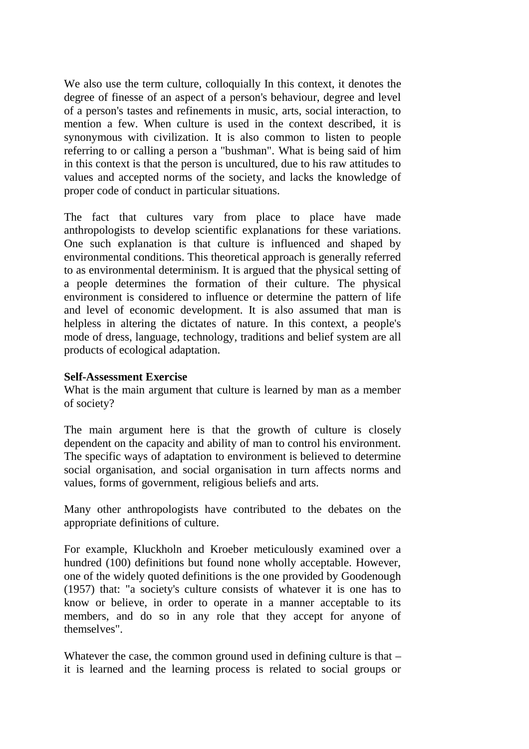We also use the term culture, colloquially In this context, it denotes the degree of finesse of an aspect of a person's behaviour, degree and level of a person's tastes and refinements in music, arts, social interaction, to mention a few. When culture is used in the context described, it is synonymous with civilization. It is also common to listen to people referring to or calling a person a "bushman". What is being said of him in this context is that the person is uncultured, due to his raw attitudes to values and accepted norms of the society, and lacks the knowledge of proper code of conduct in particular situations.

The fact that cultures vary from place to place have made anthropologists to develop scientific explanations for these variations. One such explanation is that culture is influenced and shaped by environmental conditions. This theoretical approach is generally referred to as environmental determinism. It is argued that the physical setting of a people determines the formation of their culture. The physical environment is considered to influence or determine the pattern of life and level of economic development. It is also assumed that man is helpless in altering the dictates of nature. In this context, a people's mode of dress, language, technology, traditions and belief system are all products of ecological adaptation.

**Self-Assessment Exercise**

What is the main argument that culture is learned by man as a member of society?

The main argument here is that the growth of culture is closely dependent on the capacity and ability of man to control his environment. The specific ways of adaptation to environment is believed to determine social organisation, and social organisation in turn affects norms and values, forms of government, religious beliefs and arts.

Many other anthropologists have contributed to the debates on the appropriate definitions of culture.

For example, Kluckholn and Kroeber meticulously examined over a hundred (100) definitions but found none wholly acceptable. However, one of the widely quoted definitions is the one provided by Goodenough (1957) that: "a society's culture consists of whatever it is one has to know or believe, in order to operate in a manner acceptable to its members, and do so in any role that they accept for anyone of themselves".

Whatever the case, the common ground used in defining culture is that – it is learned and the learning process is related to social groups or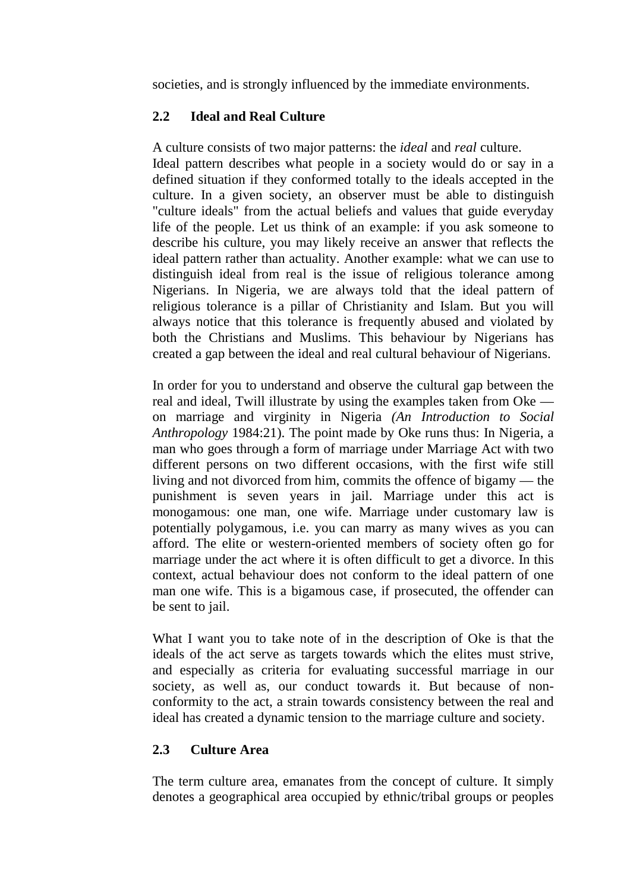societies, and is strongly influenced by the immediate environments.

## 2.2 Ideal and Real Culture

A culture consists of two major patterns: the *ideal* and *real* culture. Ideal pattern describes what people in a society would do or say in a defined situation if they conformed totally to the ideals accepted in the culture. In a given society, an observer must be able to distinguish "culture ideals" from the actual beliefs and values that guide everyday life of the people. Let us think of an example: if you ask someone to describe his culture, you may likely receive an answer that reflects the ideal pattern rather than actuality. Another example: what we can use to distinguish ideal from real is the issue of religious tolerance among Nigerians. In Nigeria, we are always told that the ideal pattern of religious tolerance is a pillar of Christianity and Islam. But you will always notice that this tolerance is frequently abused and violated by both the Christians and Muslims. This behaviour by Nigerians has created a gap between the ideal and real cultural behaviour of Nigerians.

In order for you to understand and observe the cultural gap between the real and ideal, Twill illustrate by using the examples taken from Oke — on marriage and virginity in Nigeria *(An Introduction to Social Anthropology* 1984:21). The point made by Oke runs thus: In Nigeria, a man who goes through a form of marriage under Marriage Act with two different persons on two different occasions, with the first wife still living and not divorced from him, commits the offence of bigamy — the punishment is seven years in jail. Marriage under this act is monogamous: one man, one wife. Marriage under customary law is potentially polygamous, i.e. you can marry as many wives as you can afford. The elite or western-oriented members of society often go for marriage under the act where it is often difficult to get a divorce. In this context, actual behaviour does not conform to the ideal pattern of one man one wife. This is a bigamous case, if prosecuted, the offender can be sent to jail.

What I want you to take note of in the description of Oke is that the ideals of the act serve as targets towards which the elites must strive, and especially as criteria for evaluating successful marriage in our society, as well as, our conduct towards it. But because of non-conformity to the act, a strain towards consistency between the real and ideal has created a dynamic tension to the marriage culture and society.

## 2.3 Culture Area

The term culture area, emanates from the concept of culture. It simply denotes a geographical area occupied by ethnic/tribal groups or peoples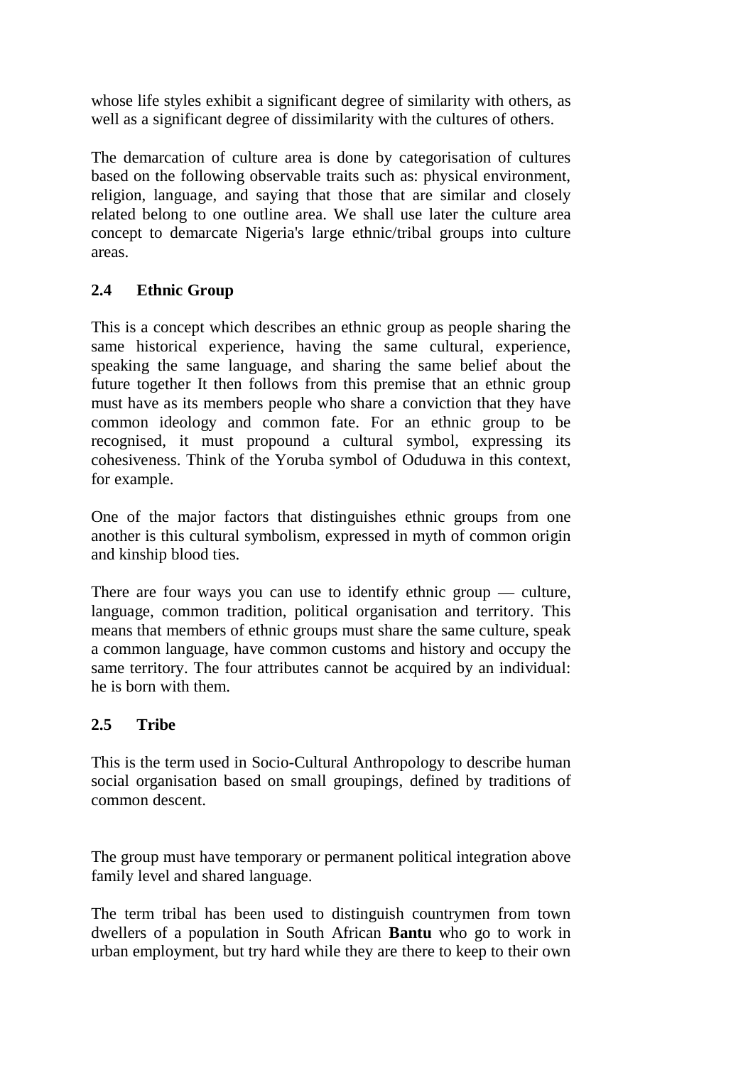whose life styles exhibit a significant degree of similarity with others, as well as a significant degree of dissimilarity with the cultures of others.

The demarcation of culture area is done by categorisation of cultures based on the following observable traits such as: physical environment, religion, language, and saying that those that are similar and closely related belong to one outline area. We shall use later the culture area concept to demarcate Nigeria's large ethnic/tribal groups into culture areas.

## 2.4 Ethnic Group

This is a concept which describes an ethnic group as people sharing the same historical experience, having the same cultural, experience, speaking the same language, and sharing the same belief about the future together It then follows from this premise that an ethnic group must have as its members people who share a conviction that they have common ideology and common fate. For an ethnic group to be recognised, it must propound a cultural symbol, expressing its cohesiveness. Think of the Yoruba symbol of Oduduwa in this context, for example.

One of the major factors that distinguishes ethnic groups from one another is this cultural symbolism, expressed in myth of common origin and kinship blood ties.

There are four ways you can use to identify ethnic group — culture, language, common tradition, political organisation and territory. This means that members of ethnic groups must share the same culture, speak a common language, have common customs and history and occupy the same territory. The four attributes cannot be acquired by an individual: he is born with them.

## 2.5 Tribe

This is the term used in Socio-Cultural Anthropology to describe human social organisation based on small groupings, defined by traditions of common descent.

The group must have temporary or permanent political integration above family level and shared language.

The term tribal has been used to distinguish countrymen from town dwellers of a population in South African **Bantu** who go to work in urban employment, but try hard while they are there to keep to their own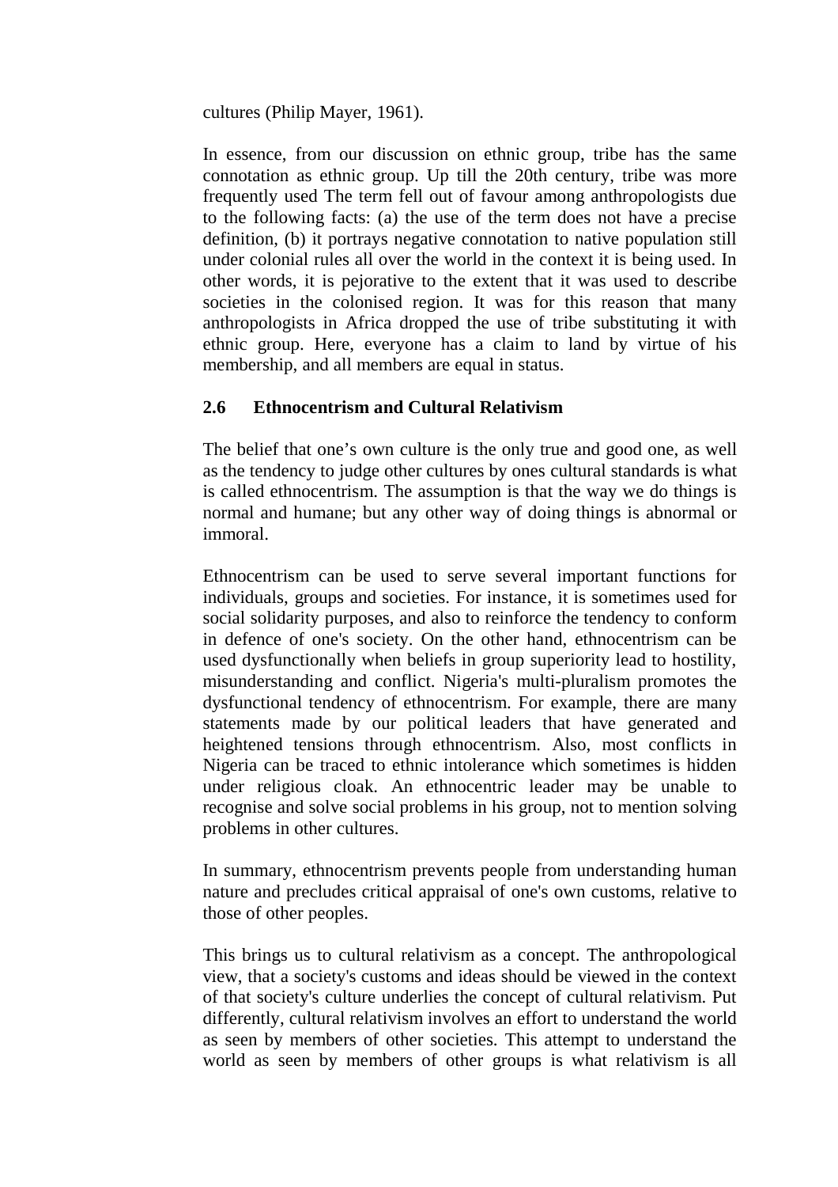cultures (Philip Mayer, 1961).

In essence, from our discussion on ethnic group, tribe has the same connotation as ethnic group. Up till the 20th century, tribe was more frequently used The term fell out of favour among anthropologists due to the following facts: (a) the use of the term does not have a precise definition, (b) it portrays negative connotation to native population still under colonial rules all over the world in the context it is being used. In other words, it is pejorative to the extent that it was used to describe societies in the colonised region. It was for this reason that many anthropologists in Africa dropped the use of tribe substituting it with ethnic group. Here, everyone has a claim to land by virtue of his membership, and all members are equal in status.

## 2.6 Ethnocentrism and Cultural Relativism

The belief that one's own culture is the only true and good one, as well as the tendency to judge other cultures by ones cultural standards is what is called ethnocentrism. The assumption is that the way we do things is normal and humane; but any other way of doing things is abnormal or immoral.

Ethnocentrism can be used to serve several important functions for individuals, groups and societies. For instance, it is sometimes used for social solidarity purposes, and also to reinforce the tendency to conform in defence of one's society. On the other hand, ethnocentrism can be used dysfunctionally when beliefs in group superiority lead to hostility, misunderstanding and conflict. Nigeria's multi-pluralism promotes the dysfunctional tendency of ethnocentrism. For example, there are many statements made by our political leaders that have generated and heightened tensions through ethnocentrism. Also, most conflicts in Nigeria can be traced to ethnic intolerance which sometimes is hidden under religious cloak. An ethnocentric leader may be unable to recognise and solve social problems in his group, not to mention solving problems in other cultures.

In summary, ethnocentrism prevents people from understanding human nature and precludes critical appraisal of one's own customs, relative to those of other peoples.

This brings us to cultural relativism as a concept. The anthropological view, that a society's customs and ideas should be viewed in the context of that society's culture underlies the concept of cultural relativism. Put differently, cultural relativism involves an effort to understand the world as seen by members of other societies. This attempt to understand the world as seen by members of other groups is what relativism is all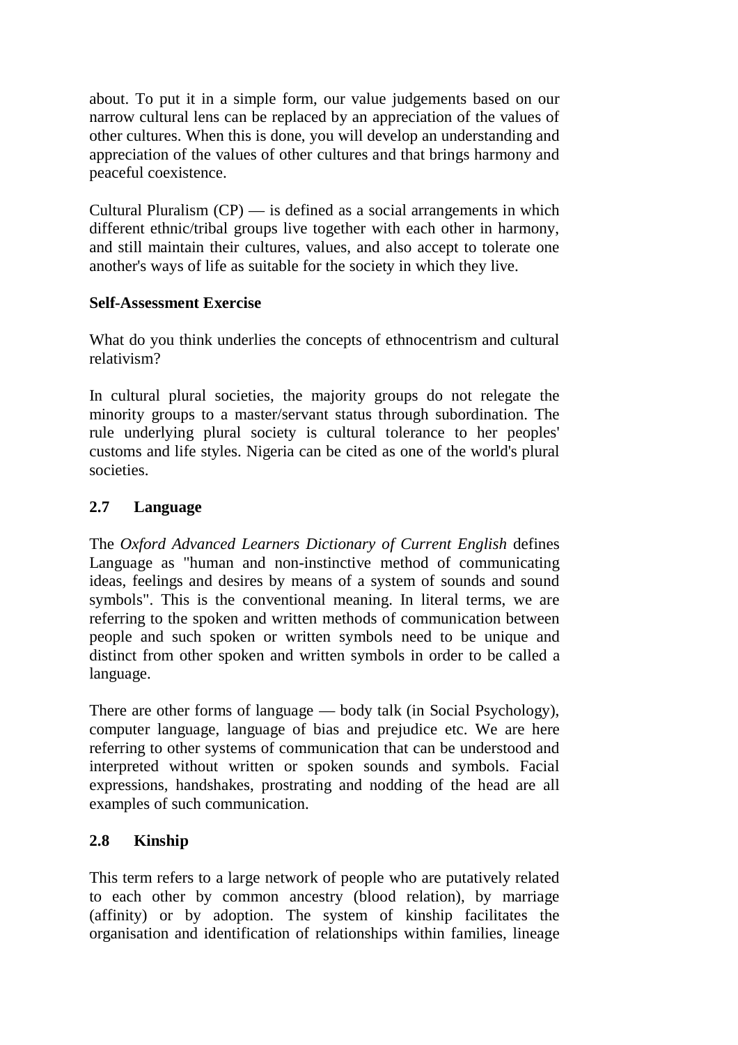about. To put it in a simple form, our value judgements based on our narrow cultural lens can be replaced by an appreciation of the values of other cultures. When this is done, you will develop an understanding and appreciation of the values of other cultures and that brings harmony and peaceful coexistence.

Cultural Pluralism (CP) — is defined as a social arrangements in which different ethnic/tribal groups live together with each other in harmony, and still maintain their cultures, values, and also accept to tolerate one another's ways of life as suitable for the society in which they live.

**Self-Assessment Exercise**

What do you think underlies the concepts of ethnocentrism and cultural relativism?

In cultural plural societies, the majority groups do not relegate the minority groups to a master/servant status through subordination. The rule underlying plural society is cultural tolerance to her peoples' customs and life styles. Nigeria can be cited as one of the world's plural societies.

## 2.7 Language

The *Oxford Advanced Learners Dictionary of Current English* defines Language as "human and non-instinctive method of communicating ideas, feelings and desires by means of a system of sounds and sound symbols". This is the conventional meaning. In literal terms, we are referring to the spoken and written methods of communication between people and such spoken or written symbols need to be unique and distinct from other spoken and written symbols in order to be called a language.

There are other forms of language — body talk (in Social Psychology), computer language, language of bias and prejudice etc. We are here referring to other systems of communication that can be understood and interpreted without written or spoken sounds and symbols. Facial expressions, handshakes, prostrating and nodding of the head are all examples of such communication.

## 2.8 Kinship

This term refers to a large network of people who are putatively related to each other by common ancestry (blood relation), by marriage (affinity) or by adoption. The system of kinship facilitates the organisation and identification of relationships within families, lineage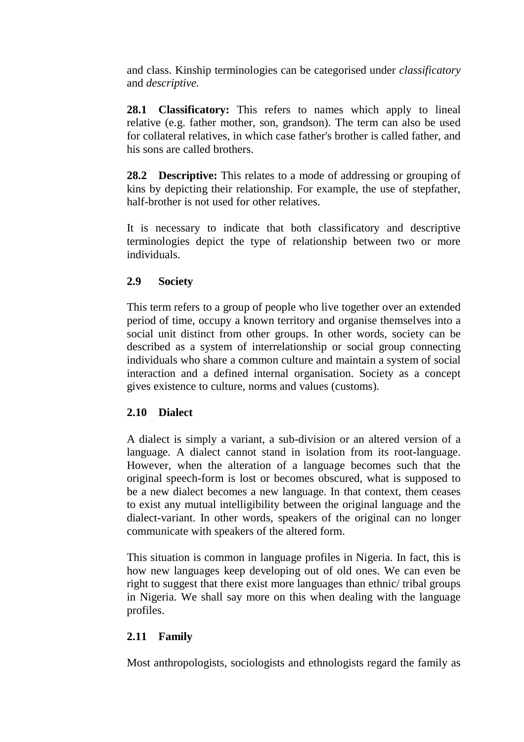and class. Kinship terminologies can be categorised under *classificatory* and *descriptive.*

**28.1 Classificatory:** This refers to names which apply to lineal relative (e.g. father mother, son, grandson). The term can also be used for collateral relatives, in which case father's brother is called father, and his sons are called brothers.

**28.2 Descriptive:** This relates to a mode of addressing or grouping of kins by depicting their relationship. For example, the use of stepfather, half-brother is not used for other relatives.

It is necessary to indicate that both classificatory and descriptive terminologies depict the type of relationship between two or more individuals.

### 2.9 Society

This term refers to a group of people who live together over an extended period of time, occupy a known territory and organise themselves into a social unit distinct from other groups. In other words, society can be described as a system of interrelationship or social group connecting individuals who share a common culture and maintain a system of social interaction and a defined internal organisation. Society as a concept gives existence to culture, norms and values (customs).

### 2.10 Dialect

A dialect is simply a variant, a sub-division or an altered version of a language. A dialect cannot stand in isolation from its root-language. However, when the alteration of a language becomes such that the original speech-form is lost or becomes obscured, what is supposed to be a new dialect becomes a new language. In that context, them ceases to exist any mutual intelligibility between the original language and the dialect-variant. In other words, speakers of the original can no longer communicate with speakers of the altered form.

This situation is common in language profiles in Nigeria. In fact, this is how new languages keep developing out of old ones. We can even be right to suggest that there exist more languages than ethnic/ tribal groups in Nigeria. We shall say more on this when dealing with the language profiles.

### 2.11 Family

Most anthropologists, sociologists and ethnologists regard the family as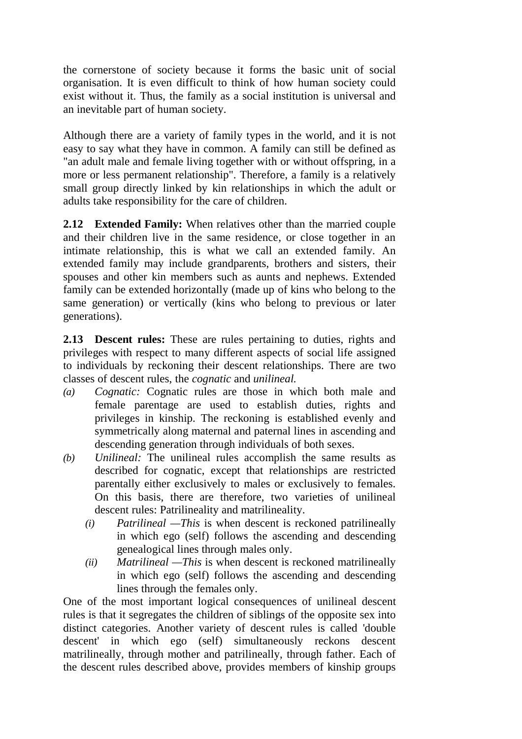the cornerstone of society because it forms the basic unit of social organisation. It is even difficult to think of how human society could exist without it. Thus, the family as a social institution is universal and an inevitable part of human society.

Although there are a variety of family types in the world, and it is not easy to say what they have in common. A family can still be defined as "an adult male and female living together with or without offspring, in a more or less permanent relationship". Therefore, a family is a relatively small group directly linked by kin relationships in which the adult or adults take responsibility for the care of children.

**2.12 Extended Family:** When relatives other than the married couple and their children live in the same residence, or close together in an intimate relationship, this is what we call an extended family. An extended family may include grandparents, brothers and sisters, their spouses and other kin members such as aunts and nephews. Extended family can be extended horizontally (made up of kins who belong to the same generation) or vertically (kins who belong to previous or later generations).

**2.13 Descent rules:** These are rules pertaining to duties, rights and privileges with respect to many different aspects of social life assigned to individuals by reckoning their descent relationships. There are two classes of descent rules, the *cognatic* and *unilineal.*

*(a)* *Cognatic:* Cognatic rules are those in which both male and female parentage are used to establish duties, rights and privileges in kinship. The reckoning is established evenly and symmetrically along maternal and paternal lines in ascending and descending generation through individuals of both sexes.

*(b)* *Unilineal:* The unilineal rules accomplish the same results as described for cognatic, except that relationships are restricted parentally either exclusively to males or exclusively to females. On this basis, there are therefore, two varieties of unilineal descent rules: Patrilineality and matrilineality.

   *(i)* *Patrilineal —This* is when descent is reckoned patrilineally in which ego (self) follows the ascending and descending genealogical lines through males only.

   *(ii)* *Matrilineal —This* is when descent is reckoned matrilineally in which ego (self) follows the ascending and descending lines through the females only.

One of the most important logical consequences of unilineal descent rules is that it segregates the children of siblings of the opposite sex into distinct categories. Another variety of descent rules is called 'double descent' in which ego (self) simultaneously reckons descent matrilineally, through mother and patrilineally, through father. Each of the descent rules described above, provides members of kinship groups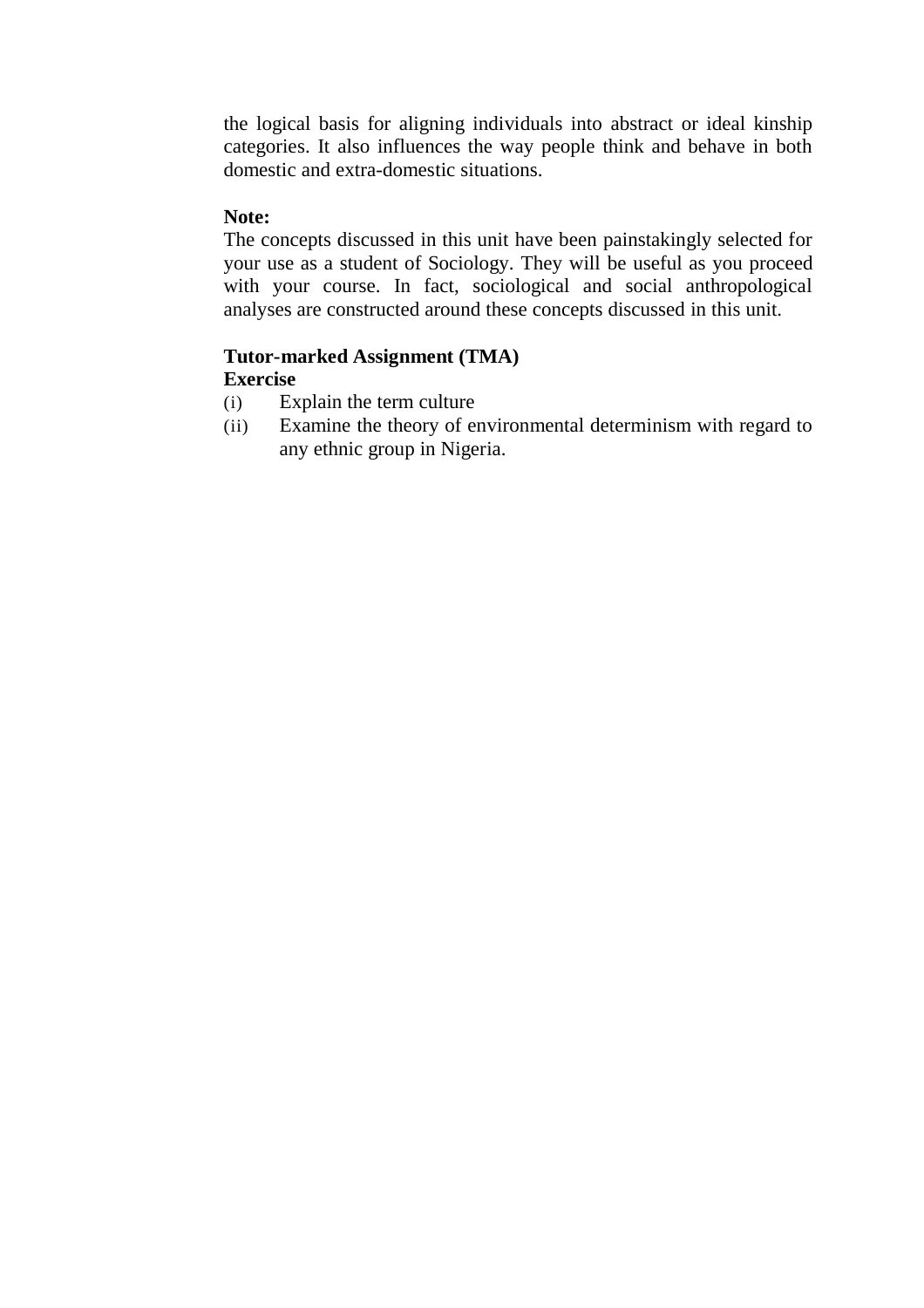the logical basis for aligning individuals into abstract or ideal kinship categories. It also influences the way people think and behave in both domestic and extra-domestic situations.

**Note:**
The concepts discussed in this unit have been painstakingly selected for your use as a student of Sociology. They will be useful as you proceed with your course. In fact, sociological and social anthropological analyses are constructed around these concepts discussed in this unit.

**Tutor-marked Assignment (TMA)**
**Exercise**

(i) Explain the term culture
(ii) Examine the theory of environmental determinism with regard to any ethnic group in Nigeria.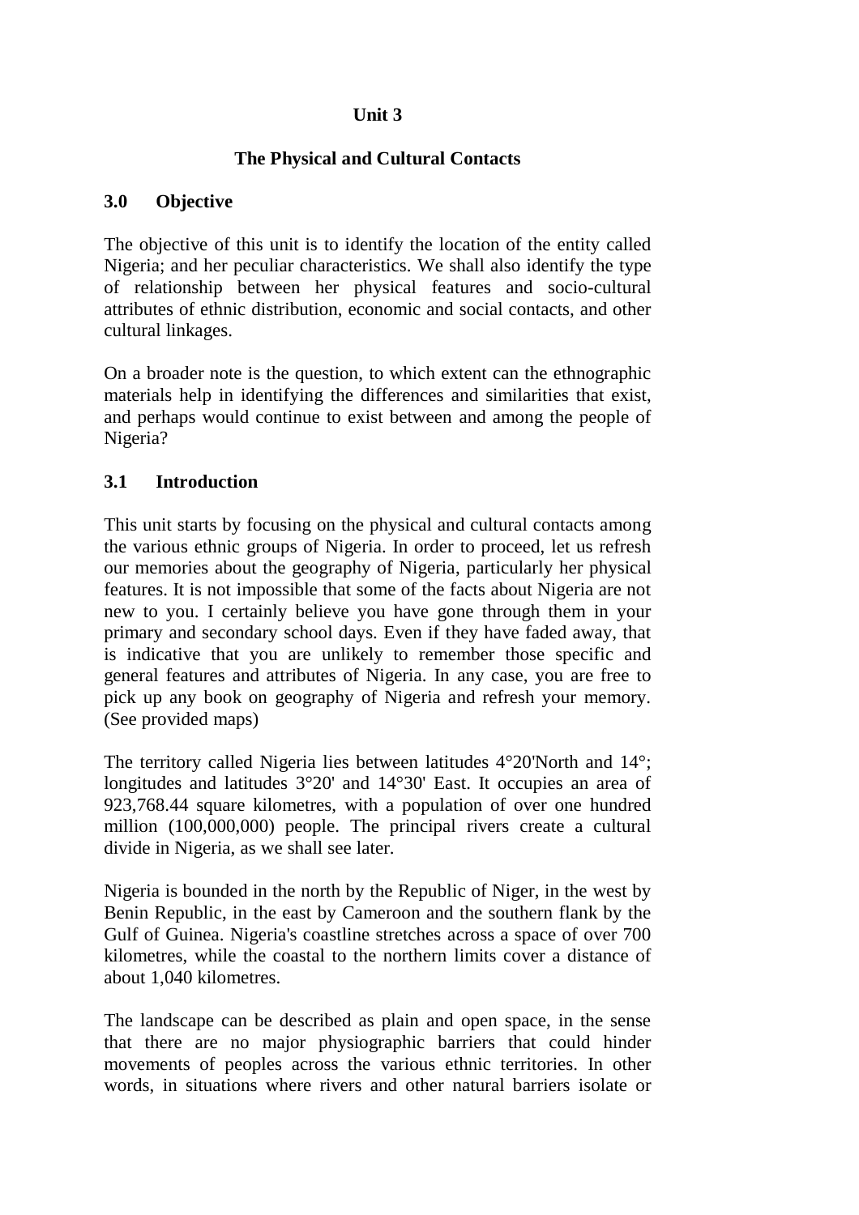# Unit 3

## The Physical and Cultural Contacts

### 3.0 Objective

The objective of this unit is to identify the location of the entity called Nigeria; and her peculiar characteristics. We shall also identify the type of relationship between her physical features and socio-cultural attributes of ethnic distribution, economic and social contacts, and other cultural linkages.

On a broader note is the question, to which extent can the ethnographic materials help in identifying the differences and similarities that exist, and perhaps would continue to exist between and among the people of Nigeria?

### 3.1 Introduction

This unit starts by focusing on the physical and cultural contacts among the various ethnic groups of Nigeria. In order to proceed, let us refresh our memories about the geography of Nigeria, particularly her physical features. It is not impossible that some of the facts about Nigeria are not new to you. I certainly believe you have gone through them in your primary and secondary school days. Even if they have faded away, that is indicative that you are unlikely to remember those specific and general features and attributes of Nigeria. In any case, you are free to pick up any book on geography of Nigeria and refresh your memory. (See provided maps)

The territory called Nigeria lies between latitudes 4°20'North and 14°; longitudes and latitudes 3°20' and 14°30' East. It occupies an area of 923,768.44 square kilometres, with a population of over one hundred million (100,000,000) people. The principal rivers create a cultural divide in Nigeria, as we shall see later.

Nigeria is bounded in the north by the Republic of Niger, in the west by Benin Republic, in the east by Cameroon and the southern flank by the Gulf of Guinea. Nigeria's coastline stretches across a space of over 700 kilometres, while the coastal to the northern limits cover a distance of about 1,040 kilometres.

The landscape can be described as plain and open space, in the sense that there are no major physiographic barriers that could hinder movements of peoples across the various ethnic territories. In other words, in situations where rivers and other natural barriers isolate or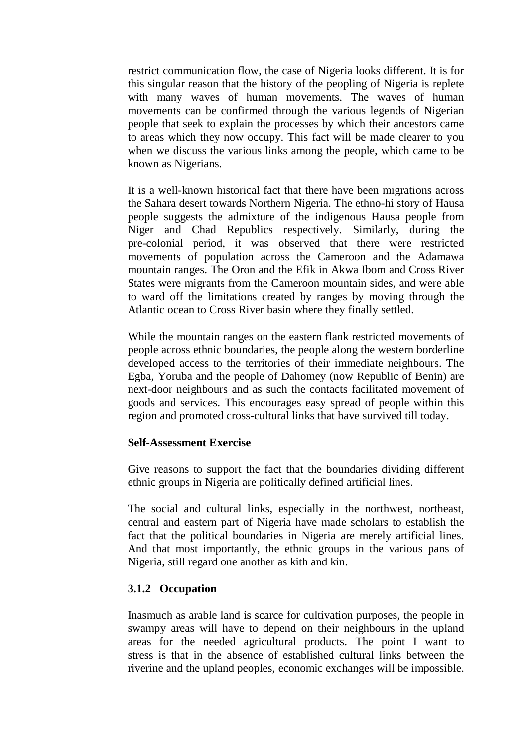restrict communication flow, the case of Nigeria looks different. It is for this singular reason that the history of the peopling of Nigeria is replete with many waves of human movements. The waves of human movements can be confirmed through the various legends of Nigerian people that seek to explain the processes by which their ancestors came to areas which they now occupy. This fact will be made clearer to you when we discuss the various links among the people, which came to be known as Nigerians.

It is a well-known historical fact that there have been migrations across the Sahara desert towards Northern Nigeria. The ethno-hi story of Hausa people suggests the admixture of the indigenous Hausa people from Niger and Chad Republics respectively. Similarly, during the pre-colonial period, it was observed that there were restricted movements of population across the Cameroon and the Adamawa mountain ranges. The Oron and the Efik in Akwa Ibom and Cross River States were migrants from the Cameroon mountain sides, and were able to ward off the limitations created by ranges by moving through the Atlantic ocean to Cross River basin where they finally settled.

While the mountain ranges on the eastern flank restricted movements of people across ethnic boundaries, the people along the western borderline developed access to the territories of their immediate neighbours. The Egba, Yoruba and the people of Dahomey (now Republic of Benin) are next-door neighbours and as such the contacts facilitated movement of goods and services. This encourages easy spread of people within this region and promoted cross-cultural links that have survived till today.

**Self-Assessment Exercise**

Give reasons to support the fact that the boundaries dividing different ethnic groups in Nigeria are politically defined artificial lines.

The social and cultural links, especially in the northwest, northeast, central and eastern part of Nigeria have made scholars to establish the fact that the political boundaries in Nigeria are merely artificial lines. And that most importantly, the ethnic groups in the various pans of Nigeria, still regard one another as kith and kin.

### 3.1.2 Occupation

Inasmuch as arable land is scarce for cultivation purposes, the people in swampy areas will have to depend on their neighbours in the upland areas for the needed agricultural products. The point I want to stress is that in the absence of established cultural links between the riverine and the upland peoples, economic exchanges will be impossible.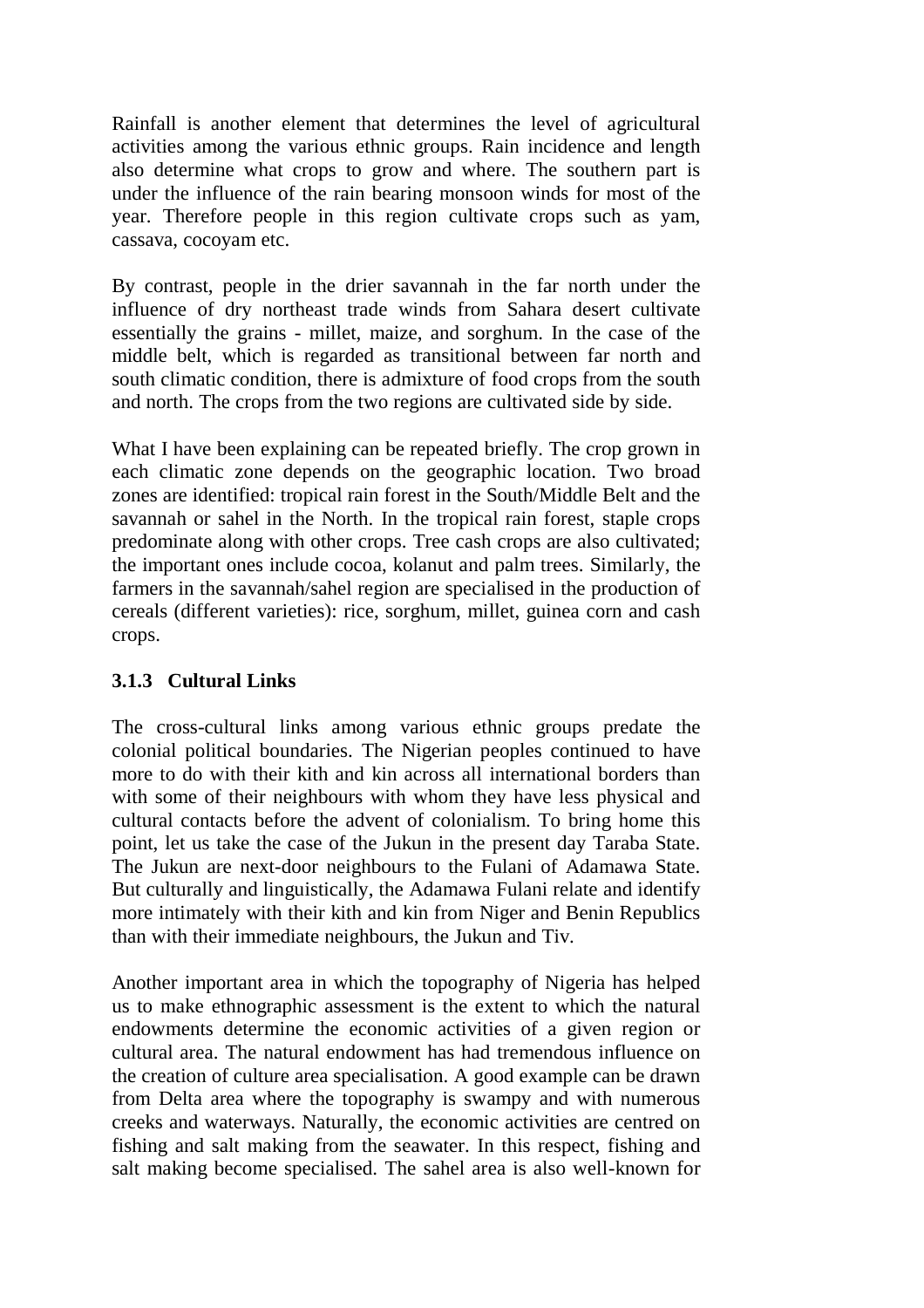Rainfall is another element that determines the level of agricultural activities among the various ethnic groups. Rain incidence and length also determine what crops to grow and where. The southern part is under the influence of the rain bearing monsoon winds for most of the year. Therefore people in this region cultivate crops such as yam, cassava, cocoyam etc.

By contrast, people in the drier savannah in the far north under the influence of dry northeast trade winds from Sahara desert cultivate essentially the grains - millet, maize, and sorghum. In the case of the middle belt, which is regarded as transitional between far north and south climatic condition, there is admixture of food crops from the south and north. The crops from the two regions are cultivated side by side.

What I have been explaining can be repeated briefly. The crop grown in each climatic zone depends on the geographic location. Two broad zones are identified: tropical rain forest in the South/Middle Belt and the savannah or sahel in the North. In the tropical rain forest, staple crops predominate along with other crops. Tree cash crops are also cultivated; the important ones include cocoa, kolanut and palm trees. Similarly, the farmers in the savannah/sahel region are specialised in the production of cereals (different varieties): rice, sorghum, millet, guinea corn and cash crops.

### 3.1.3 Cultural Links

The cross-cultural links among various ethnic groups predate the colonial political boundaries. The Nigerian peoples continued to have more to do with their kith and kin across all international borders than with some of their neighbours with whom they have less physical and cultural contacts before the advent of colonialism. To bring home this point, let us take the case of the Jukun in the present day Taraba State. The Jukun are next-door neighbours to the Fulani of Adamawa State. But culturally and linguistically, the Adamawa Fulani relate and identify more intimately with their kith and kin from Niger and Benin Republics than with their immediate neighbours, the Jukun and Tiv.

Another important area in which the topography of Nigeria has helped us to make ethnographic assessment is the extent to which the natural endowments determine the economic activities of a given region or cultural area. The natural endowment has had tremendous influence on the creation of culture area specialisation. A good example can be drawn from Delta area where the topography is swampy and with numerous creeks and waterways. Naturally, the economic activities are centred on fishing and salt making from the seawater. In this respect, fishing and salt making become specialised. The sahel area is also well-known for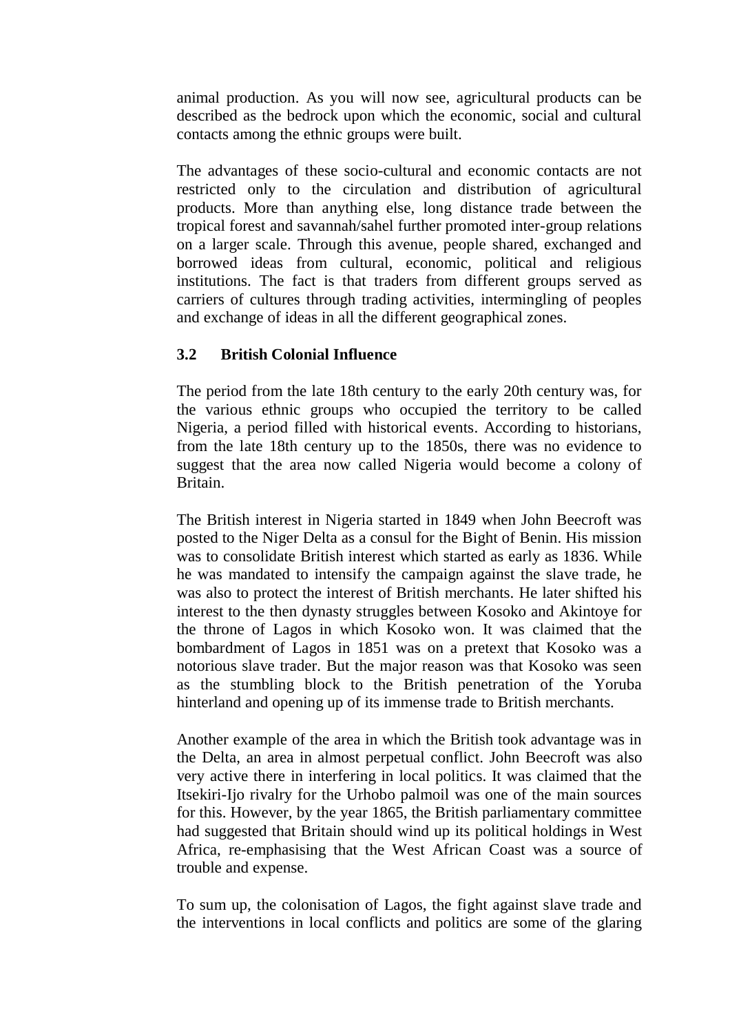animal production. As you will now see, agricultural products can be described as the bedrock upon which the economic, social and cultural contacts among the ethnic groups were built.

The advantages of these socio-cultural and economic contacts are not restricted only to the circulation and distribution of agricultural products. More than anything else, long distance trade between the tropical forest and savannah/sahel further promoted inter-group relations on a larger scale. Through this avenue, people shared, exchanged and borrowed ideas from cultural, economic, political and religious institutions. The fact is that traders from different groups served as carriers of cultures through trading activities, intermingling of peoples and exchange of ideas in all the different geographical zones.

### 3.2 British Colonial Influence

The period from the late 18th century to the early 20th century was, for the various ethnic groups who occupied the territory to be called Nigeria, a period filled with historical events. According to historians, from the late 18th century up to the 1850s, there was no evidence to suggest that the area now called Nigeria would become a colony of Britain.

The British interest in Nigeria started in 1849 when John Beecroft was posted to the Niger Delta as a consul for the Bight of Benin. His mission was to consolidate British interest which started as early as 1836. While he was mandated to intensify the campaign against the slave trade, he was also to protect the interest of British merchants. He later shifted his interest to the then dynasty struggles between Kosoko and Akintoye for the throne of Lagos in which Kosoko won. It was claimed that the bombardment of Lagos in 1851 was on a pretext that Kosoko was a notorious slave trader. But the major reason was that Kosoko was seen as the stumbling block to the British penetration of the Yoruba hinterland and opening up of its immense trade to British merchants.

Another example of the area in which the British took advantage was in the Delta, an area in almost perpetual conflict. John Beecroft was also very active there in interfering in local politics. It was claimed that the Itsekiri-Ijo rivalry for the Urhobo palmoil was one of the main sources for this. However, by the year 1865, the British parliamentary committee had suggested that Britain should wind up its political holdings in West Africa, re-emphasising that the West African Coast was a source of trouble and expense.

To sum up, the colonisation of Lagos, the fight against slave trade and the interventions in local conflicts and politics are some of the glaring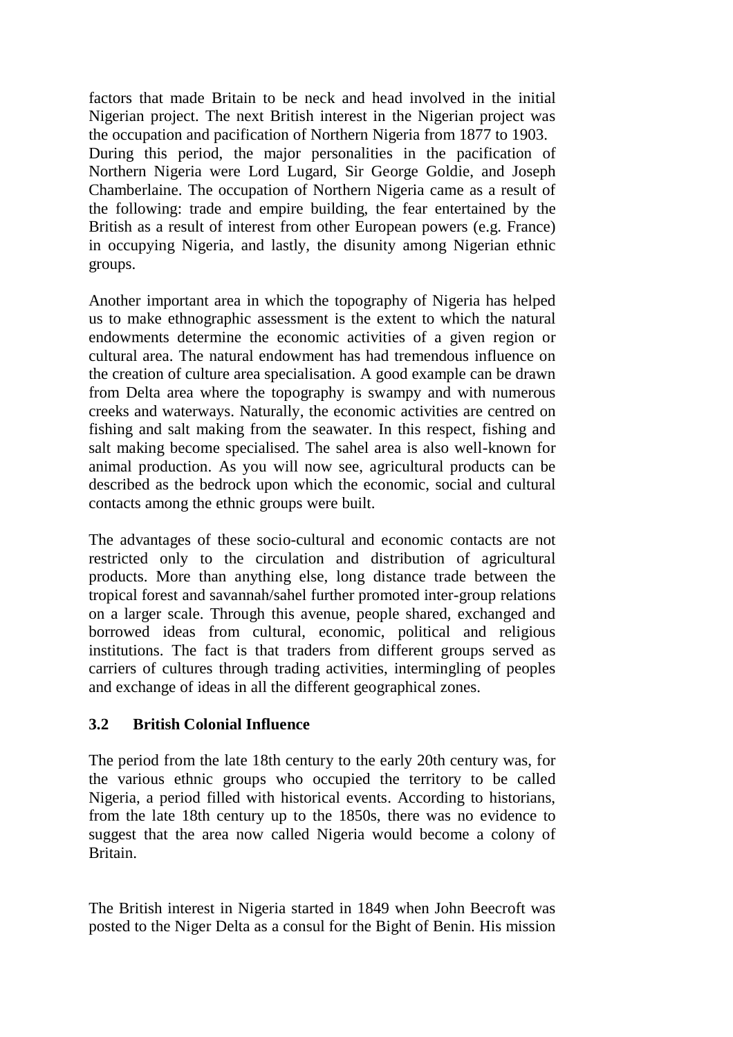factors that made Britain to be neck and head involved in the initial Nigerian project. The next British interest in the Nigerian project was the occupation and pacification of Northern Nigeria from 1877 to 1903. During this period, the major personalities in the pacification of Northern Nigeria were Lord Lugard, Sir George Goldie, and Joseph Chamberlaine. The occupation of Northern Nigeria came as a result of the following: trade and empire building, the fear entertained by the British as a result of interest from other European powers (e.g. France) in occupying Nigeria, and lastly, the disunity among Nigerian ethnic groups.

Another important area in which the topography of Nigeria has helped us to make ethnographic assessment is the extent to which the natural endowments determine the economic activities of a given region or cultural area. The natural endowment has had tremendous influence on the creation of culture area specialisation. A good example can be drawn from Delta area where the topography is swampy and with numerous creeks and waterways. Naturally, the economic activities are centred on fishing and salt making from the seawater. In this respect, fishing and salt making become specialised. The sahel area is also well-known for animal production. As you will now see, agricultural products can be described as the bedrock upon which the economic, social and cultural contacts among the ethnic groups were built.

The advantages of these socio-cultural and economic contacts are not restricted only to the circulation and distribution of agricultural products. More than anything else, long distance trade between the tropical forest and savannah/sahel further promoted inter-group relations on a larger scale. Through this avenue, people shared, exchanged and borrowed ideas from cultural, economic, political and religious institutions. The fact is that traders from different groups served as carriers of cultures through trading activities, intermingling of peoples and exchange of ideas in all the different geographical zones.

### 3.2 British Colonial Influence

The period from the late 18th century to the early 20th century was, for the various ethnic groups who occupied the territory to be called Nigeria, a period filled with historical events. According to historians, from the late 18th century up to the 1850s, there was no evidence to suggest that the area now called Nigeria would become a colony of Britain.

The British interest in Nigeria started in 1849 when John Beecroft was posted to the Niger Delta as a consul for the Bight of Benin. His mission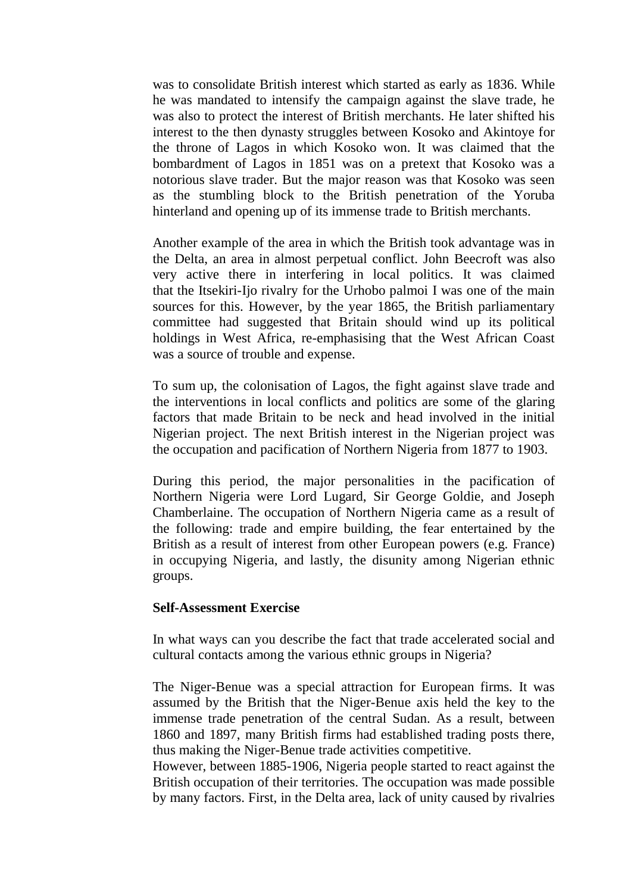was to consolidate British interest which started as early as 1836. While he was mandated to intensify the campaign against the slave trade, he was also to protect the interest of British merchants. He later shifted his interest to the then dynasty struggles between Kosoko and Akintoye for the throne of Lagos in which Kosoko won. It was claimed that the bombardment of Lagos in 1851 was on a pretext that Kosoko was a notorious slave trader. But the major reason was that Kosoko was seen as the stumbling block to the British penetration of the Yoruba hinterland and opening up of its immense trade to British merchants.

Another example of the area in which the British took advantage was in the Delta, an area in almost perpetual conflict. John Beecroft was also very active there in interfering in local politics. It was claimed that the Itsekiri-Ijo rivalry for the Urhobo palmoi I was one of the main sources for this. However, by the year 1865, the British parliamentary committee had suggested that Britain should wind up its political holdings in West Africa, re-emphasising that the West African Coast was a source of trouble and expense.

To sum up, the colonisation of Lagos, the fight against slave trade and the interventions in local conflicts and politics are some of the glaring factors that made Britain to be neck and head involved in the initial Nigerian project. The next British interest in the Nigerian project was the occupation and pacification of Northern Nigeria from 1877 to 1903.

During this period, the major personalities in the pacification of Northern Nigeria were Lord Lugard, Sir George Goldie, and Joseph Chamberlaine. The occupation of Northern Nigeria came as a result of the following: trade and empire building, the fear entertained by the British as a result of interest from other European powers (e.g. France) in occupying Nigeria, and lastly, the disunity among Nigerian ethnic groups.

**Self-Assessment Exercise**

In what ways can you describe the fact that trade accelerated social and cultural contacts among the various ethnic groups in Nigeria?

The Niger-Benue was a special attraction for European firms. It was assumed by the British that the Niger-Benue axis held the key to the immense trade penetration of the central Sudan. As a result, between 1860 and 1897, many British firms had established trading posts there, thus making the Niger-Benue trade activities competitive.
However, between 1885-1906, Nigeria people started to react against the British occupation of their territories. The occupation was made possible by many factors. First, in the Delta area, lack of unity caused by rivalries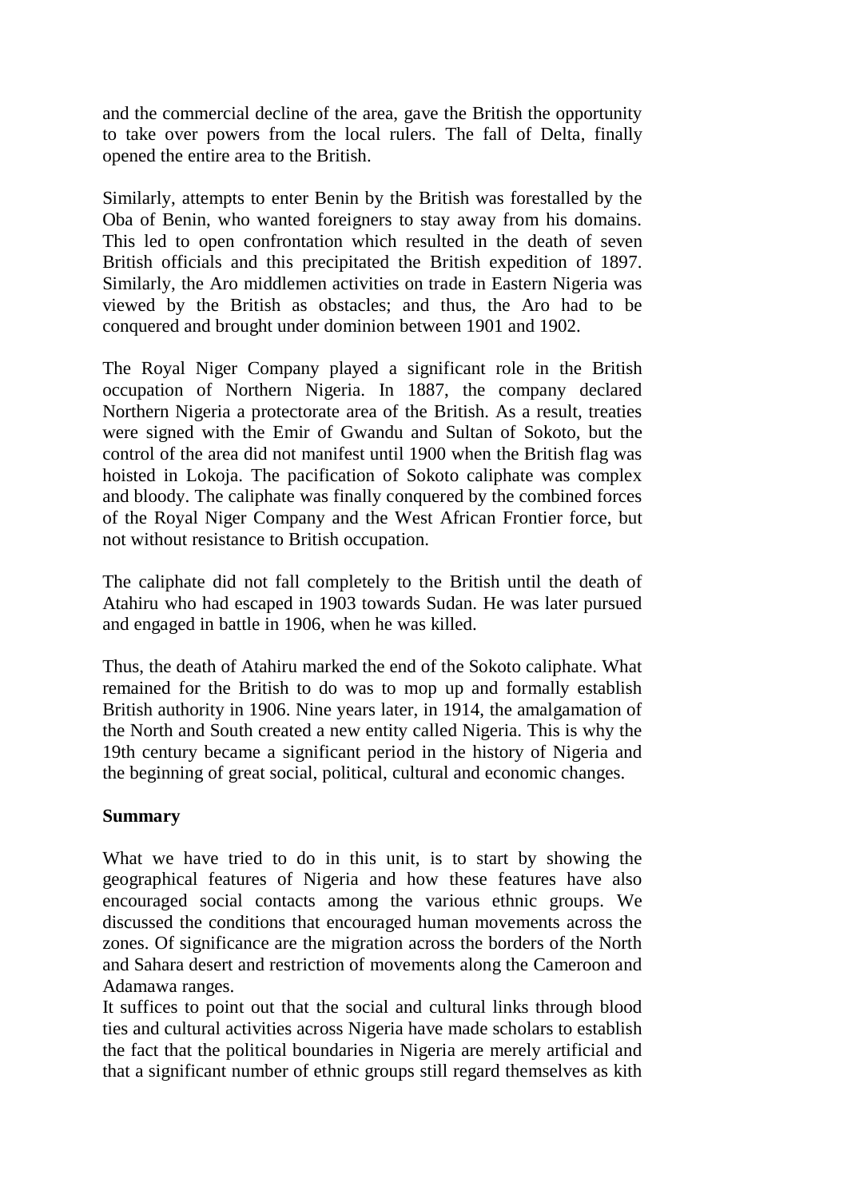and the commercial decline of the area, gave the British the opportunity to take over powers from the local rulers. The fall of Delta, finally opened the entire area to the British.

Similarly, attempts to enter Benin by the British was forestalled by the Oba of Benin, who wanted foreigners to stay away from his domains. This led to open confrontation which resulted in the death of seven British officials and this precipitated the British expedition of 1897. Similarly, the Aro middlemen activities on trade in Eastern Nigeria was viewed by the British as obstacles; and thus, the Aro had to be conquered and brought under dominion between 1901 and 1902.

The Royal Niger Company played a significant role in the British occupation of Northern Nigeria. In 1887, the company declared Northern Nigeria a protectorate area of the British. As a result, treaties were signed with the Emir of Gwandu and Sultan of Sokoto, but the control of the area did not manifest until 1900 when the British flag was hoisted in Lokoja. The pacification of Sokoto caliphate was complex and bloody. The caliphate was finally conquered by the combined forces of the Royal Niger Company and the West African Frontier force, but not without resistance to British occupation.

The caliphate did not fall completely to the British until the death of Atahiru who had escaped in 1903 towards Sudan. He was later pursued and engaged in battle in 1906, when he was killed.

Thus, the death of Atahiru marked the end of the Sokoto caliphate. What remained for the British to do was to mop up and formally establish British authority in 1906. Nine years later, in 1914, the amalgamation of the North and South created a new entity called Nigeria. This is why the 19th century became a significant period in the history of Nigeria and the beginning of great social, political, cultural and economic changes.

**Summary**

What we have tried to do in this unit, is to start by showing the geographical features of Nigeria and how these features have also encouraged social contacts among the various ethnic groups. We discussed the conditions that encouraged human movements across the zones. Of significance are the migration across the borders of the North and Sahara desert and restriction of movements along the Cameroon and Adamawa ranges.

It suffices to point out that the social and cultural links through blood ties and cultural activities across Nigeria have made scholars to establish the fact that the political boundaries in Nigeria are merely artificial and that a significant number of ethnic groups still regard themselves as kith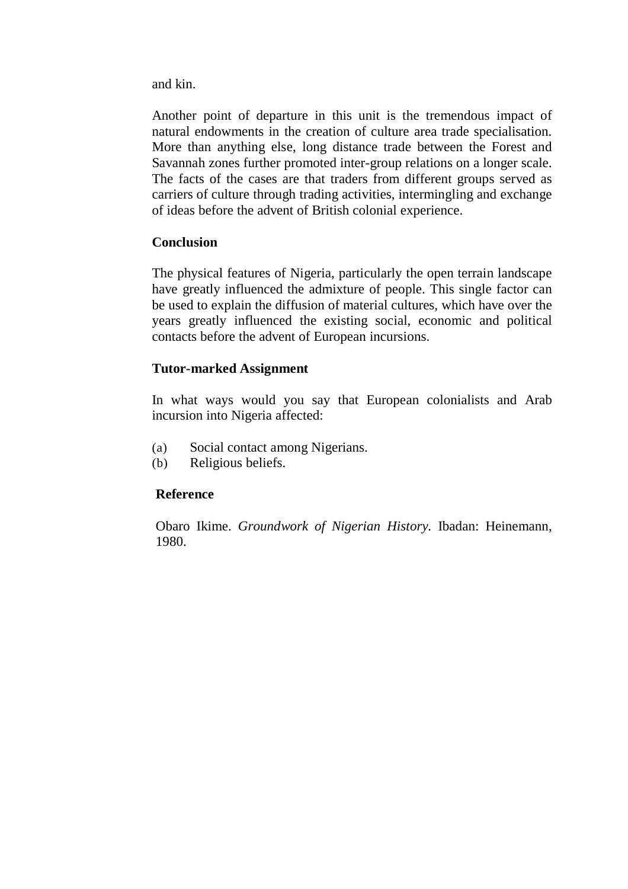and kin.

Another point of departure in this unit is the tremendous impact of natural endowments in the creation of culture area trade specialisation. More than anything else, long distance trade between the Forest and Savannah zones further promoted inter-group relations on a longer scale. The facts of the cases are that traders from different groups served as carriers of culture through trading activities, intermingling and exchange of ideas before the advent of British colonial experience.

### Conclusion

The physical features of Nigeria, particularly the open terrain landscape have greatly influenced the admixture of people. This single factor can be used to explain the diffusion of material cultures, which have over the years greatly influenced the existing social, economic and political contacts before the advent of European incursions.

### Tutor-marked Assignment

In what ways would you say that European colonialists and Arab incursion into Nigeria affected:

(a) Social contact among Nigerians.
(b) Religious beliefs.

### Reference

Obaro Ikime. *Groundwork of Nigerian History*. Ibadan: Heinemann, 1980.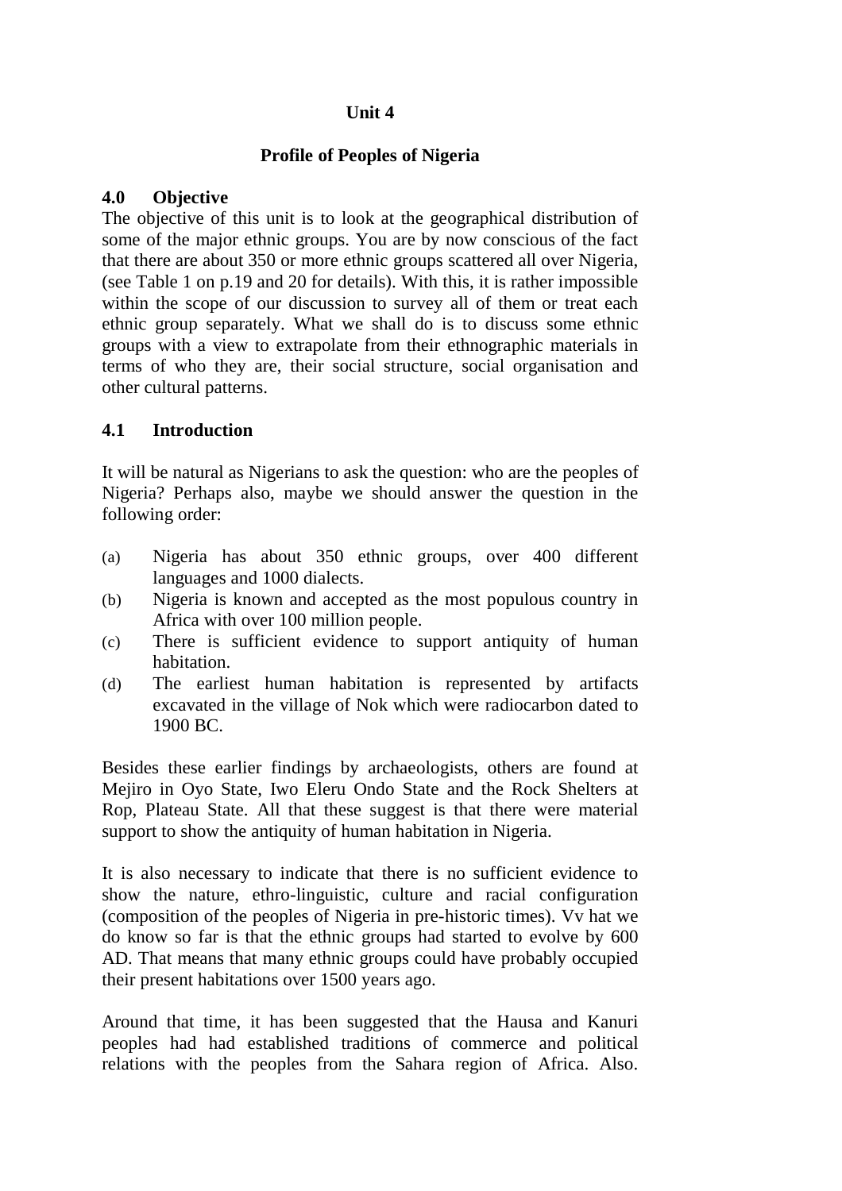# Unit 4

## Profile of Peoples of Nigeria

### 4.0 Objective

The objective of this unit is to look at the geographical distribution of some of the major ethnic groups. You are by now conscious of the fact that there are about 350 or more ethnic groups scattered all over Nigeria, (see Table 1 on p.19 and 20 for details). With this, it is rather impossible within the scope of our discussion to survey all of them or treat each ethnic group separately. What we shall do is to discuss some ethnic groups with a view to extrapolate from their ethnographic materials in terms of who they are, their social structure, social organisation and other cultural patterns.

### 4.1 Introduction

It will be natural as Nigerians to ask the question: who are the peoples of Nigeria? Perhaps also, maybe we should answer the question in the following order:

(a) Nigeria has about 350 ethnic groups, over 400 different languages and 1000 dialects.
(b) Nigeria is known and accepted as the most populous country in Africa with over 100 million people.
(c) There is sufficient evidence to support antiquity of human habitation.
(d) The earliest human habitation is represented by artifacts excavated in the village of Nok which were radiocarbon dated to 1900 BC.

Besides these earlier findings by archaeologists, others are found at Mejiro in Oyo State, Iwo Eleru Ondo State and the Rock Shelters at Rop, Plateau State. All that these suggest is that there were material support to show the antiquity of human habitation in Nigeria.

It is also necessary to indicate that there is no sufficient evidence to show the nature, ethro-linguistic, culture and racial configuration (composition of the peoples of Nigeria in pre-historic times). Vv hat we do know so far is that the ethnic groups had started to evolve by 600 AD. That means that many ethnic groups could have probably occupied their present habitations over 1500 years ago.

Around that time, it has been suggested that the Hausa and Kanuri peoples had had established traditions of commerce and political relations with the peoples from the Sahara region of Africa. Also.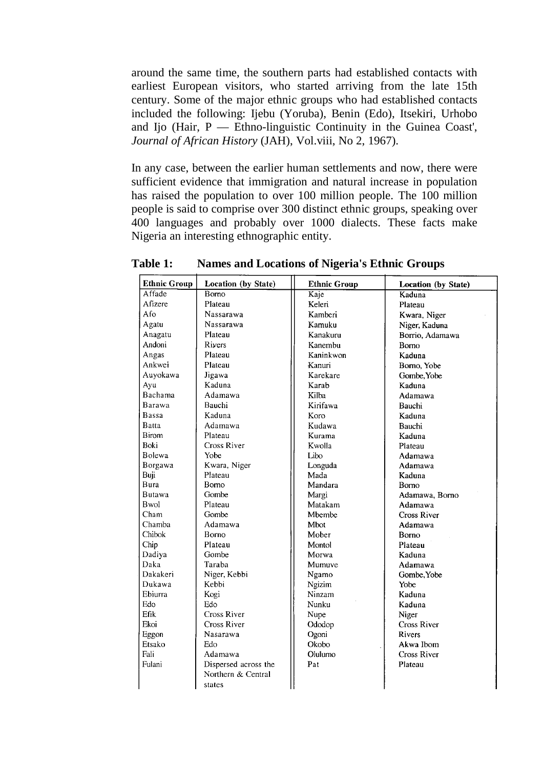around the same time, the southern parts had established contacts with earliest European visitors, who started arriving from the late 15th century. Some of the major ethnic groups who had established contacts included the following: Ijebu (Yoruba), Benin (Edo), Itsekiri, Urhobo and Ijo (Hair, P — Ethno-linguistic Continuity in the Guinea Coast', *Journal of African History* (JAH), Vol.viii, No 2, 1967).

In any case, between the earlier human settlements and now, there were sufficient evidence that immigration and natural increase in population has raised the population to over 100 million people. The 100 million people is said to comprise over 300 distinct ethnic groups, speaking over 400 languages and probably over 1000 dialects. These facts make Nigeria an interesting ethnographic entity.

**Table 1: Names and Locations of Nigeria's Ethnic Groups**

| Ethnic Group | Location (by State) | Ethnic Group | Location (by State) |
|---|---|---|---|
| Affade | Borno | Kaje | Kaduna |
| Afizere | Plateau | Keleri | Plateau |
| Afo | Nassarawa | Kamberi | Kwara, Niger |
| Agatu | Nassarawa | Kamuku | Niger, Kaduna |
| Anagatu | Plateau | Kanakuru | Borrio, Adamawa |
| Andoni | Rivers | Kanembu | Borno |
| Angas | Plateau | Kaninkwon | Kaduna |
| Ankwei | Plateau | Kanuri | Borno, Yobe |
| Auyokawa | Jigawa | Karekare | Gombe,Yobe |
| Ayu | Kaduna | Karab | Kaduna |
| Bachama | Adamawa | Kilba | Adamawa |
| Barawa | Bauchi | Kirifawa | Bauchi |
| Bassa | Kaduna | Koro | Kaduna |
| Batta | Adamawa | Kudawa | Bauchi |
| Birom | Plateau | Kurama | Kaduna |
| Boki | Cross River | Kwolla | Plateau |
| Bolewa | Yobe | Libo | Adamawa |
| Borgawa | Kwara, Niger | Longuda | Adamawa |
| Buji | Plateau | Mada | Kaduna |
| Bura | Borno | Mandara | Borno |
| Butawa | Gombe | Margi | Adamawa, Borno |
| Bwol | Plateau | Matakam | Adamawa |
| Cham | Gombe | Mbembe | Cross River |
| Chamba | Adamawa | Mbot | Adamawa |
| Chibok | Borno | Mober | Borno |
| Chip | Plateau | Montol | Plateau |
| Dadiya | Gombe | Morwa | Kaduna |
| Daka | Taraba | Mumuve | Adamawa |
| Dakakeri | Niger, Kebbi | Ngamo | Gombe,Yobe |
| Dukawa | Kebbi | Ngizim | Yobe |
| Ebiurra | Kogi | Ninzam | Kaduna |
| Edo | Edo | Nunku | Kaduna |
| Efik | Cross River | Nupe | Niger |
| Ekoi | Cross River | Ododop | Cross River |
| Eggon | Nasarawa | Ogoni | Rivers |
| Etsako | Edo | Okobo | Akwa Ibom |
| Fali | Adamawa | Olulumo | Cross River |
| Fulani | Dispersed across the Northern & Central states | Pat | Plateau |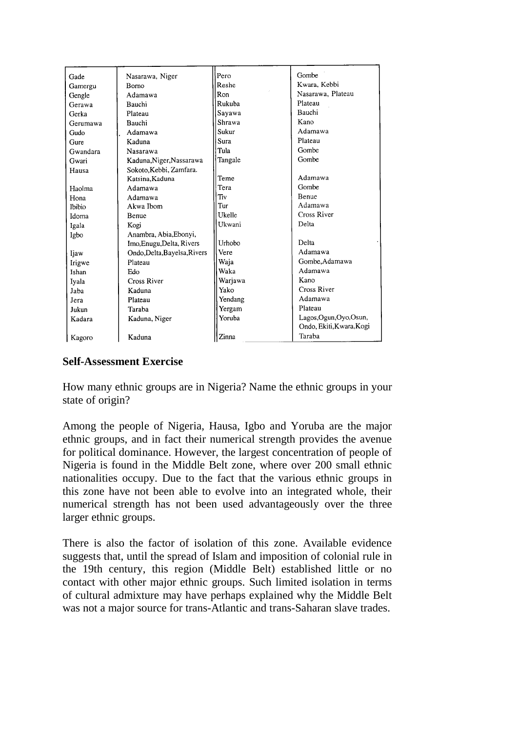| | | | |
|---|---|---|---|
| Gade | Nasarawa, Niger | Pero | Gombe |
| Gamergu | Borno | Reshe | Kwara, Kebbi |
| Gengle | Adamawa | Ron | Nasarawa, Plateau |
| Gerawa | Bauchi | Rukuba | Plateau |
| Gerka | Plateau | Sayawa | Bauchi |
| Gerumawa | Bauchi | Shrawa | Kano |
| Gudo | Adamawa | Sukur | Adamawa |
| Gure | Kaduna | Sura | Plateau |
| Gwandara | Nasarawa | Tula | Gombe |
| Gwari | Kaduna,Niger,Nassarawa | Tangale | Gombe |
| Hausa | Sokoto,Kebbi, Zamfara. Katsina,Kaduna | Teme | Adamawa |
| Haolma | Adamawa | Tera | Gombe |
| Hona | Adamawa | Tiv | Benue |
| Ibibio | Akwa Ibom | Tur | Adamawa |
| Idoma | Benue | Ukelle | Cross River |
| Igala | Kogi | Ukwani | Delta |
| Igbo | Anambra, Abia,Ebonyi, Imo,Enugu,Delta, Rivers | Urhobo | Delta |
| Ijaw | Ondo,Delta,Bayelsa,Rivers | Vere | Adamawa |
| Irigwe | Plateau | Waja | Gombe,Adamawa |
| Ishan | Edo | Waka | Adamawa |
| Iyala | Cross River | Warjawa | Kano |
| Jaba | Kaduna | Yako | Cross River |
| Jera | Plateau | Yendang | Adamawa |
| Jukun | Taraba | Yergam | Plateau |
| Kadara | Kaduna, Niger | Yoruba | Lagos,Ogun,Oyo,Osun, Ondo, Ekiti,Kwara,Kogi |
| Kagoro | Kaduna | Zinna | Taraba |

**Self-Assessment Exercise**

How many ethnic groups are in Nigeria? Name the ethnic groups in your state of origin?

Among the people of Nigeria, Hausa, Igbo and Yoruba are the major ethnic groups, and in fact their numerical strength provides the avenue for political dominance. However, the largest concentration of people of Nigeria is found in the Middle Belt zone, where over 200 small ethnic nationalities occupy. Due to the fact that the various ethnic groups in this zone have not been able to evolve into an integrated whole, their numerical strength has not been used advantageously over the three larger ethnic groups.

There is also the factor of isolation of this zone. Available evidence suggests that, until the spread of Islam and imposition of colonial rule in the 19th century, this region (Middle Belt) established little or no contact with other major ethnic groups. Such limited isolation in terms of cultural admixture may have perhaps explained why the Middle Belt was not a major source for trans-Atlantic and trans-Saharan slave trades.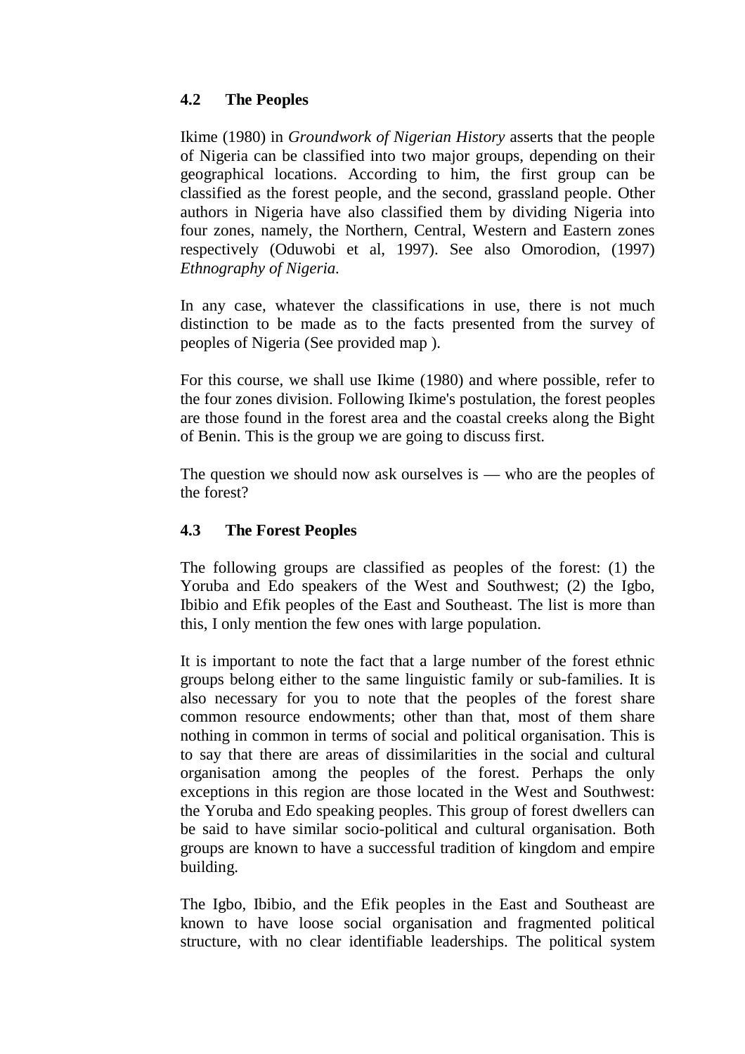## 4.2 The Peoples

Ikime (1980) in *Groundwork of Nigerian History* asserts that the people of Nigeria can be classified into two major groups, depending on their geographical locations. According to him, the first group can be classified as the forest people, and the second, grassland people. Other authors in Nigeria have also classified them by dividing Nigeria into four zones, namely, the Northern, Central, Western and Eastern zones respectively (Oduwobi et al, 1997). See also Omorodion, (1997) *Ethnography of Nigeria*.

In any case, whatever the classifications in use, there is not much distinction to be made as to the facts presented from the survey of peoples of Nigeria (See provided map ).

For this course, we shall use Ikime (1980) and where possible, refer to the four zones division. Following Ikime's postulation, the forest peoples are those found in the forest area and the coastal creeks along the Bight of Benin. This is the group we are going to discuss first.

The question we should now ask ourselves is — who are the peoples of the forest?

## 4.3 The Forest Peoples

The following groups are classified as peoples of the forest: (1) the Yoruba and Edo speakers of the West and Southwest; (2) the Igbo, Ibibio and Efik peoples of the East and Southeast. The list is more than this, I only mention the few ones with large population.

It is important to note the fact that a large number of the forest ethnic groups belong either to the same linguistic family or sub-families. It is also necessary for you to note that the peoples of the forest share common resource endowments; other than that, most of them share nothing in common in terms of social and political organisation. This is to say that there are areas of dissimilarities in the social and cultural organisation among the peoples of the forest. Perhaps the only exceptions in this region are those located in the West and Southwest: the Yoruba and Edo speaking peoples. This group of forest dwellers can be said to have similar socio-political and cultural organisation. Both groups are known to have a successful tradition of kingdom and empire building.

The Igbo, Ibibio, and the Efik peoples in the East and Southeast are known to have loose social organisation and fragmented political structure, with no clear identifiable leaderships. The political system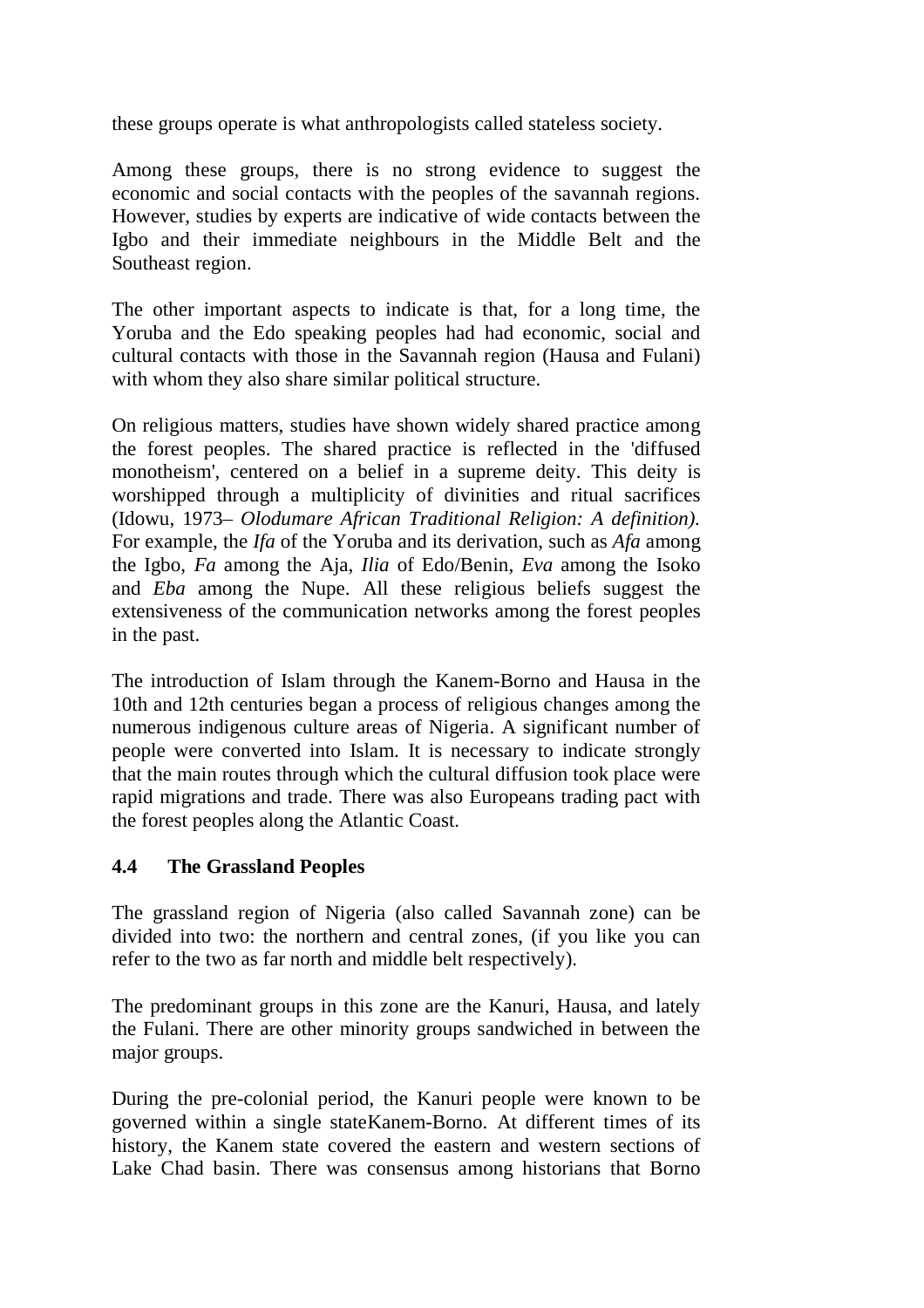these groups operate is what anthropologists called stateless society.

Among these groups, there is no strong evidence to suggest the economic and social contacts with the peoples of the savannah regions. However, studies by experts are indicative of wide contacts between the Igbo and their immediate neighbours in the Middle Belt and the Southeast region.

The other important aspects to indicate is that, for a long time, the Yoruba and the Edo speaking peoples had had economic, social and cultural contacts with those in the Savannah region (Hausa and Fulani) with whom they also share similar political structure.

On religious matters, studies have shown widely shared practice among the forest peoples. The shared practice is reflected in the 'diffused monotheism', centered on a belief in a supreme deity. This deity is worshipped through a multiplicity of divinities and ritual sacrifices (Idowu, 1973– *Olodumare African Traditional Religion: A definition).* For example, the *Ifa* of the Yoruba and its derivation, such as *Afa* among the Igbo, *Fa* among the Aja, *Ilia* of Edo/Benin, *Eva* among the Isoko and *Eba* among the Nupe. All these religious beliefs suggest the extensiveness of the communication networks among the forest peoples in the past.

The introduction of Islam through the Kanem-Borno and Hausa in the 10th and 12th centuries began a process of religious changes among the numerous indigenous culture areas of Nigeria. A significant number of people were converted into Islam. It is necessary to indicate strongly that the main routes through which the cultural diffusion took place were rapid migrations and trade. There was also Europeans trading pact with the forest peoples along the Atlantic Coast.

### 4.4 The Grassland Peoples

The grassland region of Nigeria (also called Savannah zone) can be divided into two: the northern and central zones, (if you like you can refer to the two as far north and middle belt respectively).

The predominant groups in this zone are the Kanuri, Hausa, and lately the Fulani. There are other minority groups sandwiched in between the major groups.

During the pre-colonial period, the Kanuri people were known to be governed within a single stateKanem-Borno. At different times of its history, the Kanem state covered the eastern and western sections of Lake Chad basin. There was consensus among historians that Borno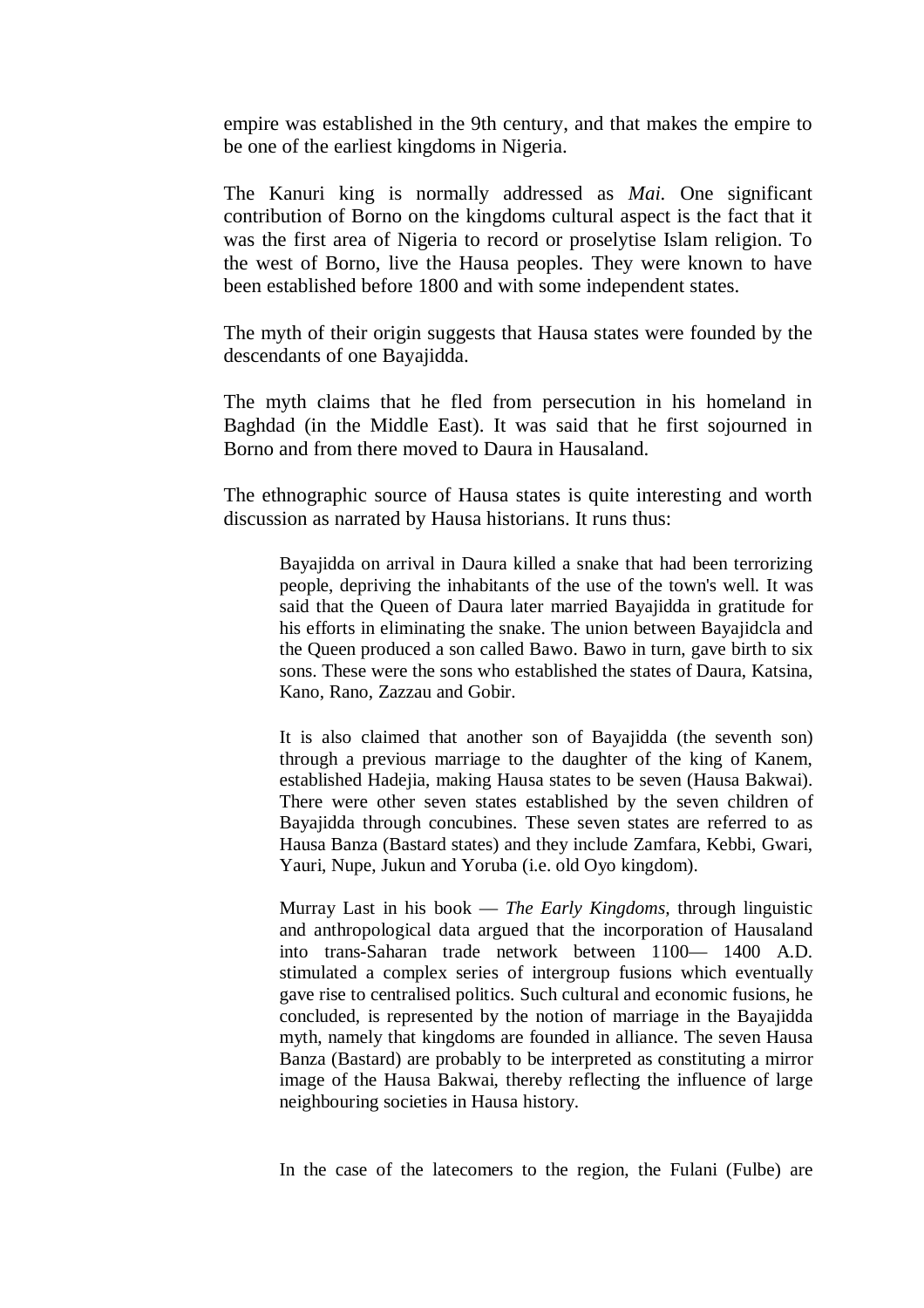empire was established in the 9th century, and that makes the empire to be one of the earliest kingdoms in Nigeria.

The Kanuri king is normally addressed as *Mai.* One significant contribution of Borno on the kingdoms cultural aspect is the fact that it was the first area of Nigeria to record or proselytise Islam religion. To the west of Borno, live the Hausa peoples. They were known to have been established before 1800 and with some independent states.

The myth of their origin suggests that Hausa states were founded by the descendants of one Bayajidda.

The myth claims that he fled from persecution in his homeland in Baghdad (in the Middle East). It was said that he first sojourned in Borno and from there moved to Daura in Hausaland.

The ethnographic source of Hausa states is quite interesting and worth discussion as narrated by Hausa historians. It runs thus:

> Bayajidda on arrival in Daura killed a snake that had been terrorizing people, depriving the inhabitants of the use of the town's well. It was said that the Queen of Daura later married Bayajidda in gratitude for his efforts in eliminating the snake. The union between Bayajidcla and the Queen produced a son called Bawo. Bawo in turn, gave birth to six sons. These were the sons who established the states of Daura, Katsina, Kano, Rano, Zazzau and Gobir.
>
> It is also claimed that another son of Bayajidda (the seventh son) through a previous marriage to the daughter of the king of Kanem, established Hadejia, making Hausa states to be seven (Hausa Bakwai). There were other seven states established by the seven children of Bayajidda through concubines. These seven states are referred to as Hausa Banza (Bastard states) and they include Zamfara, Kebbi, Gwari, Yauri, Nupe, Jukun and Yoruba (i.e. old Oyo kingdom).
>
> Murray Last in his book — *The Early Kingdoms,* through linguistic and anthropological data argued that the incorporation of Hausaland into trans-Saharan trade network between 1100— 1400 A.D. stimulated a complex series of intergroup fusions which eventually gave rise to centralised politics. Such cultural and economic fusions, he concluded, is represented by the notion of marriage in the Bayajidda myth, namely that kingdoms are founded in alliance. The seven Hausa Banza (Bastard) are probably to be interpreted as constituting a mirror image of the Hausa Bakwai, thereby reflecting the influence of large neighbouring societies in Hausa history.

In the case of the latecomers to the region, the Fulani (Fulbe) are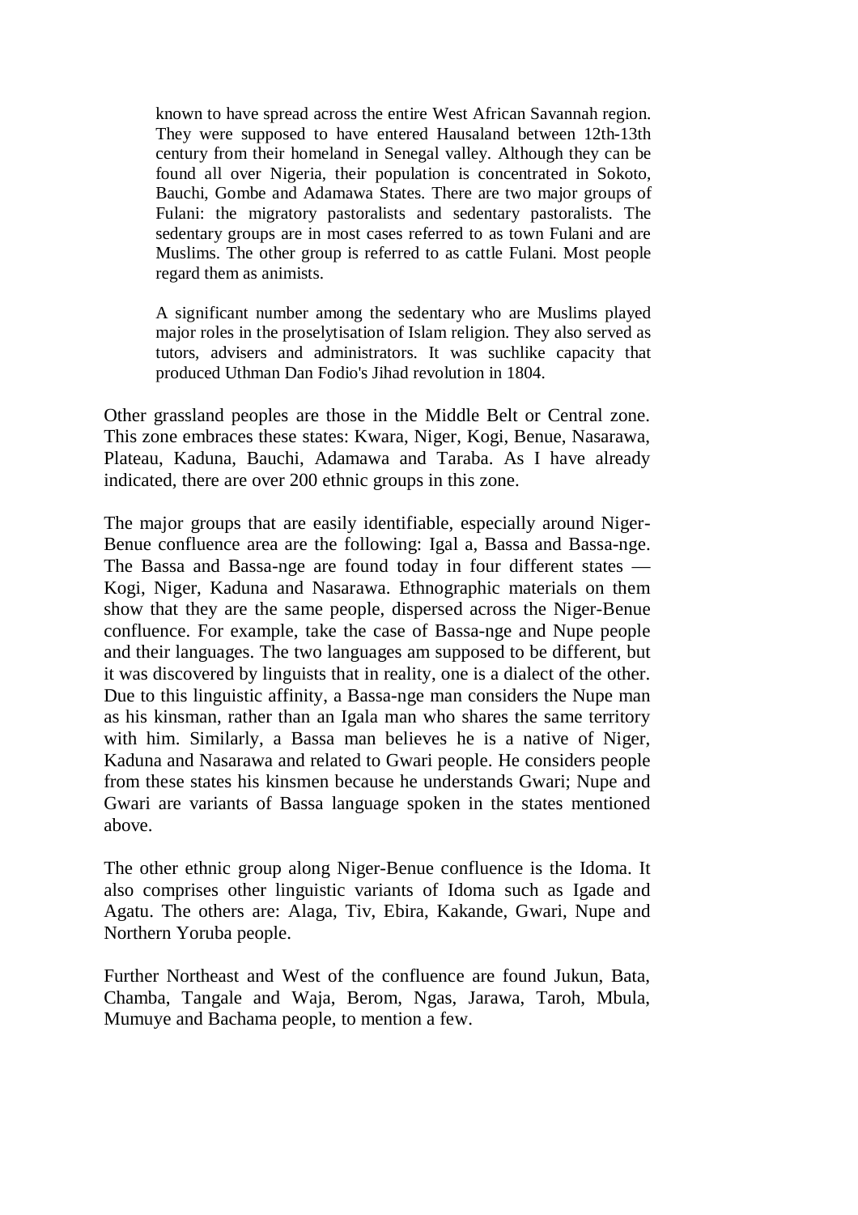> known to have spread across the entire West African Savannah region. They were supposed to have entered Hausaland between 12th-13th century from their homeland in Senegal valley. Although they can be found all over Nigeria, their population is concentrated in Sokoto, Bauchi, Gombe and Adamawa States. There are two major groups of Fulani: the migratory pastoralists and sedentary pastoralists. The sedentary groups are in most cases referred to as town Fulani and are Muslims. The other group is referred to as cattle Fulani. Most people regard them as animists.
>
> A significant number among the sedentary who are Muslims played major roles in the proselytisation of Islam religion. They also served as tutors, advisers and administrators. It was suchlike capacity that produced Uthman Dan Fodio's Jihad revolution in 1804.

Other grassland peoples are those in the Middle Belt or Central zone. This zone embraces these states: Kwara, Niger, Kogi, Benue, Nasarawa, Plateau, Kaduna, Bauchi, Adamawa and Taraba. As I have already indicated, there are over 200 ethnic groups in this zone.

The major groups that are easily identifiable, especially around Niger-Benue confluence area are the following: Igal a, Bassa and Bassa-nge. The Bassa and Bassa-nge are found today in four different states — Kogi, Niger, Kaduna and Nasarawa. Ethnographic materials on them show that they are the same people, dispersed across the Niger-Benue confluence. For example, take the case of Bassa-nge and Nupe people and their languages. The two languages am supposed to be different, but it was discovered by linguists that in reality, one is a dialect of the other. Due to this linguistic affinity, a Bassa-nge man considers the Nupe man as his kinsman, rather than an Igala man who shares the same territory with him. Similarly, a Bassa man believes he is a native of Niger, Kaduna and Nasarawa and related to Gwari people. He considers people from these states his kinsmen because he understands Gwari; Nupe and Gwari are variants of Bassa language spoken in the states mentioned above.

The other ethnic group along Niger-Benue confluence is the Idoma. It also comprises other linguistic variants of Idoma such as Igade and Agatu. The others are: Alaga, Tiv, Ebira, Kakande, Gwari, Nupe and Northern Yoruba people.

Further Northeast and West of the confluence are found Jukun, Bata, Chamba, Tangale and Waja, Berom, Ngas, Jarawa, Taroh, Mbula, Mumuye and Bachama people, to mention a few.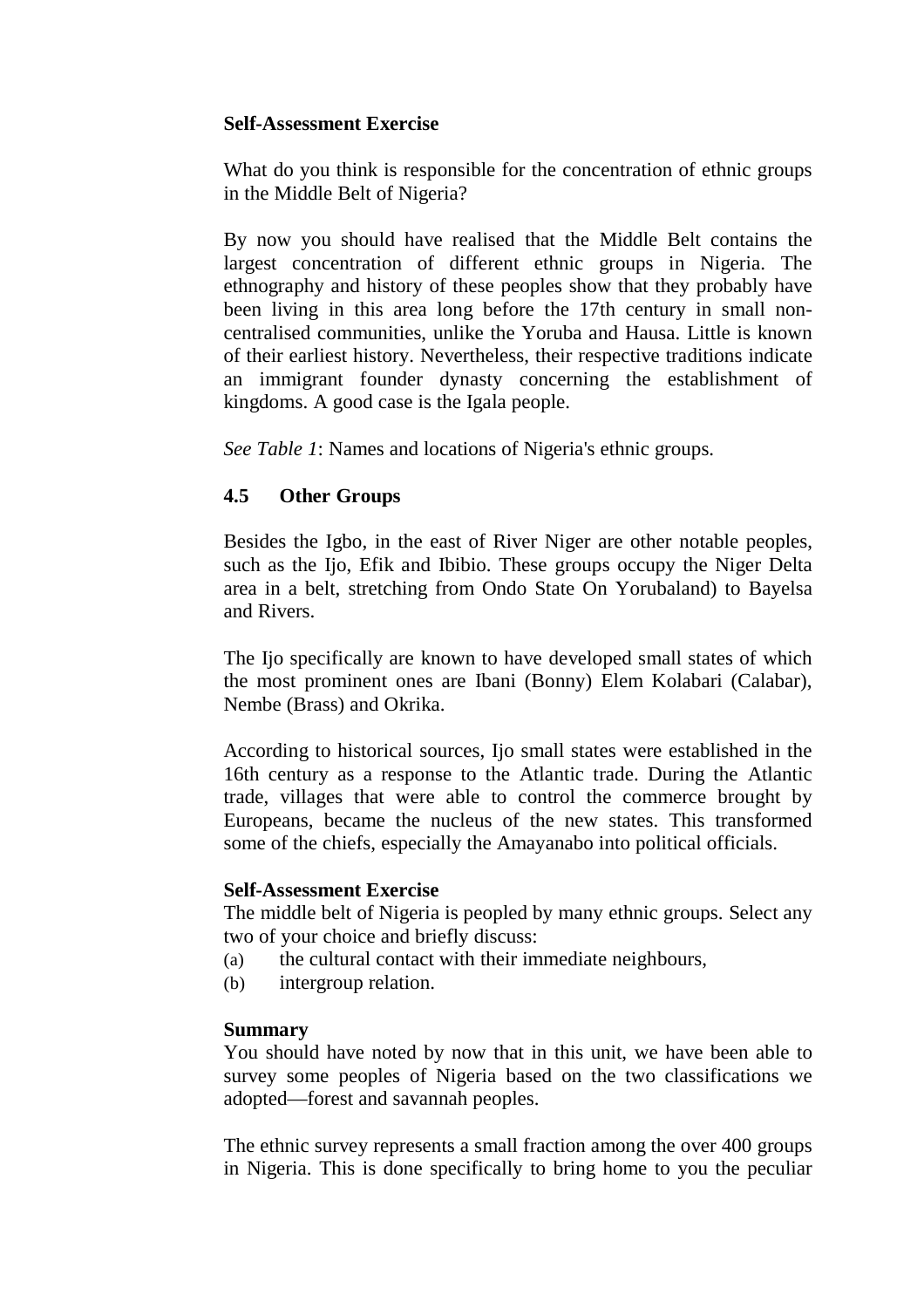**Self-Assessment Exercise**

What do you think is responsible for the concentration of ethnic groups in the Middle Belt of Nigeria?

By now you should have realised that the Middle Belt contains the largest concentration of different ethnic groups in Nigeria. The ethnography and history of these peoples show that they probably have been living in this area long before the 17th century in small non-centralised communities, unlike the Yoruba and Hausa. Little is known of their earliest history. Nevertheless, their respective traditions indicate an immigrant founder dynasty concerning the establishment of kingdoms. A good case is the Igala people.

*See Table 1*: Names and locations of Nigeria's ethnic groups.

### 4.5 Other Groups

Besides the Igbo, in the east of River Niger are other notable peoples, such as the Ijo, Efik and Ibibio. These groups occupy the Niger Delta area in a belt, stretching from Ondo State On Yorubaland) to Bayelsa and Rivers.

The Ijo specifically are known to have developed small states of which the most prominent ones are Ibani (Bonny) Elem Kolabari (Calabar), Nembe (Brass) and Okrika.

According to historical sources, Ijo small states were established in the 16th century as a response to the Atlantic trade. During the Atlantic trade, villages that were able to control the commerce brought by Europeans, became the nucleus of the new states. This transformed some of the chiefs, especially the Amayanabo into political officials.

**Self-Assessment Exercise**

The middle belt of Nigeria is peopled by many ethnic groups. Select any two of your choice and briefly discuss:

(a) the cultural contact with their immediate neighbours,
(b) intergroup relation.

**Summary**

You should have noted by now that in this unit, we have been able to survey some peoples of Nigeria based on the two classifications we adopted—forest and savannah peoples.

The ethnic survey represents a small fraction among the over 400 groups in Nigeria. This is done specifically to bring home to you the peculiar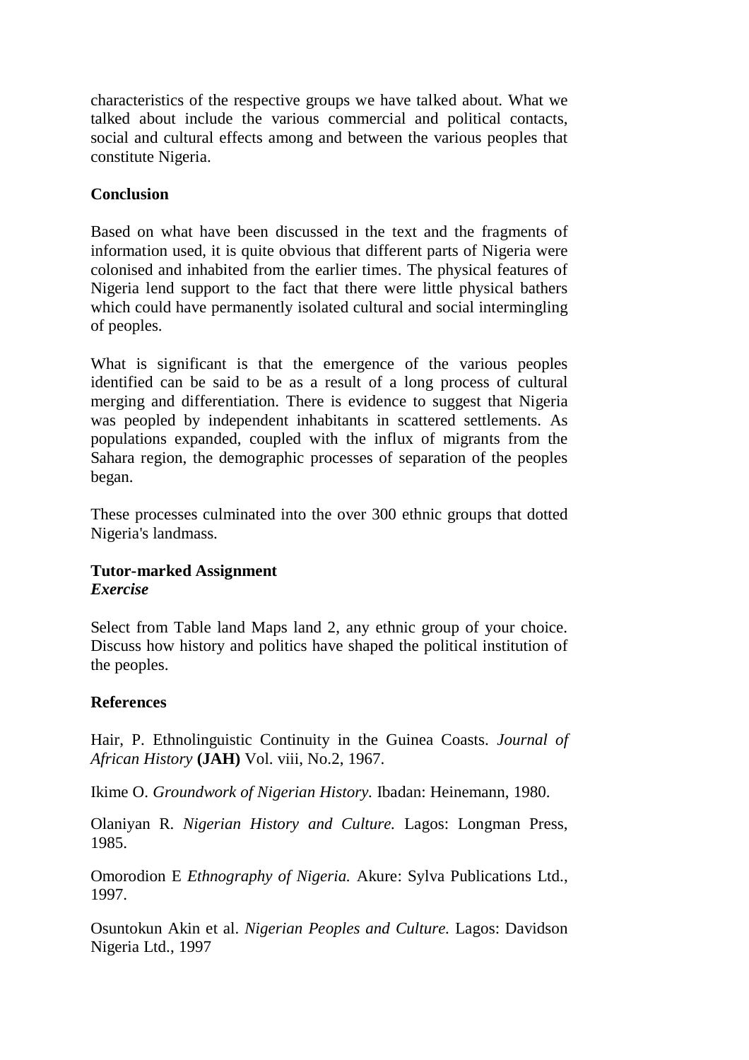characteristics of the respective groups we have talked about. What we talked about include the various commercial and political contacts, social and cultural effects among and between the various peoples that constitute Nigeria.

## Conclusion

Based on what have been discussed in the text and the fragments of information used, it is quite obvious that different parts of Nigeria were colonised and inhabited from the earlier times. The physical features of Nigeria lend support to the fact that there were little physical bathers which could have permanently isolated cultural and social intermingling of peoples.

What is significant is that the emergence of the various peoples identified can be said to be as a result of a long process of cultural merging and differentiation. There is evidence to suggest that Nigeria was peopled by independent inhabitants in scattered settlements. As populations expanded, coupled with the influx of migrants from the Sahara region, the demographic processes of separation of the peoples began.

These processes culminated into the over 300 ethnic groups that dotted Nigeria's landmass.

## Tutor-marked Assignment

***Exercise***

Select from Table land Maps land 2, any ethnic group of your choice. Discuss how history and politics have shaped the political institution of the peoples.

## References

Hair, P. Ethnolinguistic Continuity in the Guinea Coasts. *Journal of African History* **(JAH)** Vol. viii, No.2, 1967.

Ikime O. *Groundwork of Nigerian History.* Ibadan: Heinemann, 1980.

Olaniyan R. *Nigerian History and Culture.* Lagos: Longman Press, 1985.

Omorodion E *Ethnography of Nigeria.* Akure: Sylva Publications Ltd., 1997.

Osuntokun Akin et al. *Nigerian Peoples and Culture.* Lagos: Davidson Nigeria Ltd., 1997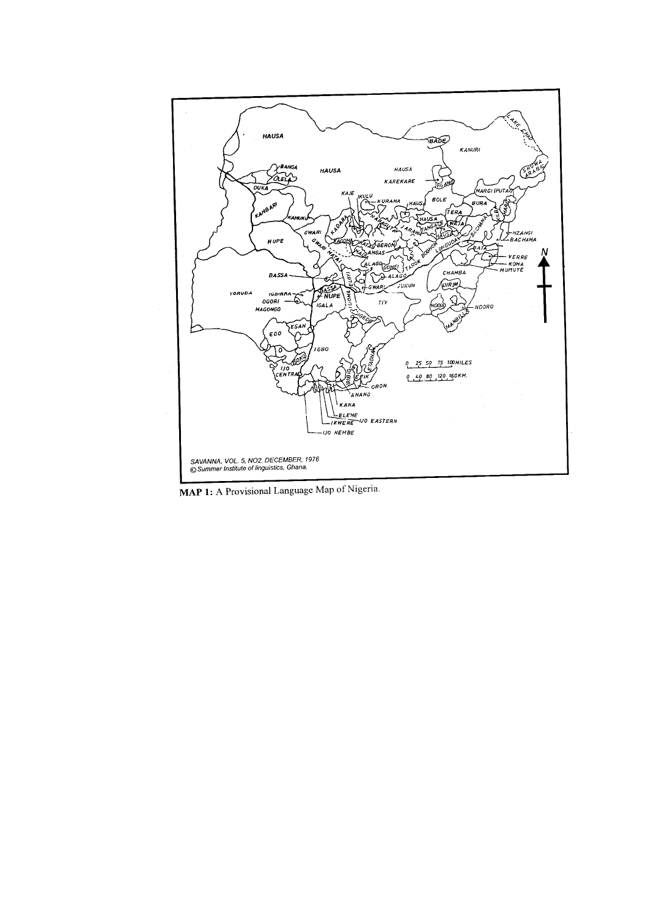SAVANNA, VOL. 5, NO2, DECEMBER, 1976
© Summer Institute of linguistics, Ghana.

**MAP 1:** A Provisional Language Map of Nigeria.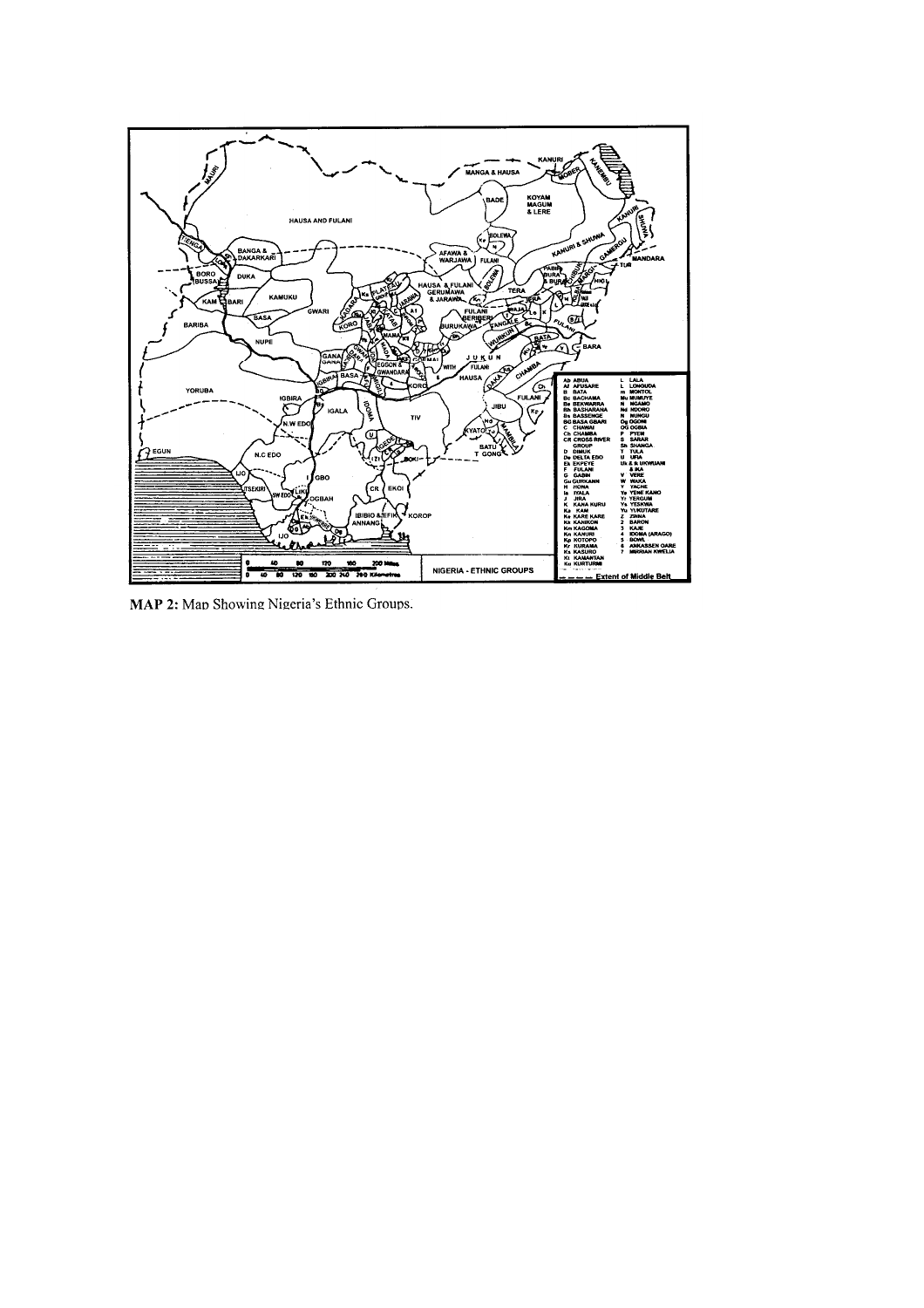MAP 2: Map Showing Nigeria's Ethnic Groups.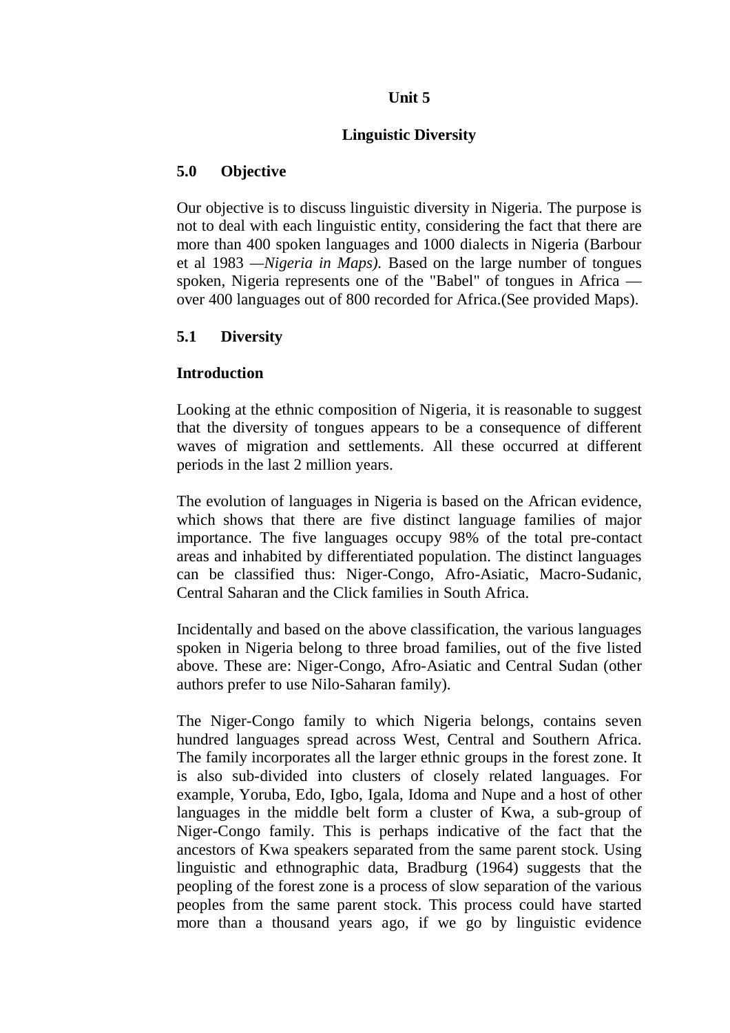# Unit 5

## Linguistic Diversity

### 5.0 Objective

Our objective is to discuss linguistic diversity in Nigeria. The purpose is not to deal with each linguistic entity, considering the fact that there are more than 400 spoken languages and 1000 dialects in Nigeria (Barbour et al 1983 —*Nigeria in Maps).* Based on the large number of tongues spoken, Nigeria represents one of the "Babel" of tongues in Africa — over 400 languages out of 800 recorded for Africa.(See provided Maps).

### 5.1 Diversity

**Introduction**

Looking at the ethnic composition of Nigeria, it is reasonable to suggest that the diversity of tongues appears to be a consequence of different waves of migration and settlements. All these occurred at different periods in the last 2 million years.

The evolution of languages in Nigeria is based on the African evidence, which shows that there are five distinct language families of major importance. The five languages occupy 98% of the total pre-contact areas and inhabited by differentiated population. The distinct languages can be classified thus: Niger-Congo, Afro-Asiatic, Macro-Sudanic, Central Saharan and the Click families in South Africa.

Incidentally and based on the above classification, the various languages spoken in Nigeria belong to three broad families, out of the five listed above. These are: Niger-Congo, Afro-Asiatic and Central Sudan (other authors prefer to use Nilo-Saharan family).

The Niger-Congo family to which Nigeria belongs, contains seven hundred languages spread across West, Central and Southern Africa. The family incorporates all the larger ethnic groups in the forest zone. It is also sub-divided into clusters of closely related languages. For example, Yoruba, Edo, Igbo, Igala, Idoma and Nupe and a host of other languages in the middle belt form a cluster of Kwa, a sub-group of Niger-Congo family. This is perhaps indicative of the fact that the ancestors of Kwa speakers separated from the same parent stock. Using linguistic and ethnographic data, Bradburg (1964) suggests that the peopling of the forest zone is a process of slow separation of the various peoples from the same parent stock. This process could have started more than a thousand years ago, if we go by linguistic evidence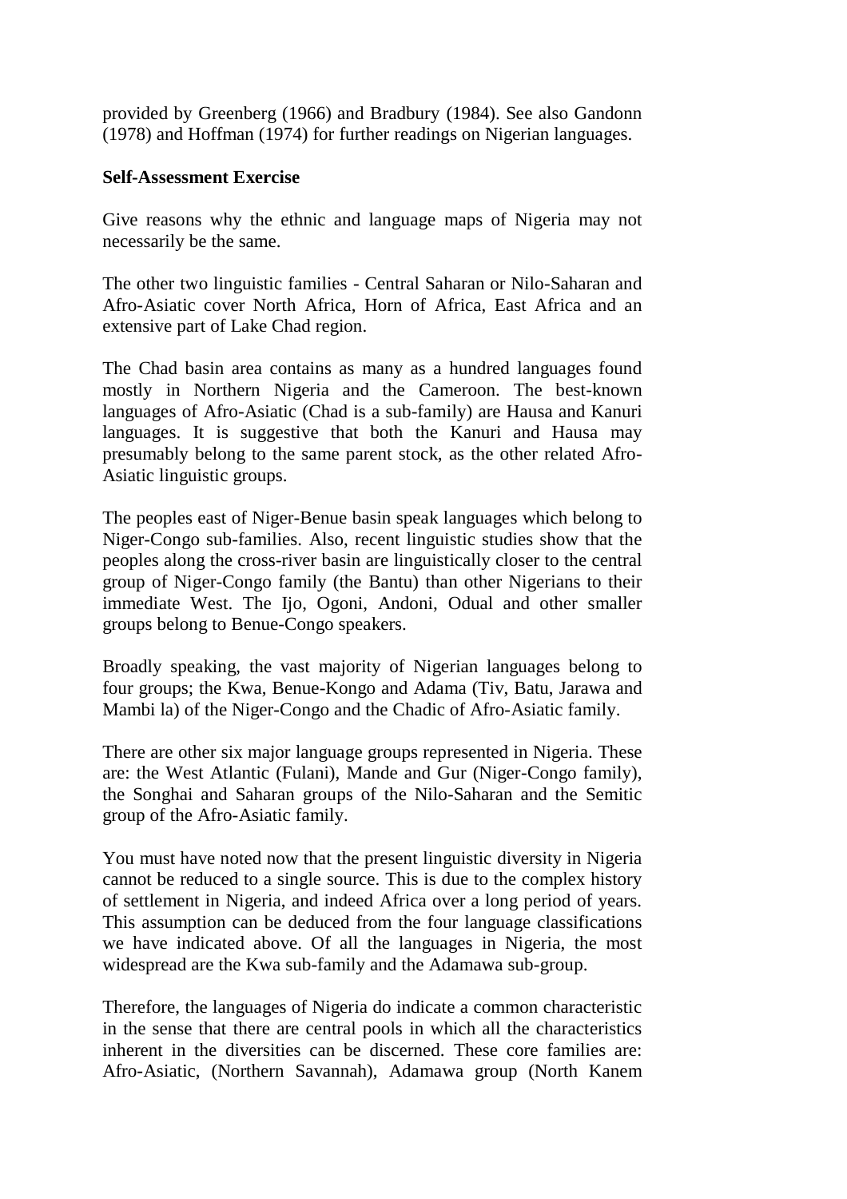provided by Greenberg (1966) and Bradbury (1984). See also Gandonn (1978) and Hoffman (1974) for further readings on Nigerian languages.

**Self-Assessment Exercise**

Give reasons why the ethnic and language maps of Nigeria may not necessarily be the same.

The other two linguistic families - Central Saharan or Nilo-Saharan and Afro-Asiatic cover North Africa, Horn of Africa, East Africa and an extensive part of Lake Chad region.

The Chad basin area contains as many as a hundred languages found mostly in Northern Nigeria and the Cameroon. The best-known languages of Afro-Asiatic (Chad is a sub-family) are Hausa and Kanuri languages. It is suggestive that both the Kanuri and Hausa may presumably belong to the same parent stock, as the other related Afro-Asiatic linguistic groups.

The peoples east of Niger-Benue basin speak languages which belong to Niger-Congo sub-families. Also, recent linguistic studies show that the peoples along the cross-river basin are linguistically closer to the central group of Niger-Congo family (the Bantu) than other Nigerians to their immediate West. The Ijo, Ogoni, Andoni, Odual and other smaller groups belong to Benue-Congo speakers.

Broadly speaking, the vast majority of Nigerian languages belong to four groups; the Kwa, Benue-Kongo and Adama (Tiv, Batu, Jarawa and Mambi la) of the Niger-Congo and the Chadic of Afro-Asiatic family.

There are other six major language groups represented in Nigeria. These are: the West Atlantic (Fulani), Mande and Gur (Niger-Congo family), the Songhai and Saharan groups of the Nilo-Saharan and the Semitic group of the Afro-Asiatic family.

You must have noted now that the present linguistic diversity in Nigeria cannot be reduced to a single source. This is due to the complex history of settlement in Nigeria, and indeed Africa over a long period of years. This assumption can be deduced from the four language classifications we have indicated above. Of all the languages in Nigeria, the most widespread are the Kwa sub-family and the Adamawa sub-group.

Therefore, the languages of Nigeria do indicate a common characteristic in the sense that there are central pools in which all the characteristics inherent in the diversities can be discerned. These core families are: Afro-Asiatic, (Northern Savannah), Adamawa group (North Kanem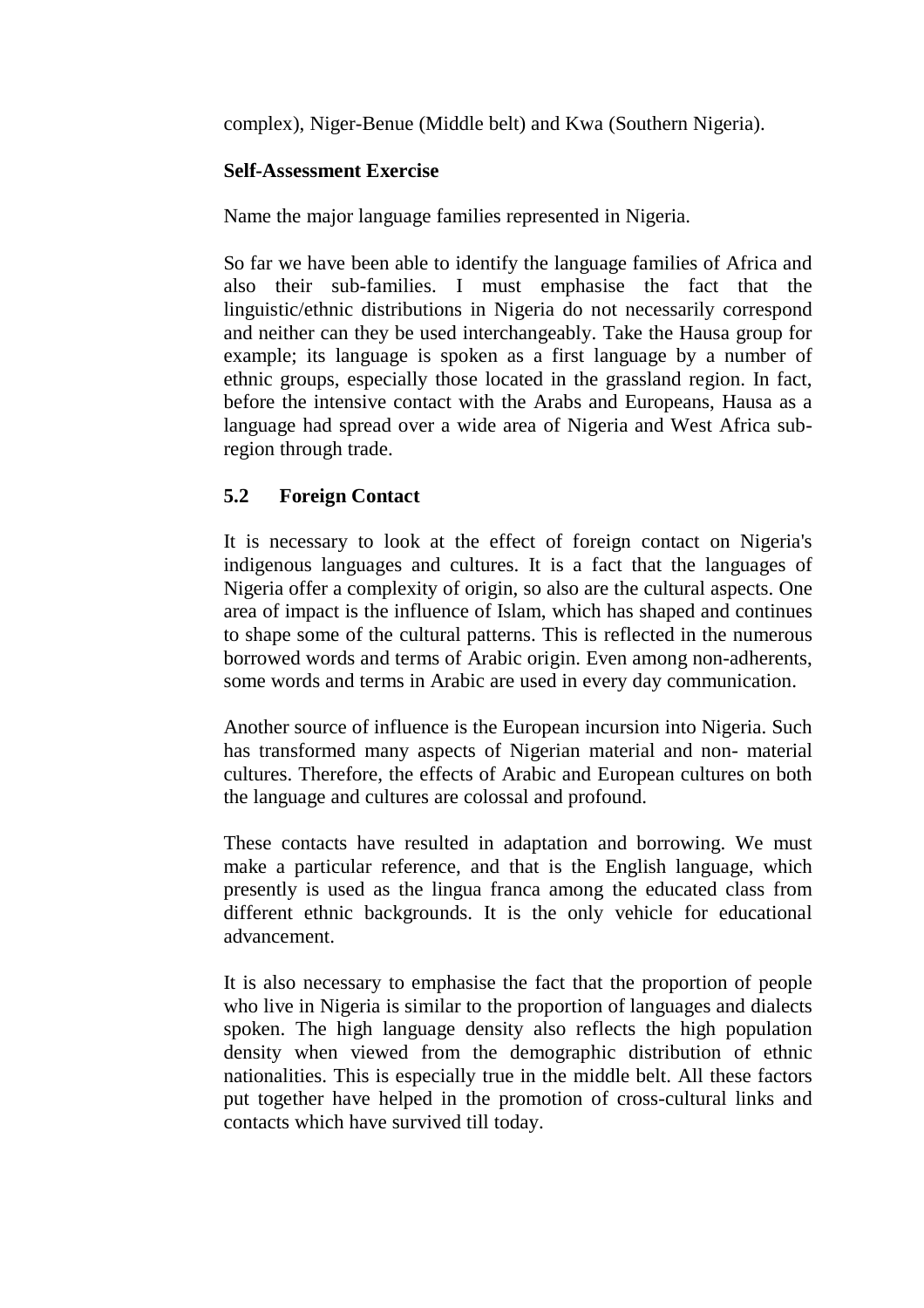complex), Niger-Benue (Middle belt) and Kwa (Southern Nigeria).

**Self-Assessment Exercise**

Name the major language families represented in Nigeria.

So far we have been able to identify the language families of Africa and also their sub-families. I must emphasise the fact that the linguistic/ethnic distributions in Nigeria do not necessarily correspond and neither can they be used interchangeably. Take the Hausa group for example; its language is spoken as a first language by a number of ethnic groups, especially those located in the grassland region. In fact, before the intensive contact with the Arabs and Europeans, Hausa as a language had spread over a wide area of Nigeria and West Africa sub-region through trade.

### 5.2 Foreign Contact

It is necessary to look at the effect of foreign contact on Nigeria's indigenous languages and cultures. It is a fact that the languages of Nigeria offer a complexity of origin, so also are the cultural aspects. One area of impact is the influence of Islam, which has shaped and continues to shape some of the cultural patterns. This is reflected in the numerous borrowed words and terms of Arabic origin. Even among non-adherents, some words and terms in Arabic are used in every day communication.

Another source of influence is the European incursion into Nigeria. Such has transformed many aspects of Nigerian material and non- material cultures. Therefore, the effects of Arabic and European cultures on both the language and cultures are colossal and profound.

These contacts have resulted in adaptation and borrowing. We must make a particular reference, and that is the English language, which presently is used as the lingua franca among the educated class from different ethnic backgrounds. It is the only vehicle for educational advancement.

It is also necessary to emphasise the fact that the proportion of people who live in Nigeria is similar to the proportion of languages and dialects spoken. The high language density also reflects the high population density when viewed from the demographic distribution of ethnic nationalities. This is especially true in the middle belt. All these factors put together have helped in the promotion of cross-cultural links and contacts which have survived till today.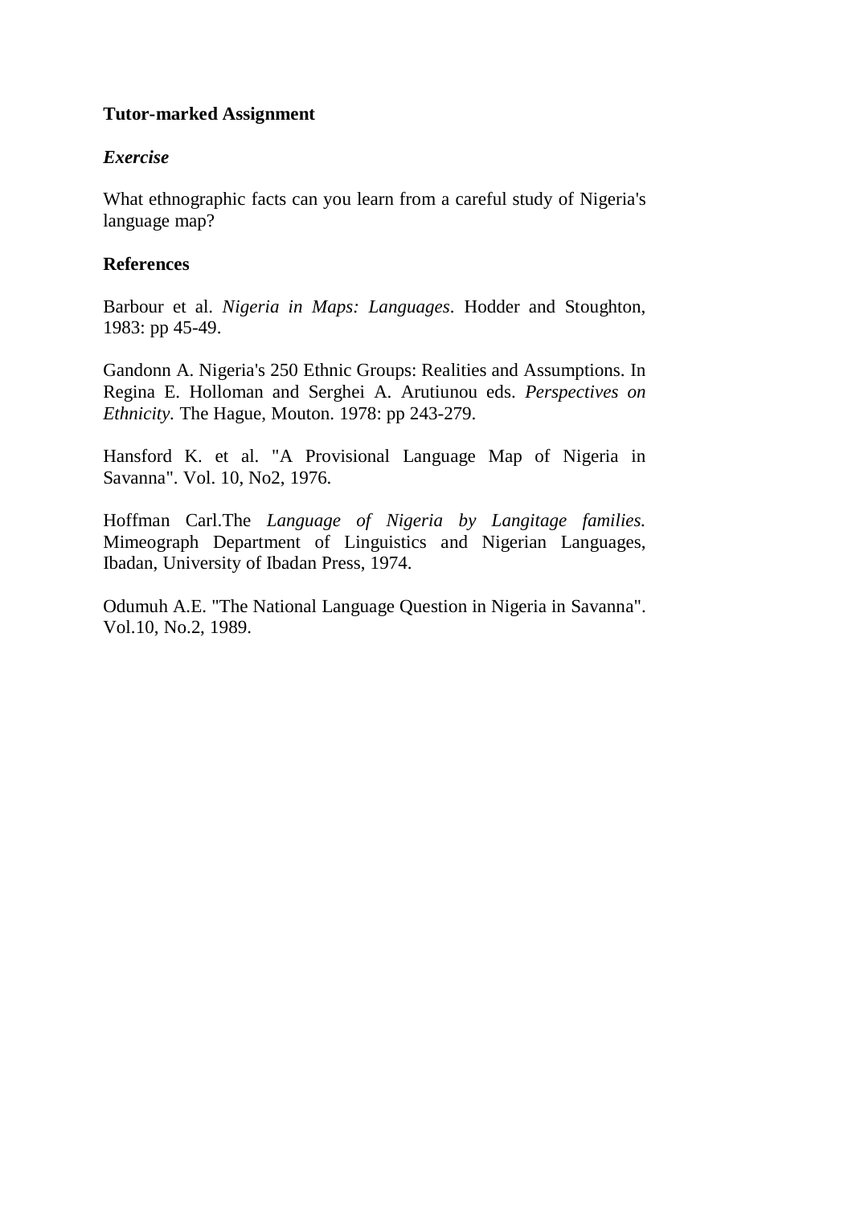**Tutor-marked Assignment**

***Exercise***

What ethnographic facts can you learn from a careful study of Nigeria's language map?

**References**

Barbour et al. *Nigeria in Maps: Languages*. Hodder and Stoughton, 1983: pp 45-49.

Gandonn A. Nigeria's 250 Ethnic Groups: Realities and Assumptions. In Regina E. Holloman and Serghei A. Arutiunou eds. *Perspectives on Ethnicity*. The Hague, Mouton. 1978: pp 243-279.

Hansford K. et al. "A Provisional Language Map of Nigeria in Savanna". Vol. 10, No2, 1976.

Hoffman Carl.The *Language of Nigeria by Langitage families.* Mimeograph Department of Linguistics and Nigerian Languages, Ibadan, University of Ibadan Press, 1974.

Odumuh A.E. "The National Language Question in Nigeria in Savanna". Vol.10, No.2, 1989.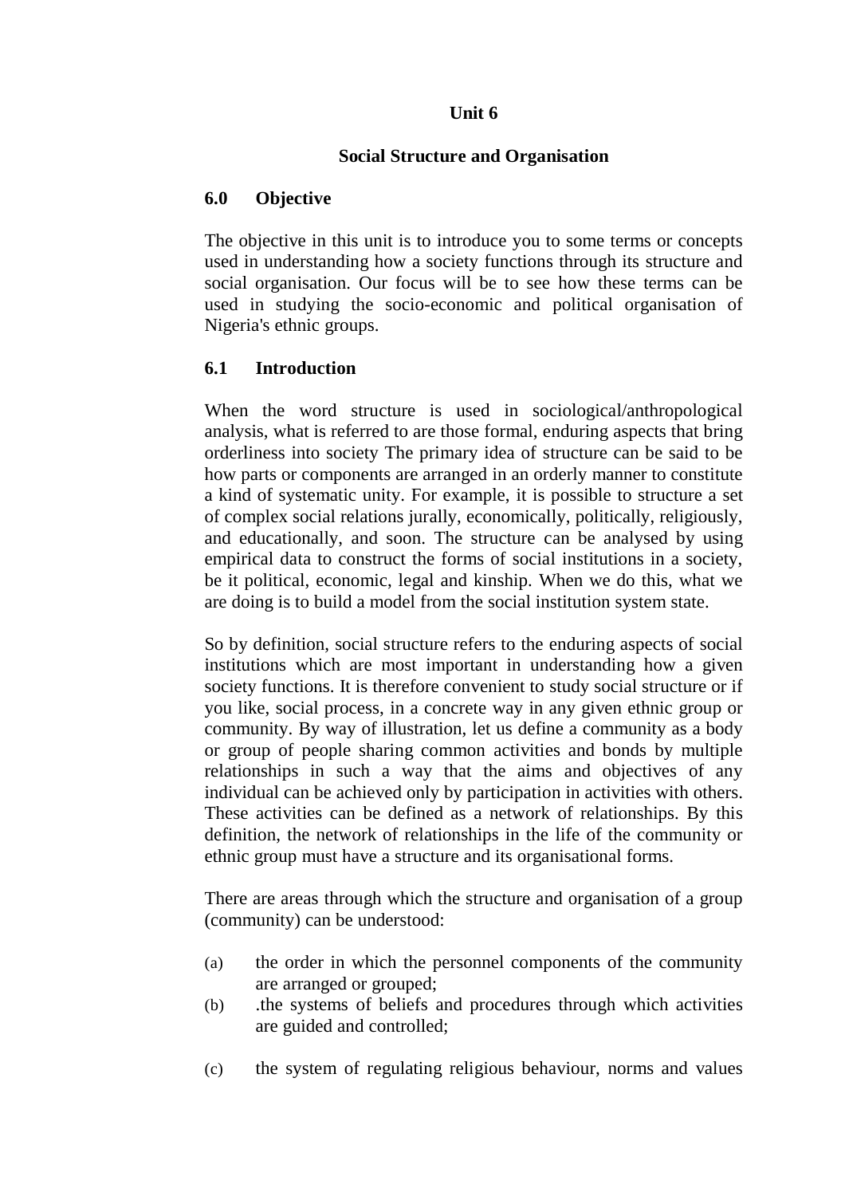# Unit 6

## Social Structure and Organisation

### 6.0 Objective

The objective in this unit is to introduce you to some terms or concepts used in understanding how a society functions through its structure and social organisation. Our focus will be to see how these terms can be used in studying the socio-economic and political organisation of Nigeria's ethnic groups.

### 6.1 Introduction

When the word structure is used in sociological/anthropological analysis, what is referred to are those formal, enduring aspects that bring orderliness into society The primary idea of structure can be said to be how parts or components are arranged in an orderly manner to constitute a kind of systematic unity. For example, it is possible to structure a set of complex social relations jurally, economically, politically, religiously, and educationally, and soon. The structure can be analysed by using empirical data to construct the forms of social institutions in a society, be it political, economic, legal and kinship. When we do this, what we are doing is to build a model from the social institution system state.

So by definition, social structure refers to the enduring aspects of social institutions which are most important in understanding how a given society functions. It is therefore convenient to study social structure or if you like, social process, in a concrete way in any given ethnic group or community. By way of illustration, let us define a community as a body or group of people sharing common activities and bonds by multiple relationships in such a way that the aims and objectives of any individual can be achieved only by participation in activities with others. These activities can be defined as a network of relationships. By this definition, the network of relationships in the life of the community or ethnic group must have a structure and its organisational forms.

There are areas through which the structure and organisation of a group (community) can be understood:

(a) the order in which the personnel components of the community are arranged or grouped;

(b) .the systems of beliefs and procedures through which activities are guided and controlled;

(c) the system of regulating religious behaviour, norms and values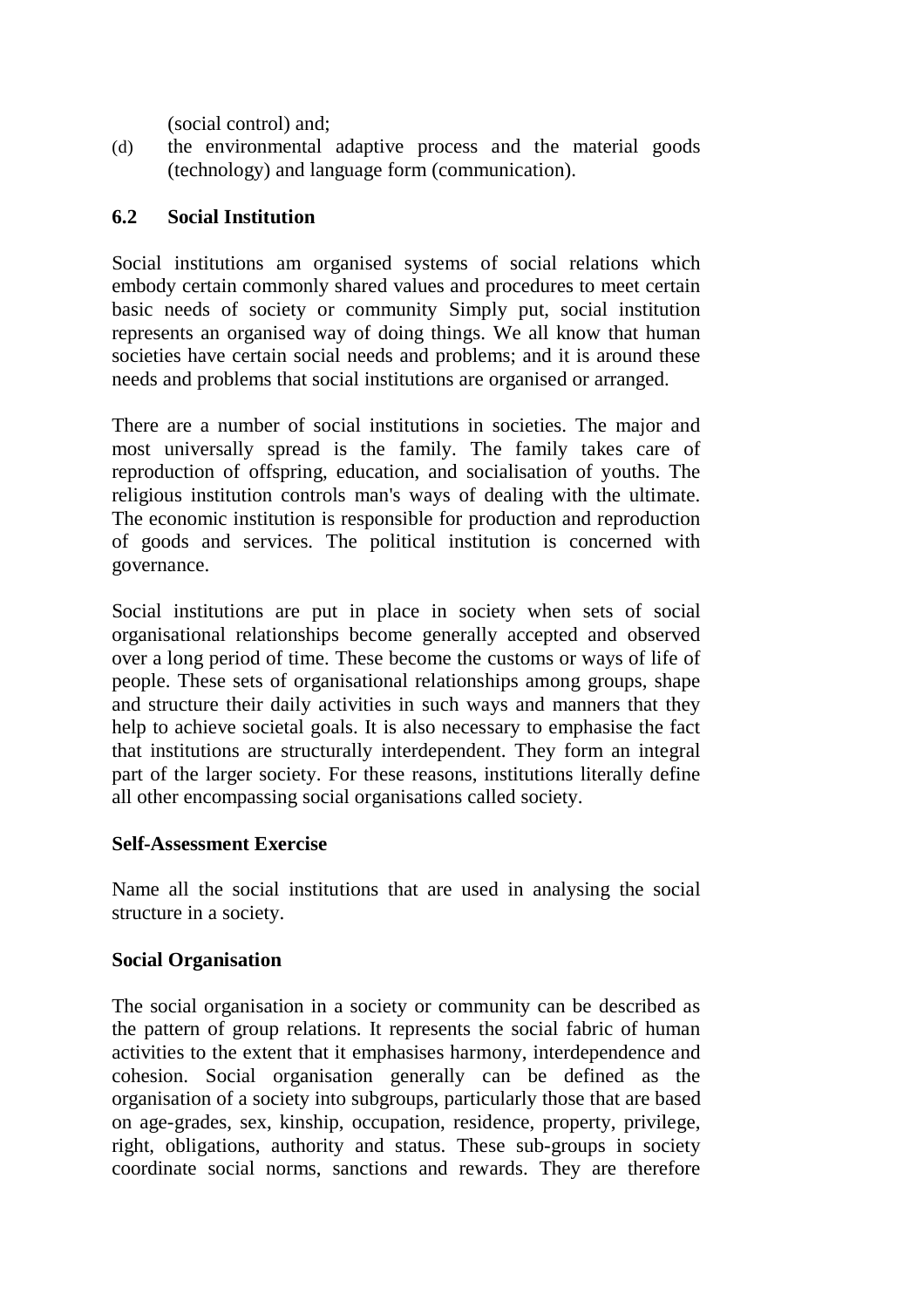(social control) and;

(d) the environmental adaptive process and the material goods (technology) and language form (communication).

## 6.2 Social Institution

Social institutions am organised systems of social relations which embody certain commonly shared values and procedures to meet certain basic needs of society or community Simply put, social institution represents an organised way of doing things. We all know that human societies have certain social needs and problems; and it is around these needs and problems that social institutions are organised or arranged.

There are a number of social institutions in societies. The major and most universally spread is the family. The family takes care of reproduction of offspring, education, and socialisation of youths. The religious institution controls man's ways of dealing with the ultimate. The economic institution is responsible for production and reproduction of goods and services. The political institution is concerned with governance.

Social institutions are put in place in society when sets of social organisational relationships become generally accepted and observed over a long period of time. These become the customs or ways of life of people. These sets of organisational relationships among groups, shape and structure their daily activities in such ways and manners that they help to achieve societal goals. It is also necessary to emphasise the fact that institutions are structurally interdependent. They form an integral part of the larger society. For these reasons, institutions literally define all other encompassing social organisations called society.

**Self-Assessment Exercise**

Name all the social institutions that are used in analysing the social structure in a society.

**Social Organisation**

The social organisation in a society or community can be described as the pattern of group relations. It represents the social fabric of human activities to the extent that it emphasises harmony, interdependence and cohesion. Social organisation generally can be defined as the organisation of a society into subgroups, particularly those that are based on age-grades, sex, kinship, occupation, residence, property, privilege, right, obligations, authority and status. These sub-groups in society coordinate social norms, sanctions and rewards. They are therefore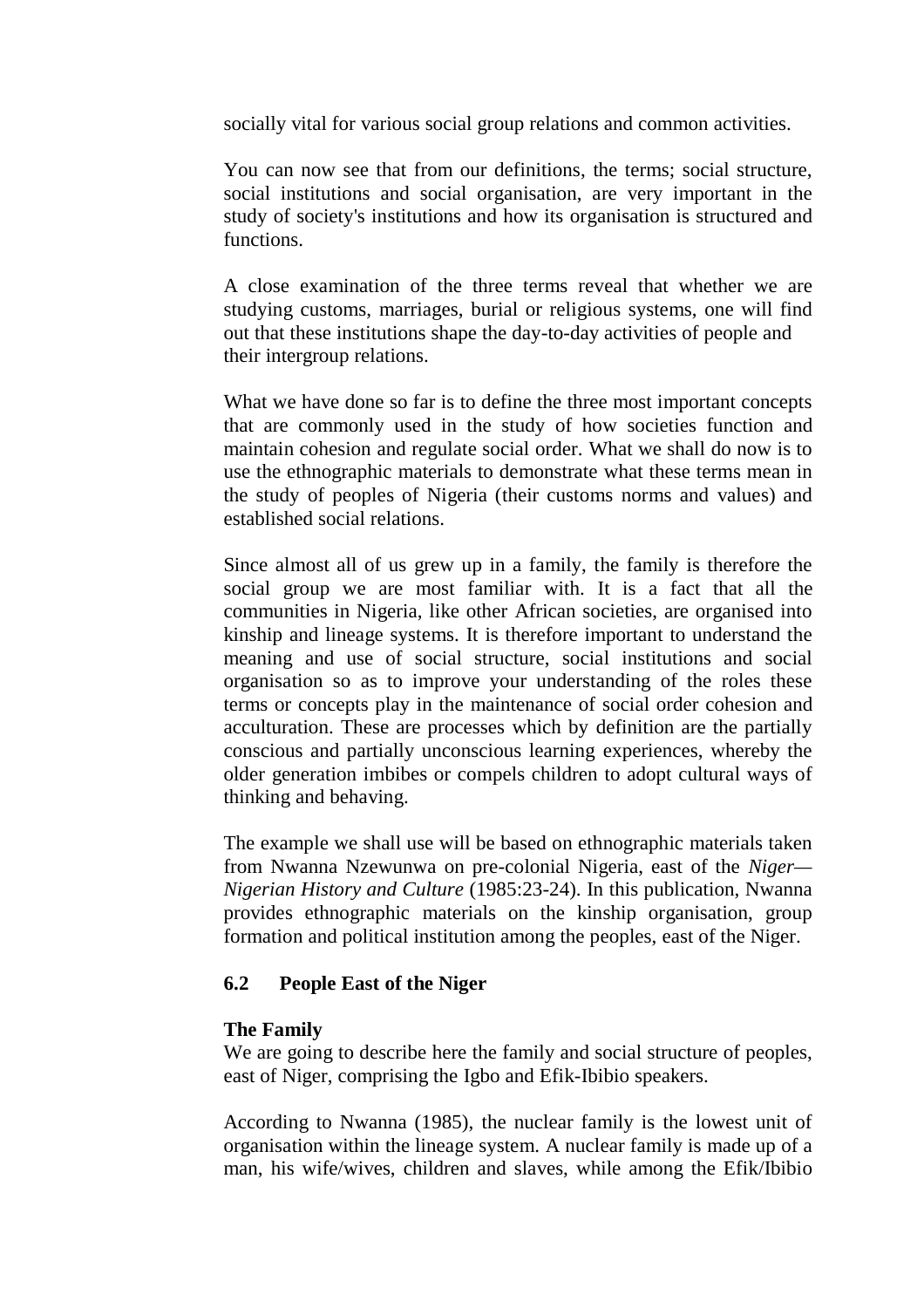socially vital for various social group relations and common activities.

You can now see that from our definitions, the terms; social structure, social institutions and social organisation, are very important in the study of society's institutions and how its organisation is structured and functions.

A close examination of the three terms reveal that whether we are studying customs, marriages, burial or religious systems, one will find out that these institutions shape the day-to-day activities of people and their intergroup relations.

What we have done so far is to define the three most important concepts that are commonly used in the study of how societies function and maintain cohesion and regulate social order. What we shall do now is to use the ethnographic materials to demonstrate what these terms mean in the study of peoples of Nigeria (their customs norms and values) and established social relations.

Since almost all of us grew up in a family, the family is therefore the social group we are most familiar with. It is a fact that all the communities in Nigeria, like other African societies, are organised into kinship and lineage systems. It is therefore important to understand the meaning and use of social structure, social institutions and social organisation so as to improve your understanding of the roles these terms or concepts play in the maintenance of social order cohesion and acculturation. These are processes which by definition are the partially conscious and partially unconscious learning experiences, whereby the older generation imbibes or compels children to adopt cultural ways of thinking and behaving.

The example we shall use will be based on ethnographic materials taken from Nwanna Nzewunwa on pre-colonial Nigeria, east of the *Niger—Nigerian History and Culture* (1985:23-24). In this publication, Nwanna provides ethnographic materials on the kinship organisation, group formation and political institution among the peoples, east of the Niger.

## 6.2 People East of the Niger

**The Family**

We are going to describe here the family and social structure of peoples, east of Niger, comprising the Igbo and Efik-Ibibio speakers.

According to Nwanna (1985), the nuclear family is the lowest unit of organisation within the lineage system. A nuclear family is made up of a man, his wife/wives, children and slaves, while among the Efik/Ibibio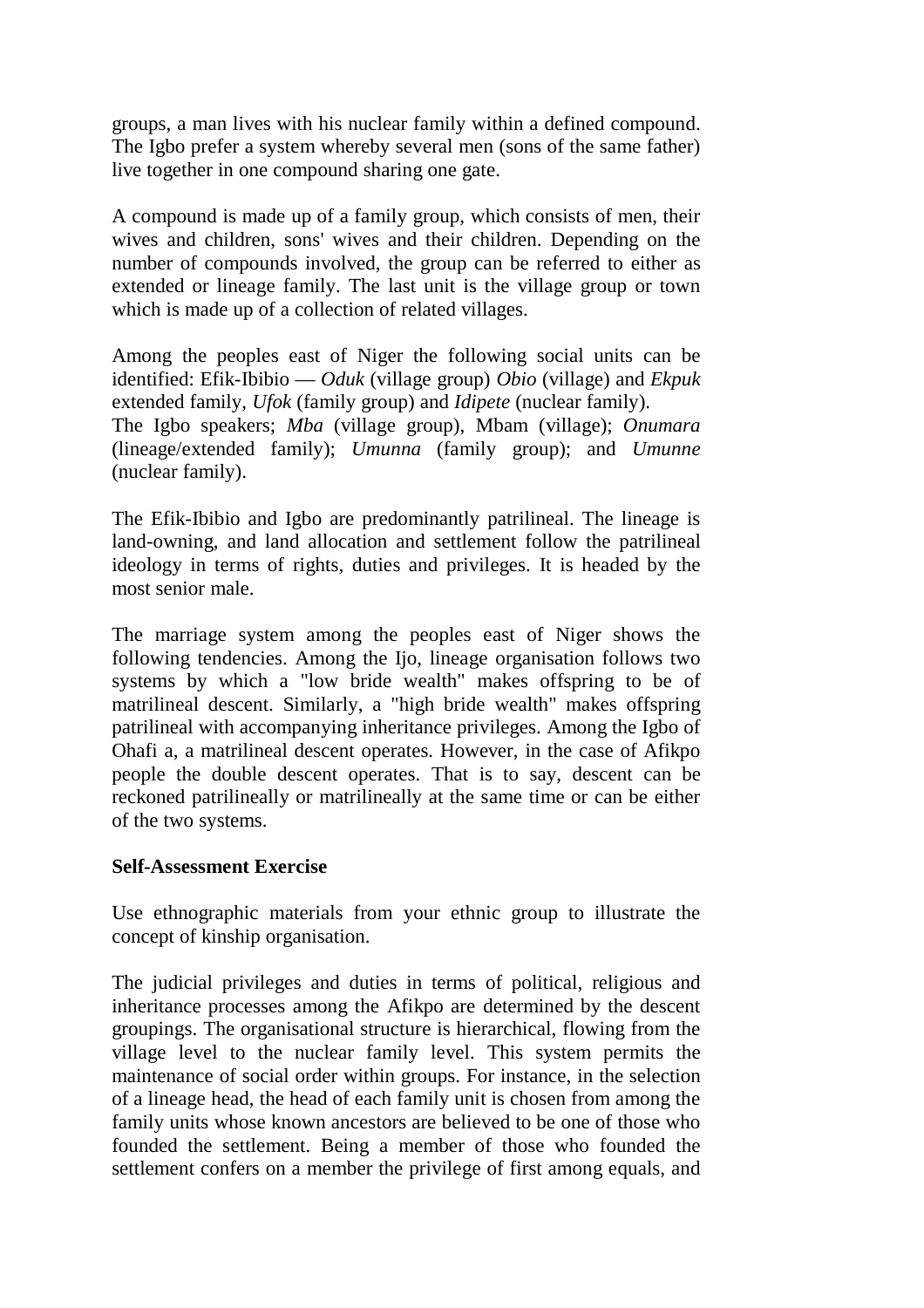groups, a man lives with his nuclear family within a defined compound. The Igbo prefer a system whereby several men (sons of the same father) live together in one compound sharing one gate.

A compound is made up of a family group, which consists of men, their wives and children, sons' wives and their children. Depending on the number of compounds involved, the group can be referred to either as extended or lineage family. The last unit is the village group or town which is made up of a collection of related villages.

Among the peoples east of Niger the following social units can be identified: Efik-Ibibio — *Oduk* (village group) *Obio* (village) and *Ekpuk* extended family, *Ufok* (family group) and *Idipete* (nuclear family).
The Igbo speakers; *Mba* (village group), Mbam (village); *Onumara* (lineage/extended family); *Umunna* (family group); and *Umunne* (nuclear family).

The Efik-Ibibio and Igbo are predominantly patrilineal. The lineage is land-owning, and land allocation and settlement follow the patrilineal ideology in terms of rights, duties and privileges. It is headed by the most senior male.

The marriage system among the peoples east of Niger shows the following tendencies. Among the Ijo, lineage organisation follows two systems by which a "low bride wealth" makes offspring to be of matrilineal descent. Similarly, a "high bride wealth" makes offspring patrilineal with accompanying inheritance privileges. Among the Igbo of Ohafi a, a matrilineal descent operates. However, in the case of Afikpo people the double descent operates. That is to say, descent can be reckoned patrilineally or matrilineally at the same time or can be either of the two systems.

**Self-Assessment Exercise**

Use ethnographic materials from your ethnic group to illustrate the concept of kinship organisation.

The judicial privileges and duties in terms of political, religious and inheritance processes among the Afikpo are determined by the descent groupings. The organisational structure is hierarchical, flowing from the village level to the nuclear family level. This system permits the maintenance of social order within groups. For instance, in the selection of a lineage head, the head of each family unit is chosen from among the family units whose known ancestors are believed to be one of those who founded the settlement. Being a member of those who founded the settlement confers on a member the privilege of first among equals, and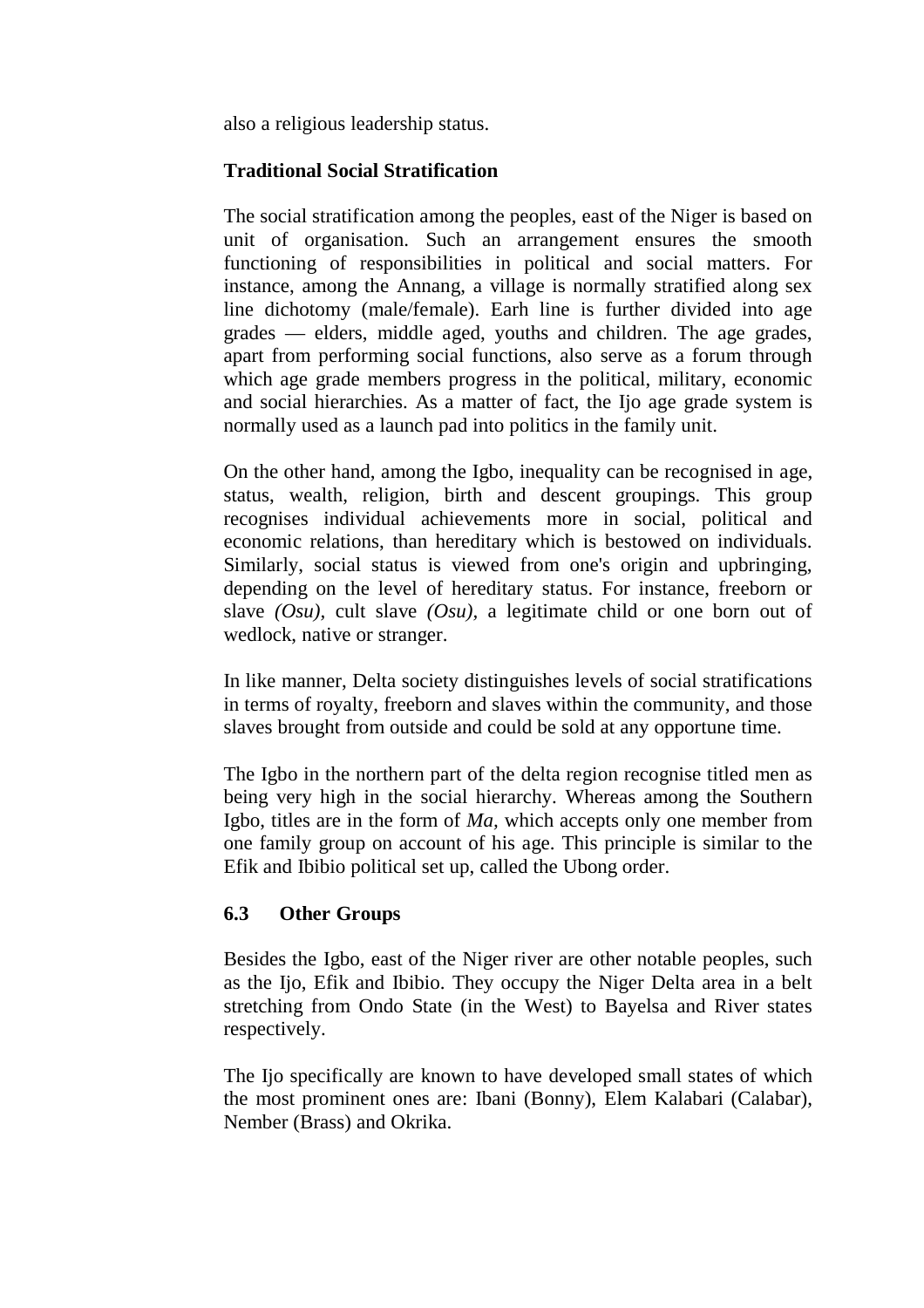also a religious leadership status.

**Traditional Social Stratification**

The social stratification among the peoples, east of the Niger is based on unit of organisation. Such an arrangement ensures the smooth functioning of responsibilities in political and social matters. For instance, among the Annang, a village is normally stratified along sex line dichotomy (male/female). Earh line is further divided into age grades — elders, middle aged, youths and children. The age grades, apart from performing social functions, also serve as a forum through which age grade members progress in the political, military, economic and social hierarchies. As a matter of fact, the Ijo age grade system is normally used as a launch pad into politics in the family unit.

On the other hand, among the Igbo, inequality can be recognised in age, status, wealth, religion, birth and descent groupings. This group recognises individual achievements more in social, political and economic relations, than hereditary which is bestowed on individuals. Similarly, social status is viewed from one's origin and upbringing, depending on the level of hereditary status. For instance, freeborn or slave *(Osu),* cult slave *(Osu),* a legitimate child or one born out of wedlock, native or stranger.

In like manner, Delta society distinguishes levels of social stratifications in terms of royalty, freeborn and slaves within the community, and those slaves brought from outside and could be sold at any opportune time.

The Igbo in the northern part of the delta region recognise titled men as being very high in the social hierarchy. Whereas among the Southern Igbo, titles are in the form of *Ma,* which accepts only one member from one family group on account of his age. This principle is similar to the Efik and Ibibio political set up, called the Ubong order.

## 6.3 Other Groups

Besides the Igbo, east of the Niger river are other notable peoples, such as the Ijo, Efik and Ibibio. They occupy the Niger Delta area in a belt stretching from Ondo State (in the West) to Bayelsa and River states respectively.

The Ijo specifically are known to have developed small states of which the most prominent ones are: Ibani (Bonny), Elem Kalabari (Calabar), Nember (Brass) and Okrika.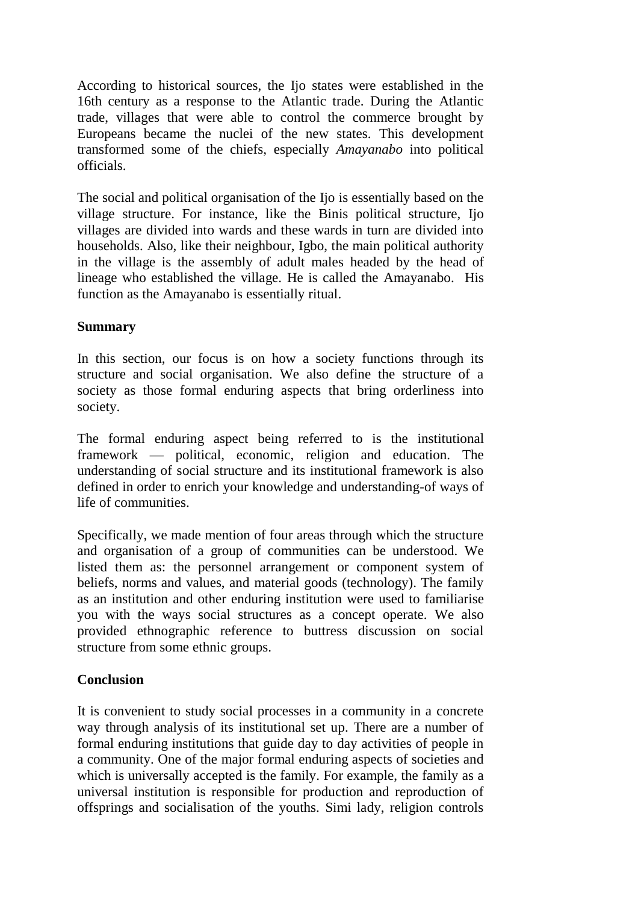According to historical sources, the Ijo states were established in the 16th century as a response to the Atlantic trade. During the Atlantic trade, villages that were able to control the commerce brought by Europeans became the nuclei of the new states. This development transformed some of the chiefs, especially *Amayanabo* into political officials.

The social and political organisation of the Ijo is essentially based on the village structure. For instance, like the Binis political structure, Ijo villages are divided into wards and these wards in turn are divided into households. Also, like their neighbour, Igbo, the main political authority in the village is the assembly of adult males headed by the head of lineage who established the village. He is called the Amayanabo. His function as the Amayanabo is essentially ritual.

**Summary**

In this section, our focus is on how a society functions through its structure and social organisation. We also define the structure of a society as those formal enduring aspects that bring orderliness into society.

The formal enduring aspect being referred to is the institutional framework — political, economic, religion and education. The understanding of social structure and its institutional framework is also defined in order to enrich your knowledge and understanding-of ways of life of communities.

Specifically, we made mention of four areas through which the structure and organisation of a group of communities can be understood. We listed them as: the personnel arrangement or component system of beliefs, norms and values, and material goods (technology). The family as an institution and other enduring institution were used to familiarise you with the ways social structures as a concept operate. We also provided ethnographic reference to buttress discussion on social structure from some ethnic groups.

**Conclusion**

It is convenient to study social processes in a community in a concrete way through analysis of its institutional set up. There are a number of formal enduring institutions that guide day to day activities of people in a community. One of the major formal enduring aspects of societies and which is universally accepted is the family. For example, the family as a universal institution is responsible for production and reproduction of offsprings and socialisation of the youths. Simi lady, religion controls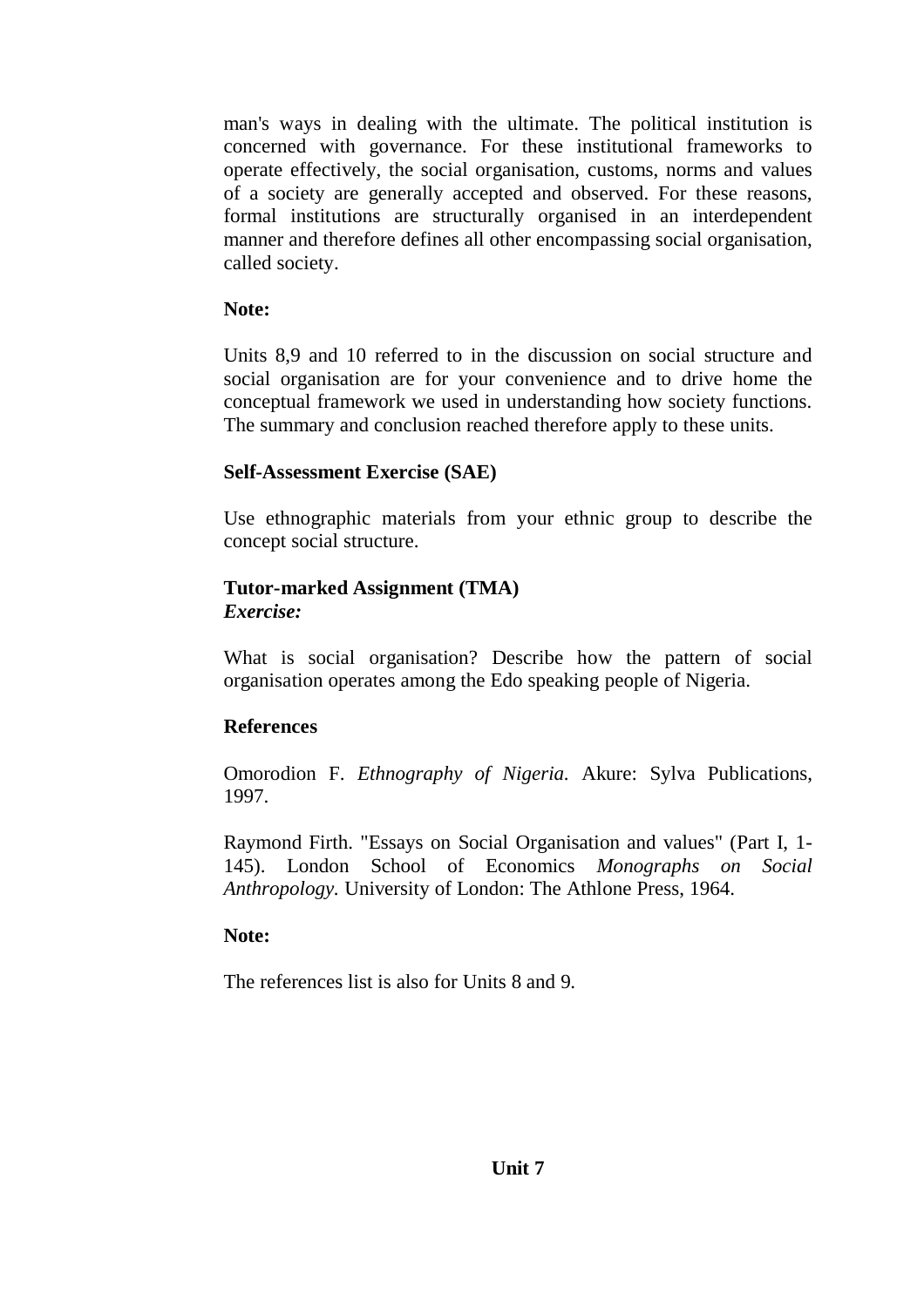man's ways in dealing with the ultimate. The political institution is concerned with governance. For these institutional frameworks to operate effectively, the social organisation, customs, norms and values of a society are generally accepted and observed. For these reasons, formal institutions are structurally organised in an interdependent manner and therefore defines all other encompassing social organisation, called society.

**Note:**

Units 8,9 and 10 referred to in the discussion on social structure and social organisation are for your convenience and to drive home the conceptual framework we used in understanding how society functions. The summary and conclusion reached therefore apply to these units.

**Self-Assessment Exercise (SAE)**

Use ethnographic materials from your ethnic group to describe the concept social structure.

**Tutor-marked Assignment (TMA)**
***Exercise:***

What is social organisation? Describe how the pattern of social organisation operates among the Edo speaking people of Nigeria.

**References**

Omorodion F. *Ethnography of Nigeria.* Akure: Sylva Publications, 1997.

Raymond Firth. "Essays on Social Organisation and values" (Part I, 1-145). London School of Economics *Monographs on Social Anthropology.* University of London: The Athlone Press, 1964.

**Note:**

The references list is also for Units 8 and 9.

**Unit 7**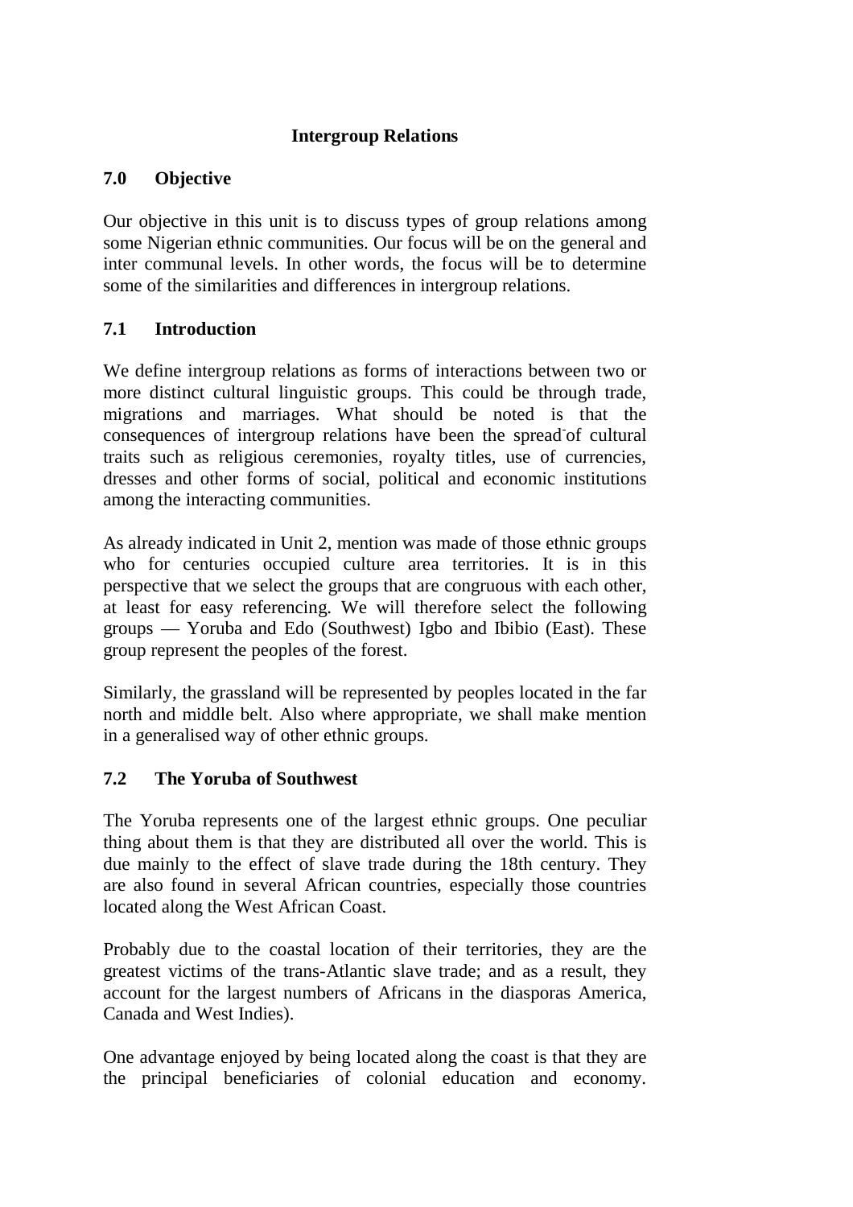## Intergroup Relations

### 7.0 Objective

Our objective in this unit is to discuss types of group relations among some Nigerian ethnic communities. Our focus will be on the general and inter communal levels. In other words, the focus will be to determine some of the similarities and differences in intergroup relations.

### 7.1 Introduction

We define intergroup relations as forms of interactions between two or more distinct cultural linguistic groups. This could be through trade, migrations and marriages. What should be noted is that the consequences of intergroup relations have been the spread of cultural traits such as religious ceremonies, royalty titles, use of currencies, dresses and other forms of social, political and economic institutions among the interacting communities.

As already indicated in Unit 2, mention was made of those ethnic groups who for centuries occupied culture area territories. It is in this perspective that we select the groups that are congruous with each other, at least for easy referencing. We will therefore select the following groups — Yoruba and Edo (Southwest) Igbo and Ibibio (East). These group represent the peoples of the forest.

Similarly, the grassland will be represented by peoples located in the far north and middle belt. Also where appropriate, we shall make mention in a generalised way of other ethnic groups.

### 7.2 The Yoruba of Southwest

The Yoruba represents one of the largest ethnic groups. One peculiar thing about them is that they are distributed all over the world. This is due mainly to the effect of slave trade during the 18th century. They are also found in several African countries, especially those countries located along the West African Coast.

Probably due to the coastal location of their territories, they are the greatest victims of the trans-Atlantic slave trade; and as a result, they account for the largest numbers of Africans in the diasporas America, Canada and West Indies).

One advantage enjoyed by being located along the coast is that they are the principal beneficiaries of colonial education and economy.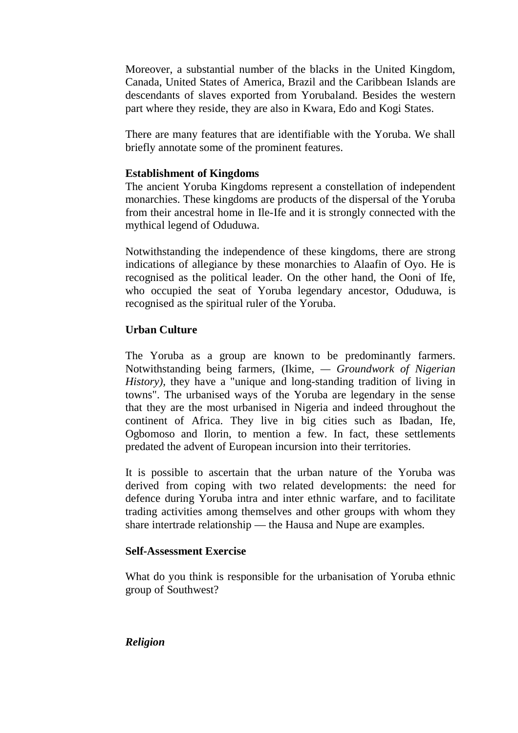Moreover, a substantial number of the blacks in the United Kingdom, Canada, United States of America, Brazil and the Caribbean Islands are descendants of slaves exported from Yorubaland. Besides the western part where they reside, they are also in Kwara, Edo and Kogi States.

There are many features that are identifiable with the Yoruba. We shall briefly annotate some of the prominent features.

**Establishment of Kingdoms**

The ancient Yoruba Kingdoms represent a constellation of independent monarchies. These kingdoms are products of the dispersal of the Yoruba from their ancestral home in Ile-Ife and it is strongly connected with the mythical legend of Oduduwa.

Notwithstanding the independence of these kingdoms, there are strong indications of allegiance by these monarchies to Alaafin of Oyo. He is recognised as the political leader. On the other hand, the Ooni of Ife, who occupied the seat of Yoruba legendary ancestor, Oduduwa, is recognised as the spiritual ruler of the Yoruba.

**Urban Culture**

The Yoruba as a group are known to be predominantly farmers. Notwithstanding being farmers, (Ikime, — *Groundwork of Nigerian History)*, they have a "unique and long-standing tradition of living in towns". The urbanised ways of the Yoruba are legendary in the sense that they are the most urbanised in Nigeria and indeed throughout the continent of Africa. They live in big cities such as Ibadan, Ife, Ogbomoso and Ilorin, to mention a few. In fact, these settlements predated the advent of European incursion into their territories.

It is possible to ascertain that the urban nature of the Yoruba was derived from coping with two related developments: the need for defence during Yoruba intra and inter ethnic warfare, and to facilitate trading activities among themselves and other groups with whom they share intertrade relationship — the Hausa and Nupe are examples.

**Self-Assessment Exercise**

What do you think is responsible for the urbanisation of Yoruba ethnic group of Southwest?

***Religion***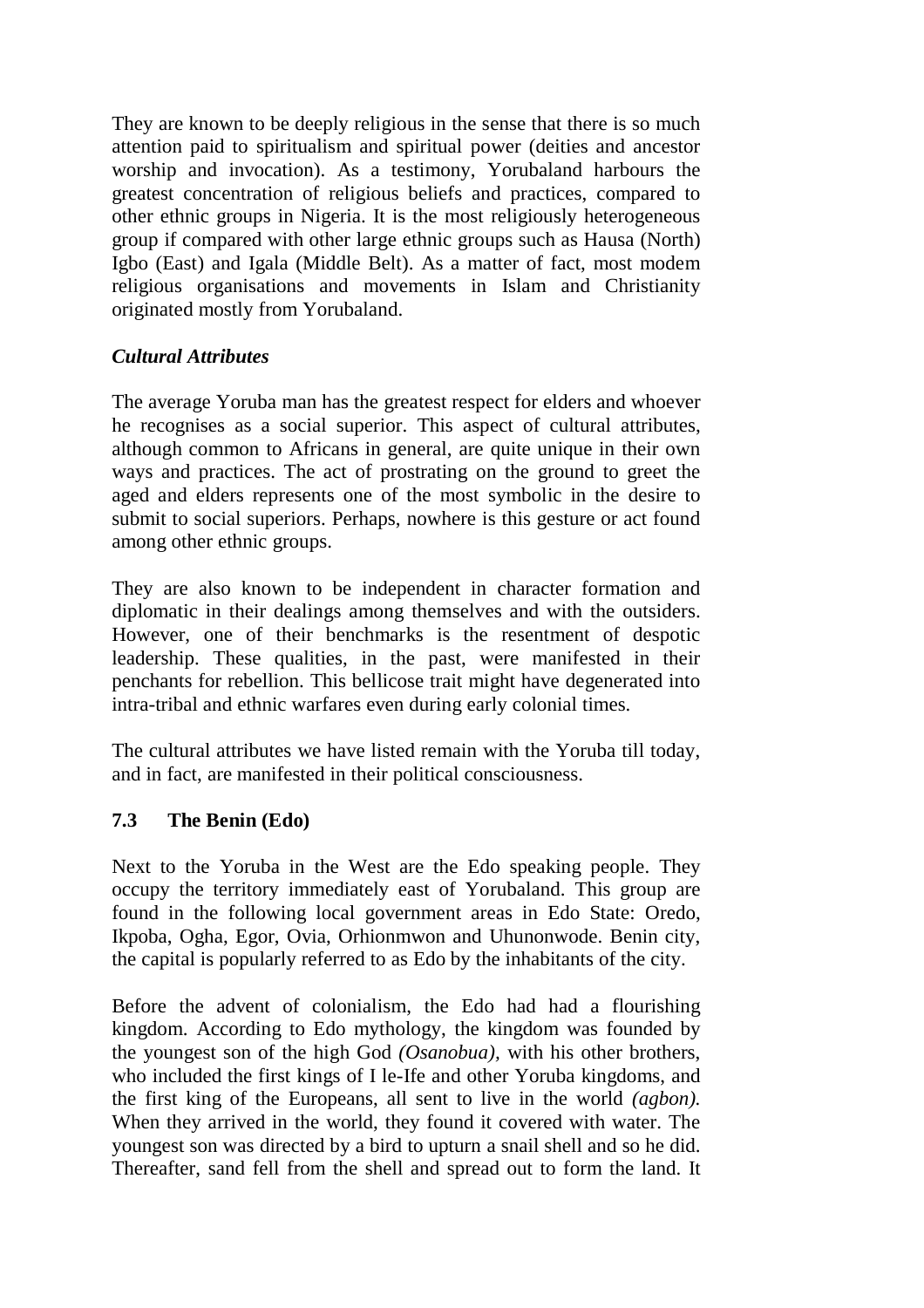They are known to be deeply religious in the sense that there is so much attention paid to spiritualism and spiritual power (deities and ancestor worship and invocation). As a testimony, Yorubaland harbours the greatest concentration of religious beliefs and practices, compared to other ethnic groups in Nigeria. It is the most religiously heterogeneous group if compared with other large ethnic groups such as Hausa (North) Igbo (East) and Igala (Middle Belt). As a matter of fact, most modem religious organisations and movements in Islam and Christianity originated mostly from Yorubaland.

### *Cultural Attributes*

The average Yoruba man has the greatest respect for elders and whoever he recognises as a social superior. This aspect of cultural attributes, although common to Africans in general, are quite unique in their own ways and practices. The act of prostrating on the ground to greet the aged and elders represents one of the most symbolic in the desire to submit to social superiors. Perhaps, nowhere is this gesture or act found among other ethnic groups.

They are also known to be independent in character formation and diplomatic in their dealings among themselves and with the outsiders. However, one of their benchmarks is the resentment of despotic leadership. These qualities, in the past, were manifested in their penchants for rebellion. This bellicose trait might have degenerated into intra-tribal and ethnic warfares even during early colonial times.

The cultural attributes we have listed remain with the Yoruba till today, and in fact, are manifested in their political consciousness.

## 7.3 The Benin (Edo)

Next to the Yoruba in the West are the Edo speaking people. They occupy the territory immediately east of Yorubaland. This group are found in the following local government areas in Edo State: Oredo, Ikpoba, Ogha, Egor, Ovia, Orhionmwon and Uhunonwode. Benin city, the capital is popularly referred to as Edo by the inhabitants of the city.

Before the advent of colonialism, the Edo had had a flourishing kingdom. According to Edo mythology, the kingdom was founded by the youngest son of the high God *(Osanobua)*, with his other brothers, who included the first kings of I le-Ife and other Yoruba kingdoms, and the first king of the Europeans, all sent to live in the world *(agbon)*. When they arrived in the world, they found it covered with water. The youngest son was directed by a bird to upturn a snail shell and so he did. Thereafter, sand fell from the shell and spread out to form the land. It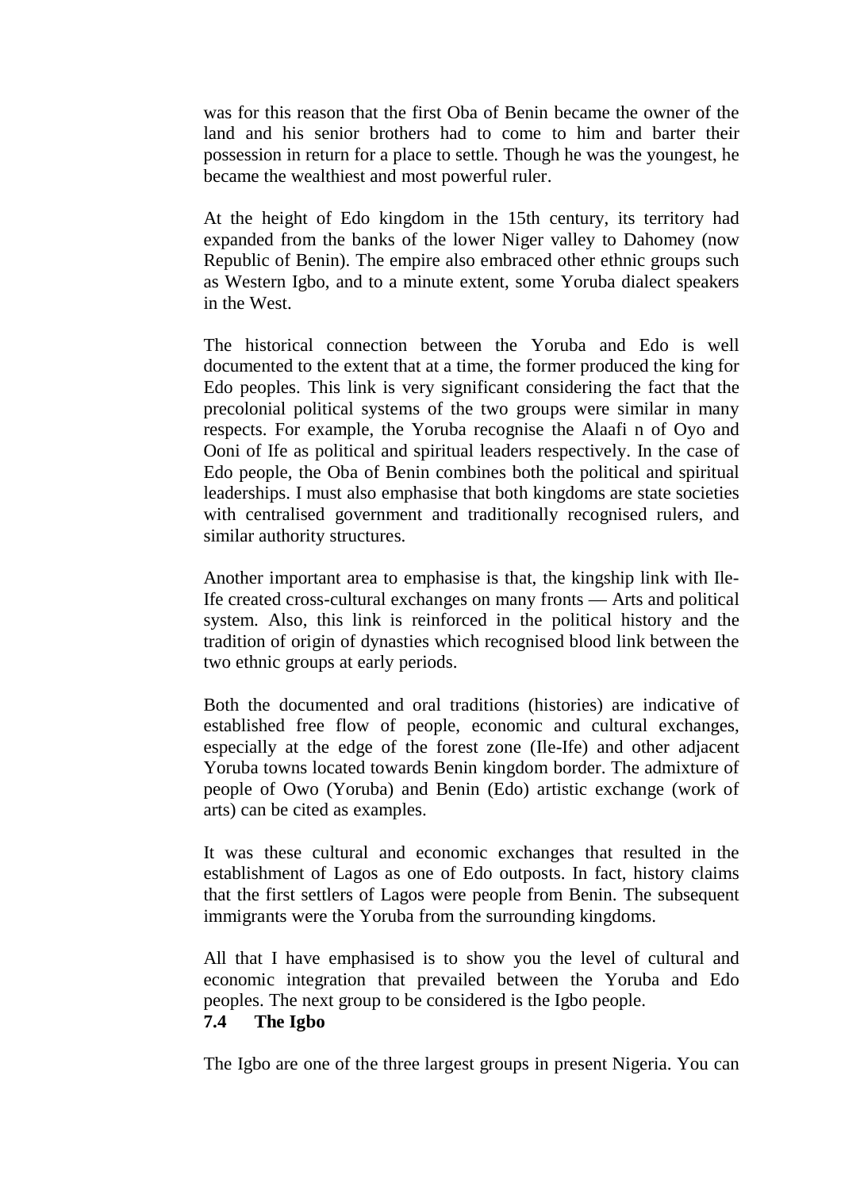was for this reason that the first Oba of Benin became the owner of the land and his senior brothers had to come to him and barter their possession in return for a place to settle. Though he was the youngest, he became the wealthiest and most powerful ruler.

At the height of Edo kingdom in the 15th century, its territory had expanded from the banks of the lower Niger valley to Dahomey (now Republic of Benin). The empire also embraced other ethnic groups such as Western Igbo, and to a minute extent, some Yoruba dialect speakers in the West.

The historical connection between the Yoruba and Edo is well documented to the extent that at a time, the former produced the king for Edo peoples. This link is very significant considering the fact that the precolonial political systems of the two groups were similar in many respects. For example, the Yoruba recognise the Alaafi n of Oyo and Ooni of Ife as political and spiritual leaders respectively. In the case of Edo people, the Oba of Benin combines both the political and spiritual leaderships. I must also emphasise that both kingdoms are state societies with centralised government and traditionally recognised rulers, and similar authority structures.

Another important area to emphasise is that, the kingship link with Ile-Ife created cross-cultural exchanges on many fronts — Arts and political system. Also, this link is reinforced in the political history and the tradition of origin of dynasties which recognised blood link between the two ethnic groups at early periods.

Both the documented and oral traditions (histories) are indicative of established free flow of people, economic and cultural exchanges, especially at the edge of the forest zone (Ile-Ife) and other adjacent Yoruba towns located towards Benin kingdom border. The admixture of people of Owo (Yoruba) and Benin (Edo) artistic exchange (work of arts) can be cited as examples.

It was these cultural and economic exchanges that resulted in the establishment of Lagos as one of Edo outposts. In fact, history claims that the first settlers of Lagos were people from Benin. The subsequent immigrants were the Yoruba from the surrounding kingdoms.

All that I have emphasised is to show you the level of cultural and economic integration that prevailed between the Yoruba and Edo peoples. The next group to be considered is the Igbo people.

## 7.4 The Igbo

The Igbo are one of the three largest groups in present Nigeria. You can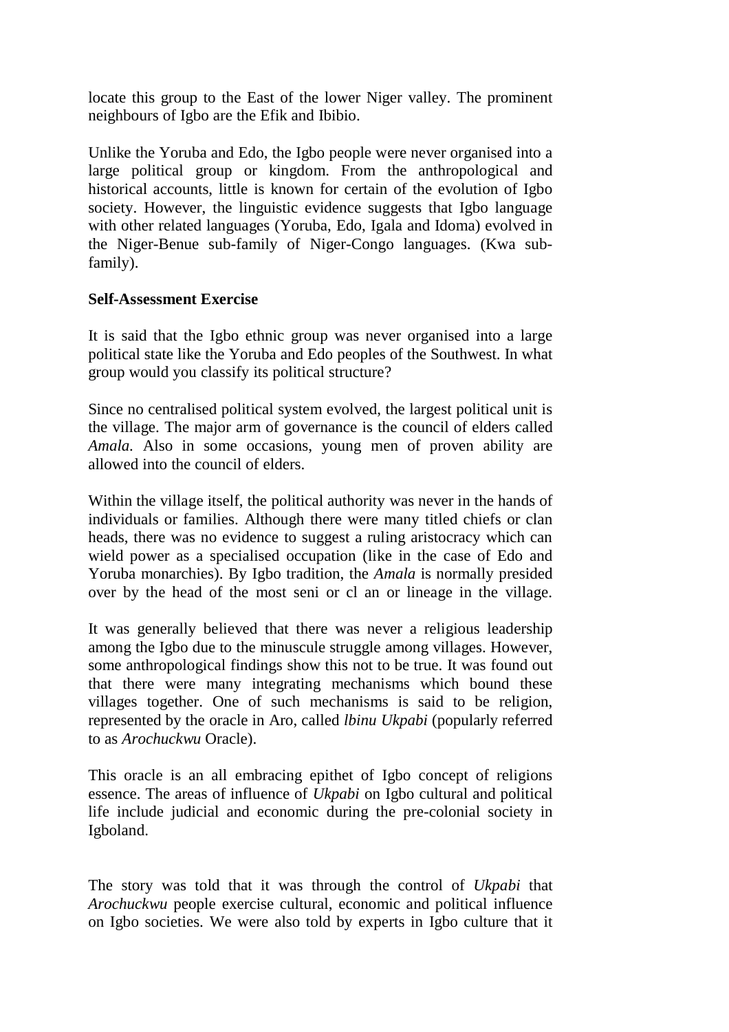locate this group to the East of the lower Niger valley. The prominent neighbours of Igbo are the Efik and Ibibio.

Unlike the Yoruba and Edo, the Igbo people were never organised into a large political group or kingdom. From the anthropological and historical accounts, little is known for certain of the evolution of Igbo society. However, the linguistic evidence suggests that Igbo language with other related languages (Yoruba, Edo, Igala and Idoma) evolved in the Niger-Benue sub-family of Niger-Congo languages. (Kwa sub-family).

**Self-Assessment Exercise**

It is said that the Igbo ethnic group was never organised into a large political state like the Yoruba and Edo peoples of the Southwest. In what group would you classify its political structure?

Since no centralised political system evolved, the largest political unit is the village. The major arm of governance is the council of elders called *Amala*. Also in some occasions, young men of proven ability are allowed into the council of elders.

Within the village itself, the political authority was never in the hands of individuals or families. Although there were many titled chiefs or clan heads, there was no evidence to suggest a ruling aristocracy which can wield power as a specialised occupation (like in the case of Edo and Yoruba monarchies). By Igbo tradition, the *Amala* is normally presided over by the head of the most seni or cl an or lineage in the village.

It was generally believed that there was never a religious leadership among the Igbo due to the minuscule struggle among villages. However, some anthropological findings show this not to be true. It was found out that there were many integrating mechanisms which bound these villages together. One of such mechanisms is said to be religion, represented by the oracle in Aro, called *lbinu Ukpabi* (popularly referred to as *Arochuckwu* Oracle).

This oracle is an all embracing epithet of Igbo concept of religions essence. The areas of influence of *Ukpabi* on Igbo cultural and political life include judicial and economic during the pre-colonial society in Igboland.

The story was told that it was through the control of *Ukpabi* that *Arochuckwu* people exercise cultural, economic and political influence on Igbo societies. We were also told by experts in Igbo culture that it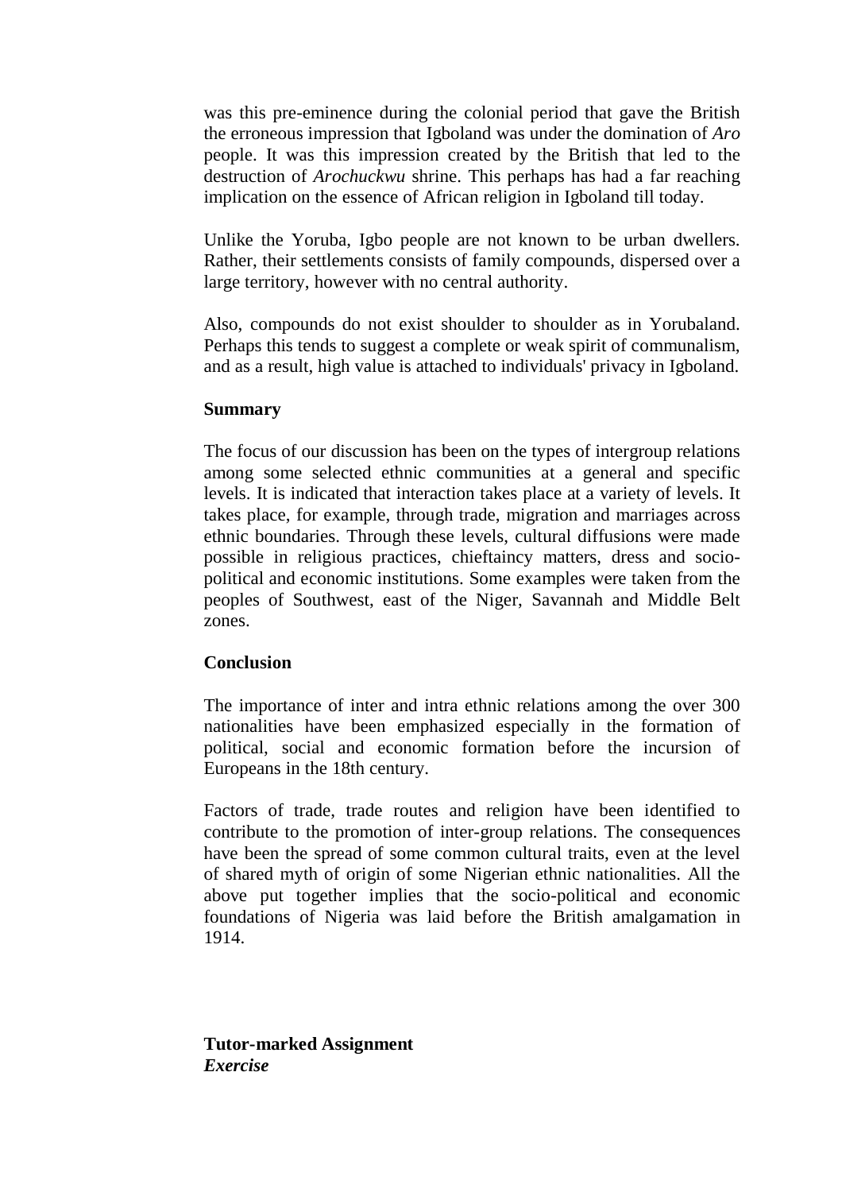was this pre-eminence during the colonial period that gave the British the erroneous impression that Igboland was under the domination of *Aro* people. It was this impression created by the British that led to the destruction of *Arochuckwu* shrine. This perhaps has had a far reaching implication on the essence of African religion in Igboland till today.

Unlike the Yoruba, Igbo people are not known to be urban dwellers. Rather, their settlements consists of family compounds, dispersed over a large territory, however with no central authority.

Also, compounds do not exist shoulder to shoulder as in Yorubaland. Perhaps this tends to suggest a complete or weak spirit of communalism, and as a result, high value is attached to individuals' privacy in Igboland.

**Summary**

The focus of our discussion has been on the types of intergroup relations among some selected ethnic communities at a general and specific levels. It is indicated that interaction takes place at a variety of levels. It takes place, for example, through trade, migration and marriages across ethnic boundaries. Through these levels, cultural diffusions were made possible in religious practices, chieftaincy matters, dress and socio-political and economic institutions. Some examples were taken from the peoples of Southwest, east of the Niger, Savannah and Middle Belt zones.

**Conclusion**

The importance of inter and intra ethnic relations among the over 300 nationalities have been emphasized especially in the formation of political, social and economic formation before the incursion of Europeans in the 18th century.

Factors of trade, trade routes and religion have been identified to contribute to the promotion of inter-group relations. The consequences have been the spread of some common cultural traits, even at the level of shared myth of origin of some Nigerian ethnic nationalities. All the above put together implies that the socio-political and economic foundations of Nigeria was laid before the British amalgamation in 1914.

**Tutor-marked Assignment**
***Exercise***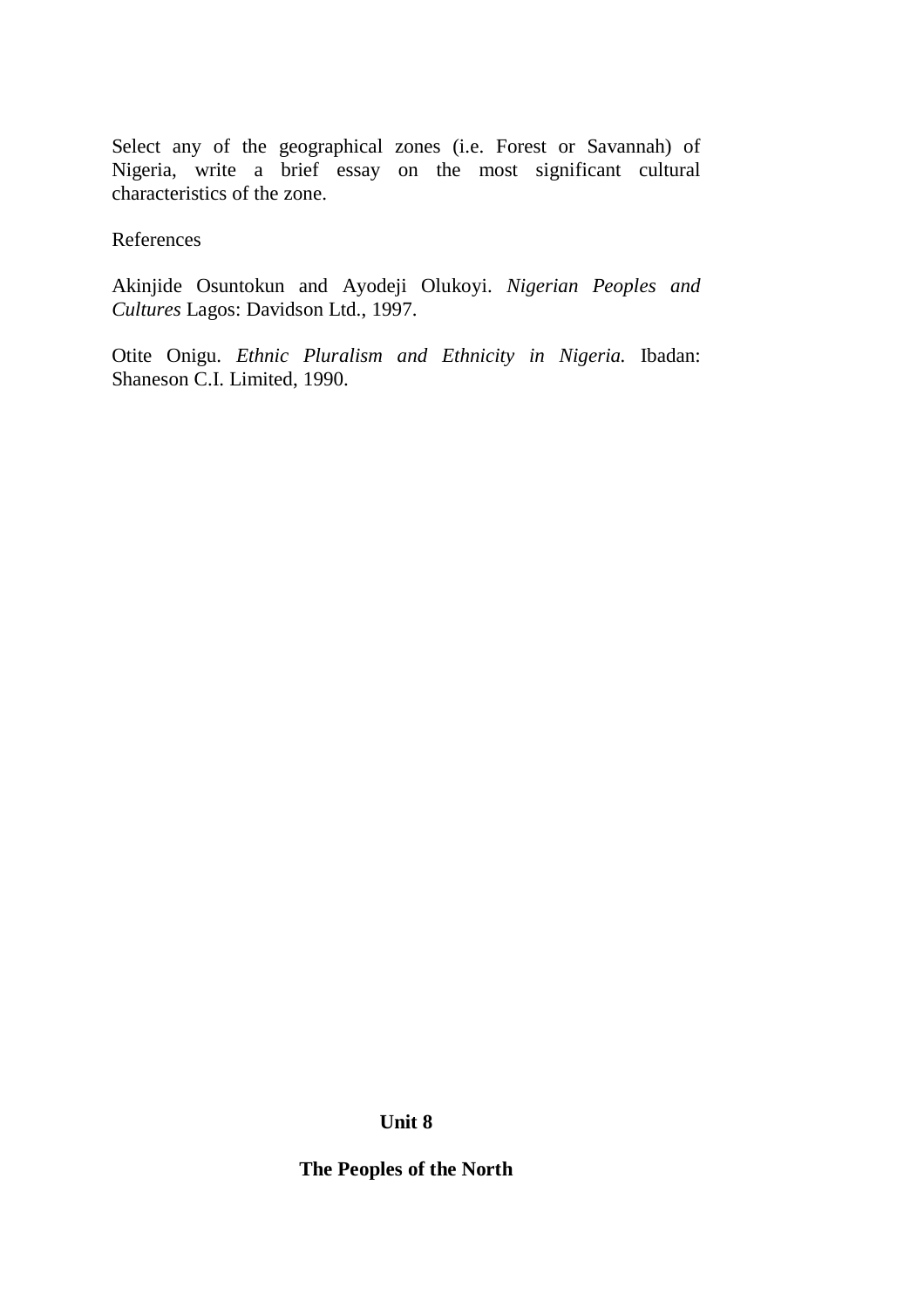Select any of the geographical zones (i.e. Forest or Savannah) of Nigeria, write a brief essay on the most significant cultural characteristics of the zone.

References

Akinjide Osuntokun and Ayodeji Olukoyi. *Nigerian Peoples and Cultures* Lagos: Davidson Ltd., 1997.

Otite Onigu. *Ethnic Pluralism and Ethnicity in Nigeria.* Ibadan: Shaneson C.I. Limited, 1990.

# Unit 8

## The Peoples of the North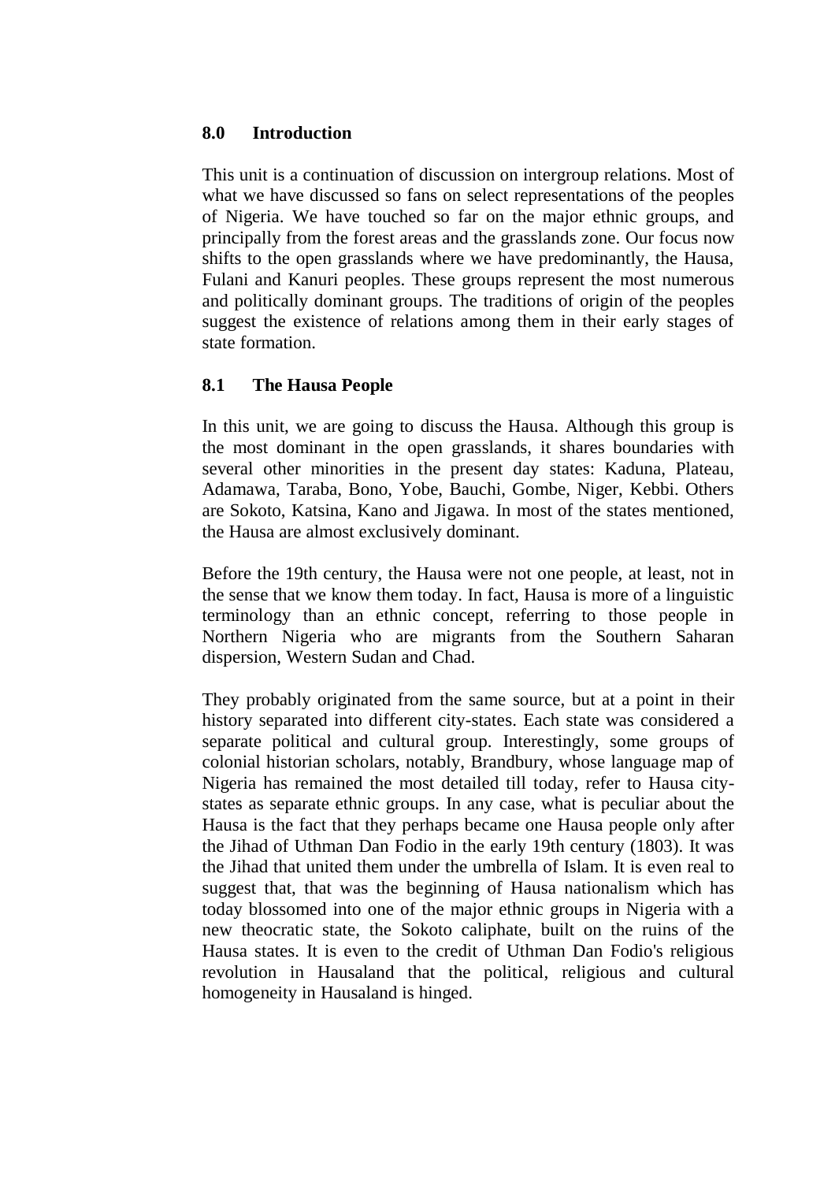## 8.0 Introduction

This unit is a continuation of discussion on intergroup relations. Most of what we have discussed so fans on select representations of the peoples of Nigeria. We have touched so far on the major ethnic groups, and principally from the forest areas and the grasslands zone. Our focus now shifts to the open grasslands where we have predominantly, the Hausa, Fulani and Kanuri peoples. These groups represent the most numerous and politically dominant groups. The traditions of origin of the peoples suggest the existence of relations among them in their early stages of state formation.

## 8.1 The Hausa People

In this unit, we are going to discuss the Hausa. Although this group is the most dominant in the open grasslands, it shares boundaries with several other minorities in the present day states: Kaduna, Plateau, Adamawa, Taraba, Bono, Yobe, Bauchi, Gombe, Niger, Kebbi. Others are Sokoto, Katsina, Kano and Jigawa. In most of the states mentioned, the Hausa are almost exclusively dominant.

Before the 19th century, the Hausa were not one people, at least, not in the sense that we know them today. In fact, Hausa is more of a linguistic terminology than an ethnic concept, referring to those people in Northern Nigeria who are migrants from the Southern Saharan dispersion, Western Sudan and Chad.

They probably originated from the same source, but at a point in their history separated into different city-states. Each state was considered a separate political and cultural group. Interestingly, some groups of colonial historian scholars, notably, Brandbury, whose language map of Nigeria has remained the most detailed till today, refer to Hausa city-states as separate ethnic groups. In any case, what is peculiar about the Hausa is the fact that they perhaps became one Hausa people only after the Jihad of Uthman Dan Fodio in the early 19th century (1803). It was the Jihad that united them under the umbrella of Islam. It is even real to suggest that, that was the beginning of Hausa nationalism which has today blossomed into one of the major ethnic groups in Nigeria with a new theocratic state, the Sokoto caliphate, built on the ruins of the Hausa states. It is even to the credit of Uthman Dan Fodio's religious revolution in Hausaland that the political, religious and cultural homogeneity in Hausaland is hinged.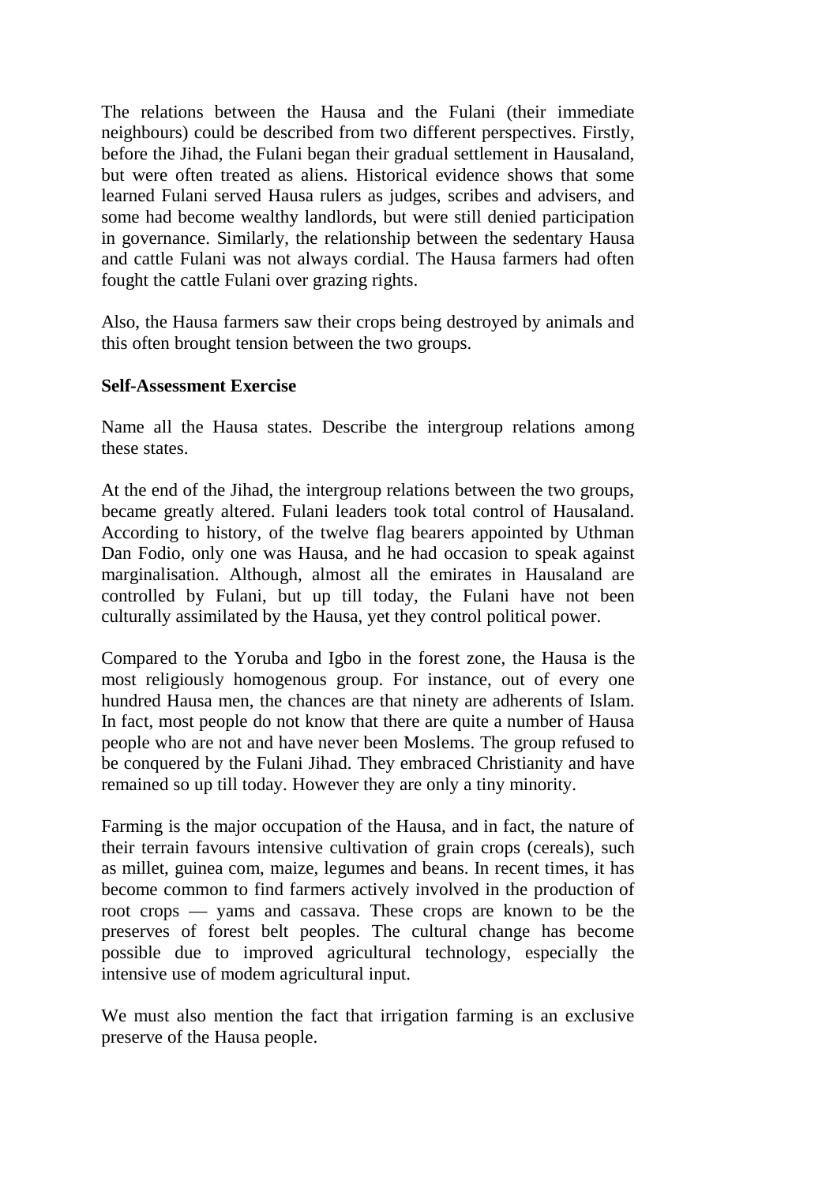The relations between the Hausa and the Fulani (their immediate neighbours) could be described from two different perspectives. Firstly, before the Jihad, the Fulani began their gradual settlement in Hausaland, but were often treated as aliens. Historical evidence shows that some learned Fulani served Hausa rulers as judges, scribes and advisers, and some had become wealthy landlords, but were still denied participation in governance. Similarly, the relationship between the sedentary Hausa and cattle Fulani was not always cordial. The Hausa farmers had often fought the cattle Fulani over grazing rights.

Also, the Hausa farmers saw their crops being destroyed by animals and this often brought tension between the two groups.

**Self-Assessment Exercise**

Name all the Hausa states. Describe the intergroup relations among these states.

At the end of the Jihad, the intergroup relations between the two groups, became greatly altered. Fulani leaders took total control of Hausaland. According to history, of the twelve flag bearers appointed by Uthman Dan Fodio, only one was Hausa, and he had occasion to speak against marginalisation. Although, almost all the emirates in Hausaland are controlled by Fulani, but up till today, the Fulani have not been culturally assimilated by the Hausa, yet they control political power.

Compared to the Yoruba and Igbo in the forest zone, the Hausa is the most religiously homogenous group. For instance, out of every one hundred Hausa men, the chances are that ninety are adherents of Islam. In fact, most people do not know that there are quite a number of Hausa people who are not and have never been Moslems. The group refused to be conquered by the Fulani Jihad. They embraced Christianity and have remained so up till today. However they are only a tiny minority.

Farming is the major occupation of the Hausa, and in fact, the nature of their terrain favours intensive cultivation of grain crops (cereals), such as millet, guinea com, maize, legumes and beans. In recent times, it has become common to find farmers actively involved in the production of root crops — yams and cassava. These crops are known to be the preserves of forest belt peoples. The cultural change has become possible due to improved agricultural technology, especially the intensive use of modem agricultural input.

We must also mention the fact that irrigation farming is an exclusive preserve of the Hausa people.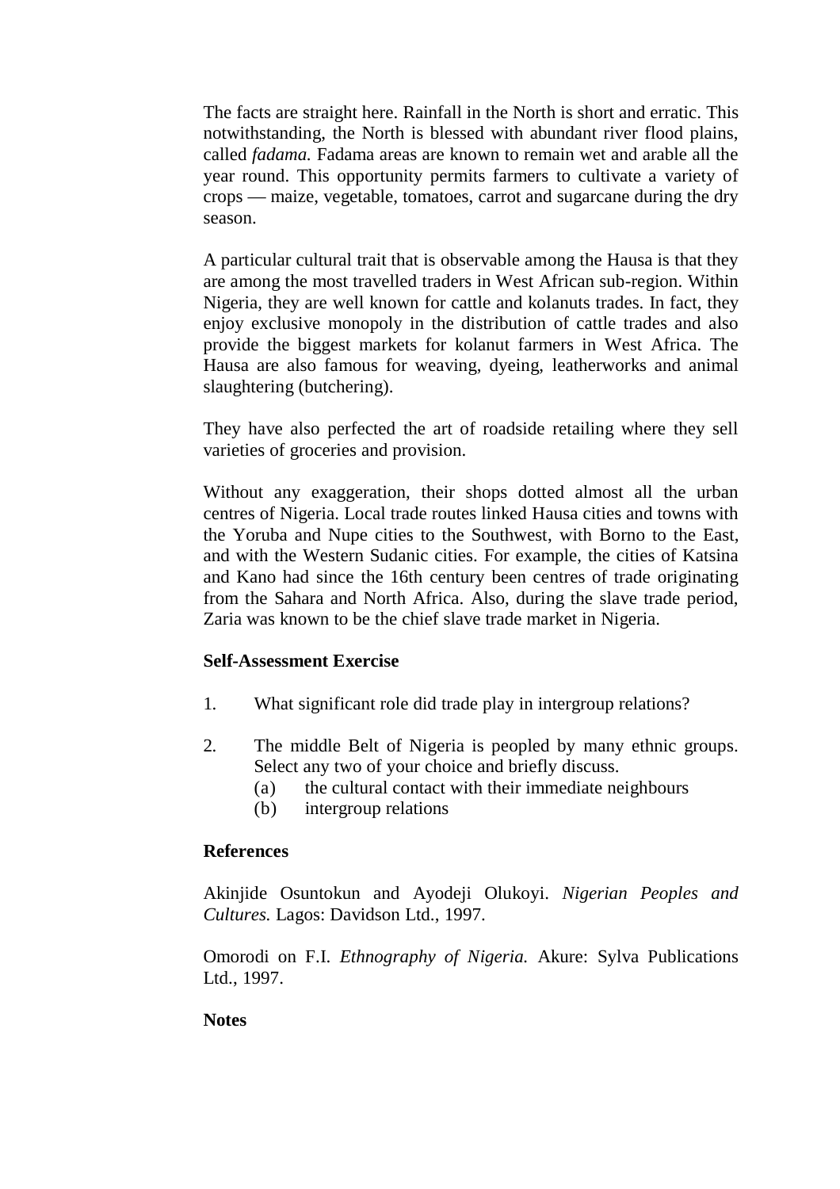The facts are straight here. Rainfall in the North is short and erratic. This notwithstanding, the North is blessed with abundant river flood plains, called *fadama.* Fadama areas are known to remain wet and arable all the year round. This opportunity permits farmers to cultivate a variety of crops — maize, vegetable, tomatoes, carrot and sugarcane during the dry season.

A particular cultural trait that is observable among the Hausa is that they are among the most travelled traders in West African sub-region. Within Nigeria, they are well known for cattle and kolanuts trades. In fact, they enjoy exclusive monopoly in the distribution of cattle trades and also provide the biggest markets for kolanut farmers in West Africa. The Hausa are also famous for weaving, dyeing, leatherworks and animal slaughtering (butchering).

They have also perfected the art of roadside retailing where they sell varieties of groceries and provision.

Without any exaggeration, their shops dotted almost all the urban centres of Nigeria. Local trade routes linked Hausa cities and towns with the Yoruba and Nupe cities to the Southwest, with Borno to the East, and with the Western Sudanic cities. For example, the cities of Katsina and Kano had since the 16th century been centres of trade originating from the Sahara and North Africa. Also, during the slave trade period, Zaria was known to be the chief slave trade market in Nigeria.

**Self-Assessment Exercise**

1. What significant role did trade play in intergroup relations?

2. The middle Belt of Nigeria is peopled by many ethnic groups. Select any two of your choice and briefly discuss.
   (a) the cultural contact with their immediate neighbours
   (b) intergroup relations

**References**

Akinjide Osuntokun and Ayodeji Olukoyi. *Nigerian Peoples and Cultures.* Lagos: Davidson Ltd., 1997.

Omorodi on F.I. *Ethnography of Nigeria.* Akure: Sylva Publications Ltd., 1997.

**Notes**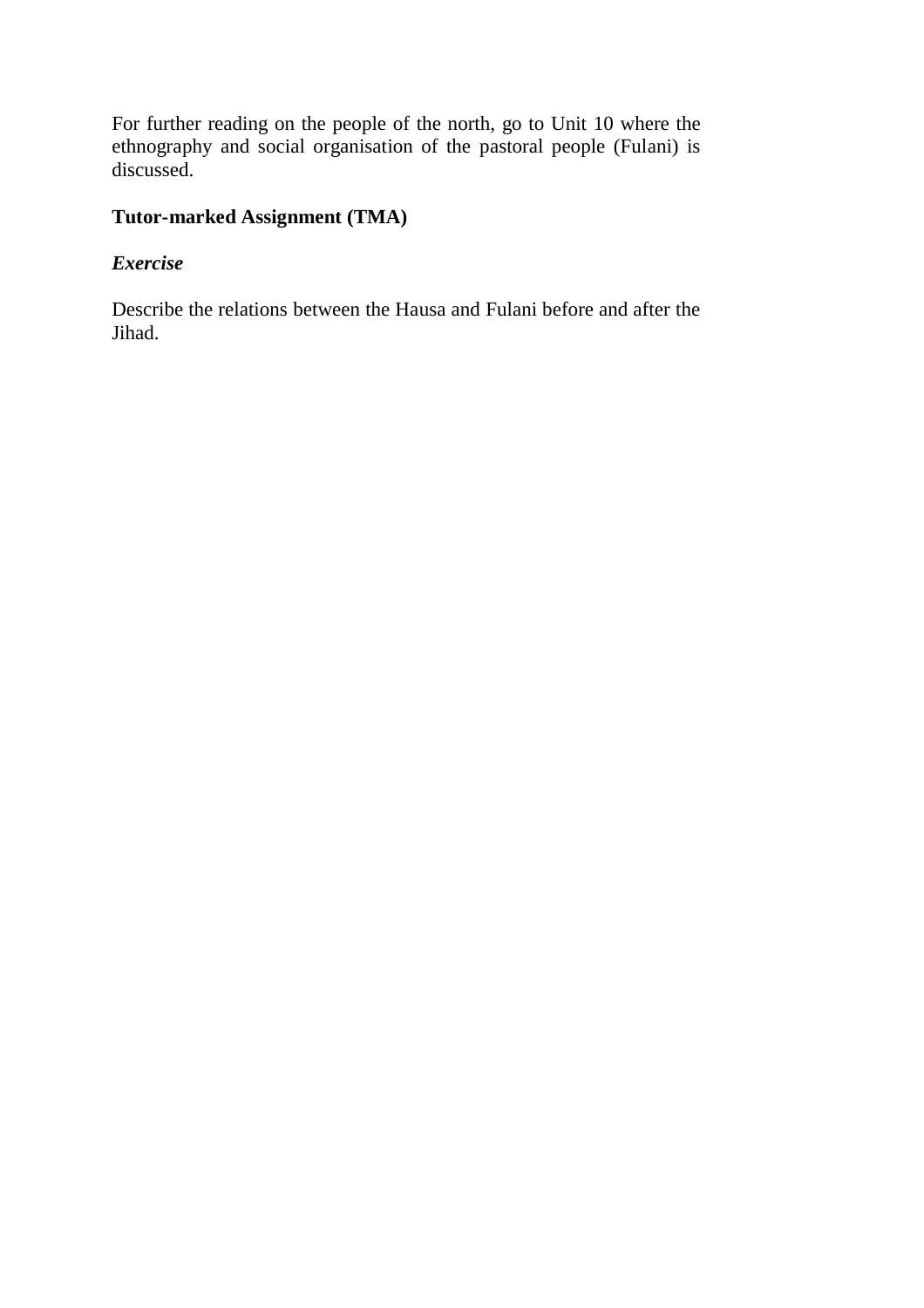For further reading on the people of the north, go to Unit 10 where the ethnography and social organisation of the pastoral people (Fulani) is discussed.

**Tutor-marked Assignment (TMA)**

***Exercise***

Describe the relations between the Hausa and Fulani before and after the Jihad.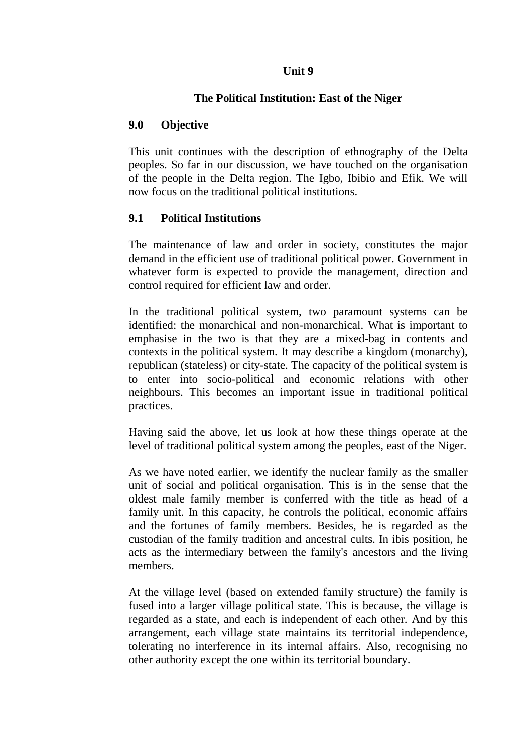**Unit 9**

**The Political Institution: East of the Niger**

## 9.0 Objective

This unit continues with the description of ethnography of the Delta peoples. So far in our discussion, we have touched on the organisation of the people in the Delta region. The Igbo, Ibibio and Efik. We will now focus on the traditional political institutions.

## 9.1 Political Institutions

The maintenance of law and order in society, constitutes the major demand in the efficient use of traditional political power. Government in whatever form is expected to provide the management, direction and control required for efficient law and order.

In the traditional political system, two paramount systems can be identified: the monarchical and non-monarchical. What is important to emphasise in the two is that they are a mixed-bag in contents and contexts in the political system. It may describe a kingdom (monarchy), republican (stateless) or city-state. The capacity of the political system is to enter into socio-political and economic relations with other neighbours. This becomes an important issue in traditional political practices.

Having said the above, let us look at how these things operate at the level of traditional political system among the peoples, east of the Niger.

As we have noted earlier, we identify the nuclear family as the smaller unit of social and political organisation. This is in the sense that the oldest male family member is conferred with the title as head of a family unit. In this capacity, he controls the political, economic affairs and the fortunes of family members. Besides, he is regarded as the custodian of the family tradition and ancestral cults. In ibis position, he acts as the intermediary between the family's ancestors and the living members.

At the village level (based on extended family structure) the family is fused into a larger village political state. This is because, the village is regarded as a state, and each is independent of each other. And by this arrangement, each village state maintains its territorial independence, tolerating no interference in its internal affairs. Also, recognising no other authority except the one within its territorial boundary.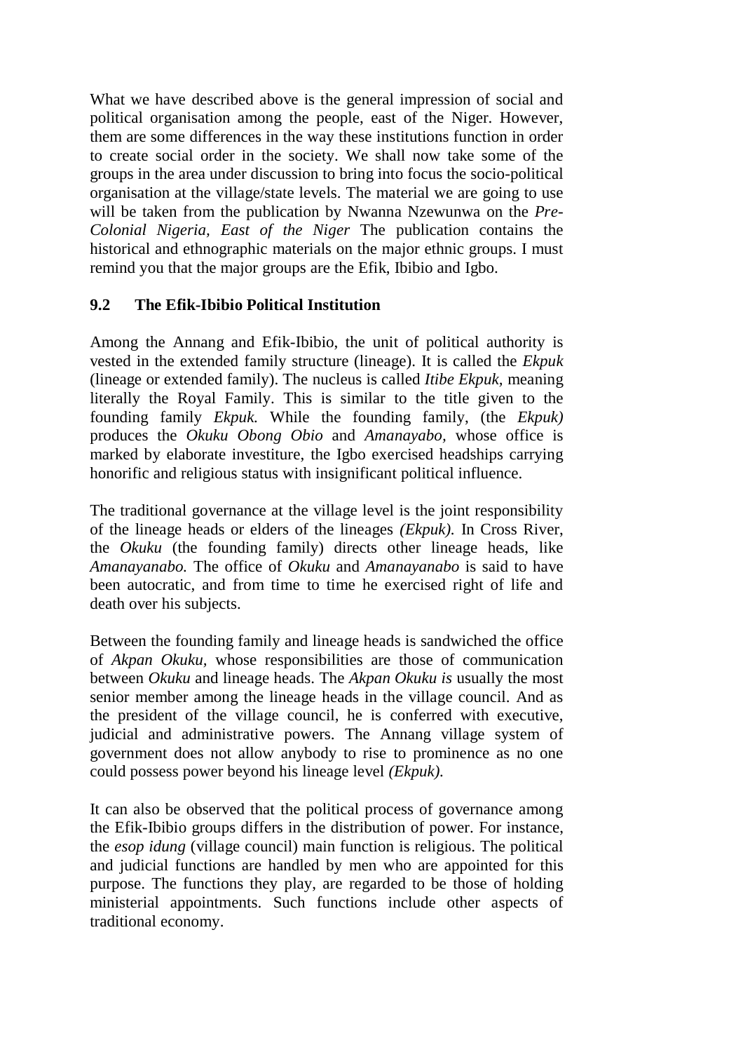What we have described above is the general impression of social and political organisation among the people, east of the Niger. However, them are some differences in the way these institutions function in order to create social order in the society. We shall now take some of the groups in the area under discussion to bring into focus the socio-political organisation at the village/state levels. The material we are going to use will be taken from the publication by Nwanna Nzewunwa on the *Pre-Colonial Nigeria, East of the Niger* The publication contains the historical and ethnographic materials on the major ethnic groups. I must remind you that the major groups are the Efik, Ibibio and Igbo.

## 9.2 The Efik-Ibibio Political Institution

Among the Annang and Efik-Ibibio, the unit of political authority is vested in the extended family structure (lineage). It is called the *Ekpuk* (lineage or extended family). The nucleus is called *Itibe Ekpuk*, meaning literally the Royal Family. This is similar to the title given to the founding family *Ekpuk.* While the founding family, (the *Ekpuk)* produces the *Okuku Obong Obio* and *Amanayabo*, whose office is marked by elaborate investiture, the Igbo exercised headships carrying honorific and religious status with insignificant political influence.

The traditional governance at the village level is the joint responsibility of the lineage heads or elders of the lineages *(Ekpuk).* In Cross River, the *Okuku* (the founding family) directs other lineage heads, like *Amanayanabo.* The office of *Okuku* and *Amanayanabo* is said to have been autocratic, and from time to time he exercised right of life and death over his subjects.

Between the founding family and lineage heads is sandwiched the office of *Akpan Okuku*, whose responsibilities are those of communication between *Okuku* and lineage heads. The *Akpan Okuku is* usually the most senior member among the lineage heads in the village council. And as the president of the village council, he is conferred with executive, judicial and administrative powers. The Annang village system of government does not allow anybody to rise to prominence as no one could possess power beyond his lineage level *(Ekpuk).*

It can also be observed that the political process of governance among the Efik-Ibibio groups differs in the distribution of power. For instance, the *esop idung* (village council) main function is religious. The political and judicial functions are handled by men who are appointed for this purpose. The functions they play, are regarded to be those of holding ministerial appointments. Such functions include other aspects of traditional economy.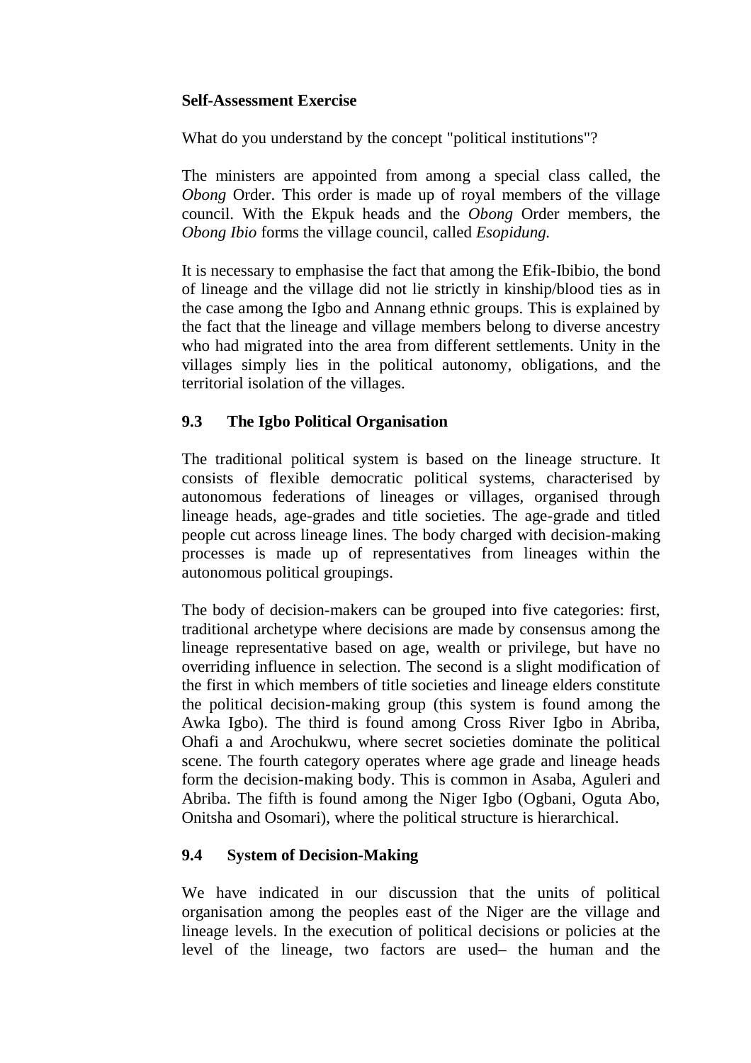**Self-Assessment Exercise**

What do you understand by the concept "political institutions"?

The ministers are appointed from among a special class called, the *Obong* Order. This order is made up of royal members of the village council. With the Ekpuk heads and the *Obong* Order members, the *Obong Ibio* forms the village council, called *Esopidung.*

It is necessary to emphasise the fact that among the Efik-Ibibio, the bond of lineage and the village did not lie strictly in kinship/blood ties as in the case among the Igbo and Annang ethnic groups. This is explained by the fact that the lineage and village members belong to diverse ancestry who had migrated into the area from different settlements. Unity in the villages simply lies in the political autonomy, obligations, and the territorial isolation of the villages.

## 9.3 The Igbo Political Organisation

The traditional political system is based on the lineage structure. It consists of flexible democratic political systems, characterised by autonomous federations of lineages or villages, organised through lineage heads, age-grades and title societies. The age-grade and titled people cut across lineage lines. The body charged with decision-making processes is made up of representatives from lineages within the autonomous political groupings.

The body of decision-makers can be grouped into five categories: first, traditional archetype where decisions are made by consensus among the lineage representative based on age, wealth or privilege, but have no overriding influence in selection. The second is a slight modification of the first in which members of title societies and lineage elders constitute the political decision-making group (this system is found among the Awka Igbo). The third is found among Cross River Igbo in Abriba, Ohafi a and Arochukwu, where secret societies dominate the political scene. The fourth category operates where age grade and lineage heads form the decision-making body. This is common in Asaba, Aguleri and Abriba. The fifth is found among the Niger Igbo (Ogbani, Oguta Abo, Onitsha and Osomari), where the political structure is hierarchical.

## 9.4 System of Decision-Making

We have indicated in our discussion that the units of political organisation among the peoples east of the Niger are the village and lineage levels. In the execution of political decisions or policies at the level of the lineage, two factors are used– the human and the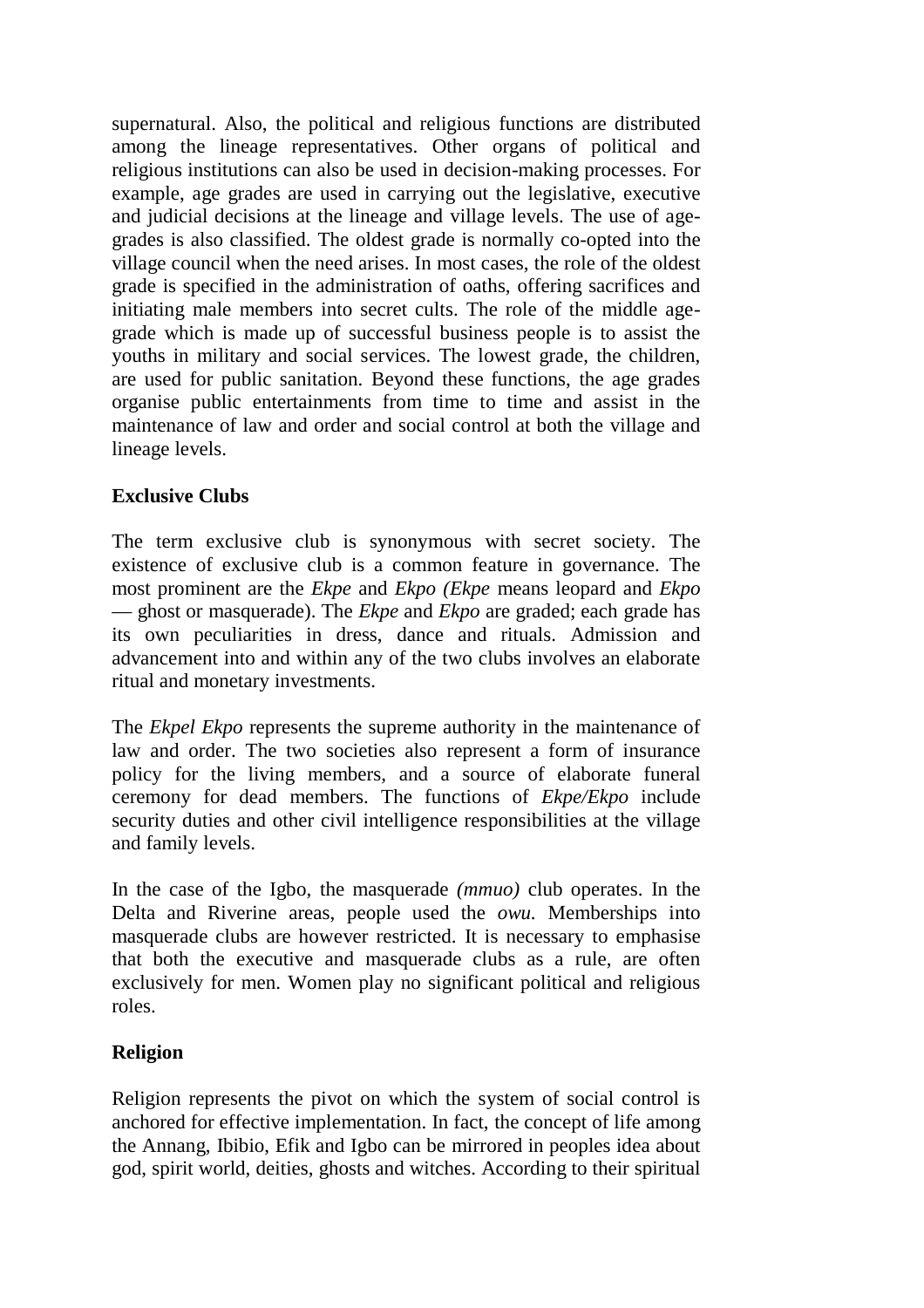supernatural. Also, the political and religious functions are distributed among the lineage representatives. Other organs of political and religious institutions can also be used in decision-making processes. For example, age grades are used in carrying out the legislative, executive and judicial decisions at the lineage and village levels. The use of age-grades is also classified. The oldest grade is normally co-opted into the village council when the need arises. In most cases, the role of the oldest grade is specified in the administration of oaths, offering sacrifices and initiating male members into secret cults. The role of the middle age-grade which is made up of successful business people is to assist the youths in military and social services. The lowest grade, the children, are used for public sanitation. Beyond these functions, the age grades organise public entertainments from time to time and assist in the maintenance of law and order and social control at both the village and lineage levels.

**Exclusive Clubs**

The term exclusive club is synonymous with secret society. The existence of exclusive club is a common feature in governance. The most prominent are the *Ekpe* and *Ekpo (Ekpe* means leopard and *Ekpo* — ghost or masquerade). The *Ekpe* and *Ekpo* are graded; each grade has its own peculiarities in dress, dance and rituals. Admission and advancement into and within any of the two clubs involves an elaborate ritual and monetary investments.

The *Ekpel Ekpo* represents the supreme authority in the maintenance of law and order. The two societies also represent a form of insurance policy for the living members, and a source of elaborate funeral ceremony for dead members. The functions of *Ekpe/Ekpo* include security duties and other civil intelligence responsibilities at the village and family levels.

In the case of the Igbo, the masquerade *(mmuo)* club operates. In the Delta and Riverine areas, people used the *owu.* Memberships into masquerade clubs are however restricted. It is necessary to emphasise that both the executive and masquerade clubs as a rule, are often exclusively for men. Women play no significant political and religious roles.

**Religion**

Religion represents the pivot on which the system of social control is anchored for effective implementation. In fact, the concept of life among the Annang, Ibibio, Efik and Igbo can be mirrored in peoples idea about god, spirit world, deities, ghosts and witches. According to their spiritual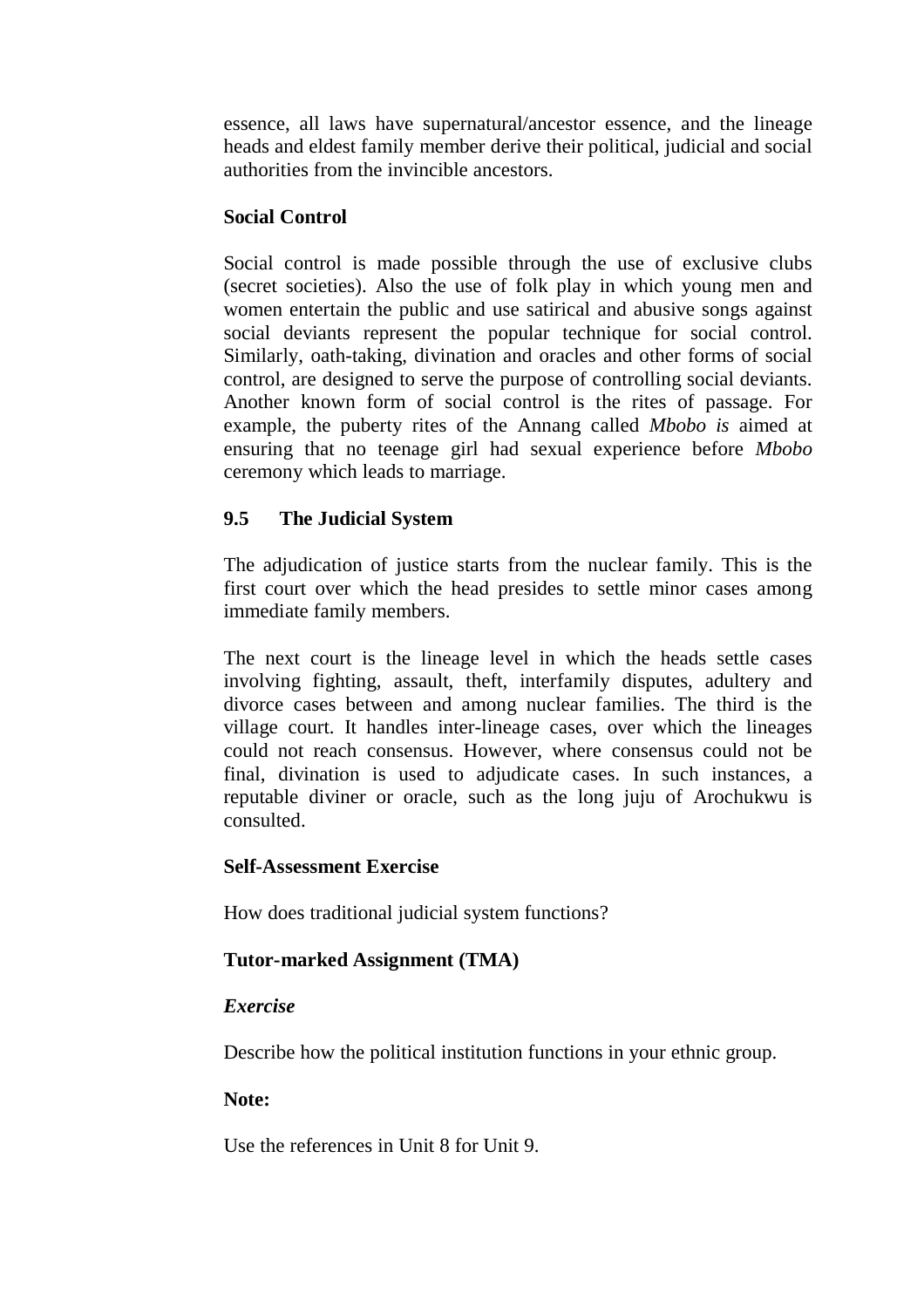essence, all laws have supernatural/ancestor essence, and the lineage heads and eldest family member derive their political, judicial and social authorities from the invincible ancestors.

**Social Control**

Social control is made possible through the use of exclusive clubs (secret societies). Also the use of folk play in which young men and women entertain the public and use satirical and abusive songs against social deviants represent the popular technique for social control. Similarly, oath-taking, divination and oracles and other forms of social control, are designed to serve the purpose of controlling social deviants. Another known form of social control is the rites of passage. For example, the puberty rites of the Annang called *Mbobo is* aimed at ensuring that no teenage girl had sexual experience before *Mbobo* ceremony which leads to marriage.

## 9.5 The Judicial System

The adjudication of justice starts from the nuclear family. This is the first court over which the head presides to settle minor cases among immediate family members.

The next court is the lineage level in which the heads settle cases involving fighting, assault, theft, interfamily disputes, adultery and divorce cases between and among nuclear families. The third is the village court. It handles inter-lineage cases, over which the lineages could not reach consensus. However, where consensus could not be final, divination is used to adjudicate cases. In such instances, a reputable diviner or oracle, such as the long juju of Arochukwu is consulted.

**Self-Assessment Exercise**

How does traditional judicial system functions?

**Tutor-marked Assignment (TMA)**

***Exercise***

Describe how the political institution functions in your ethnic group.

**Note:**

Use the references in Unit 8 for Unit 9.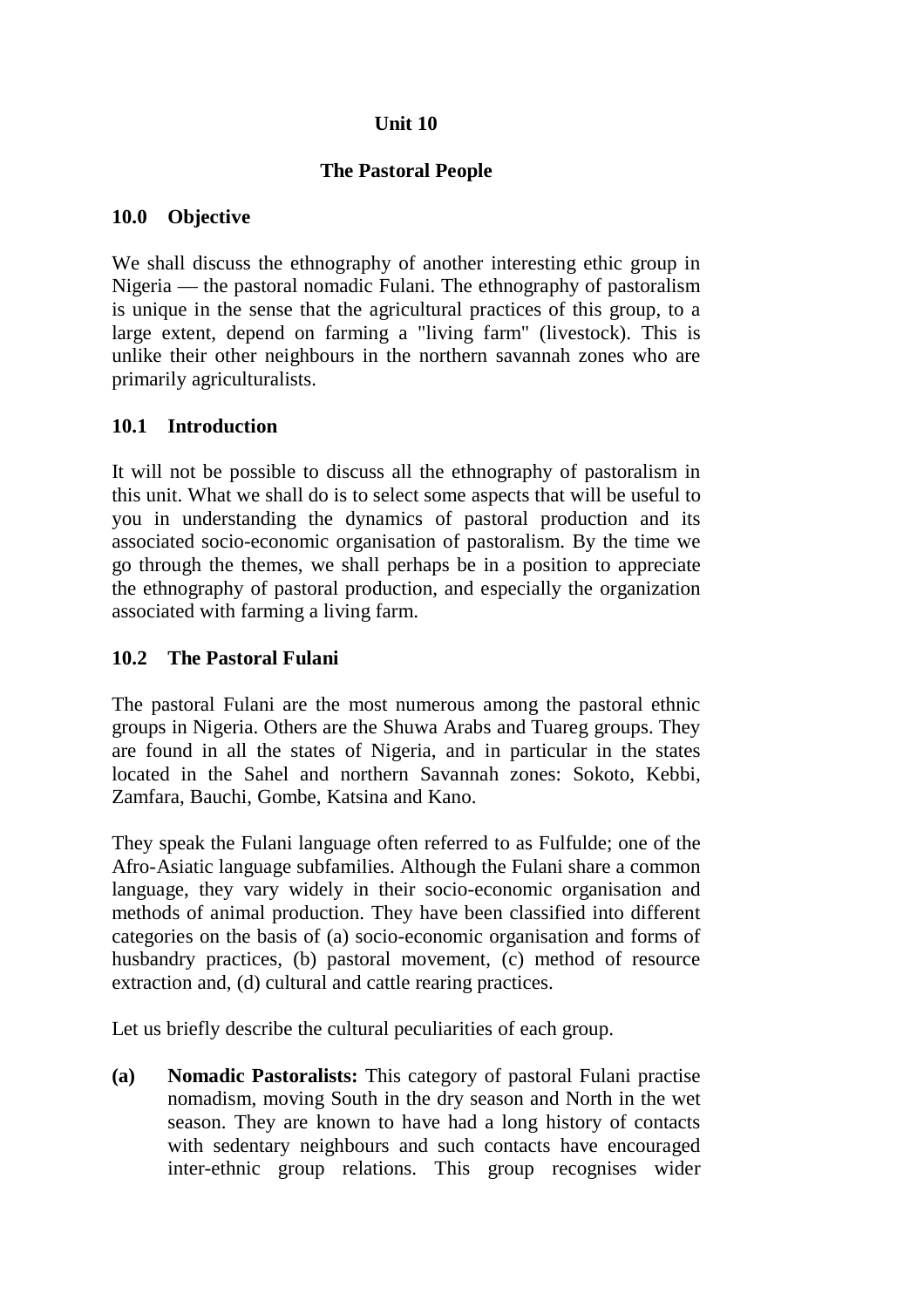# Unit 10

## The Pastoral People

### 10.0 Objective

We shall discuss the ethnography of another interesting ethic group in Nigeria — the pastoral nomadic Fulani. The ethnography of pastoralism is unique in the sense that the agricultural practices of this group, to a large extent, depend on farming a "living farm" (livestock). This is unlike their other neighbours in the northern savannah zones who are primarily agriculturalists.

### 10.1 Introduction

It will not be possible to discuss all the ethnography of pastoralism in this unit. What we shall do is to select some aspects that will be useful to you in understanding the dynamics of pastoral production and its associated socio-economic organisation of pastoralism. By the time we go through the themes, we shall perhaps be in a position to appreciate the ethnography of pastoral production, and especially the organization associated with farming a living farm.

### 10.2 The Pastoral Fulani

The pastoral Fulani are the most numerous among the pastoral ethnic groups in Nigeria. Others are the Shuwa Arabs and Tuareg groups. They are found in all the states of Nigeria, and in particular in the states located in the Sahel and northern Savannah zones: Sokoto, Kebbi, Zamfara, Bauchi, Gombe, Katsina and Kano.

They speak the Fulani language often referred to as Fulfulde; one of the Afro-Asiatic language subfamilies. Although the Fulani share a common language, they vary widely in their socio-economic organisation and methods of animal production. They have been classified into different categories on the basis of (a) socio-economic organisation and forms of husbandry practices, (b) pastoral movement, (c) method of resource extraction and, (d) cultural and cattle rearing practices.

Let us briefly describe the cultural peculiarities of each group.

**(a) Nomadic Pastoralists:** This category of pastoral Fulani practise nomadism, moving South in the dry season and North in the wet season. They are known to have had a long history of contacts with sedentary neighbours and such contacts have encouraged inter-ethnic group relations. This group recognises wider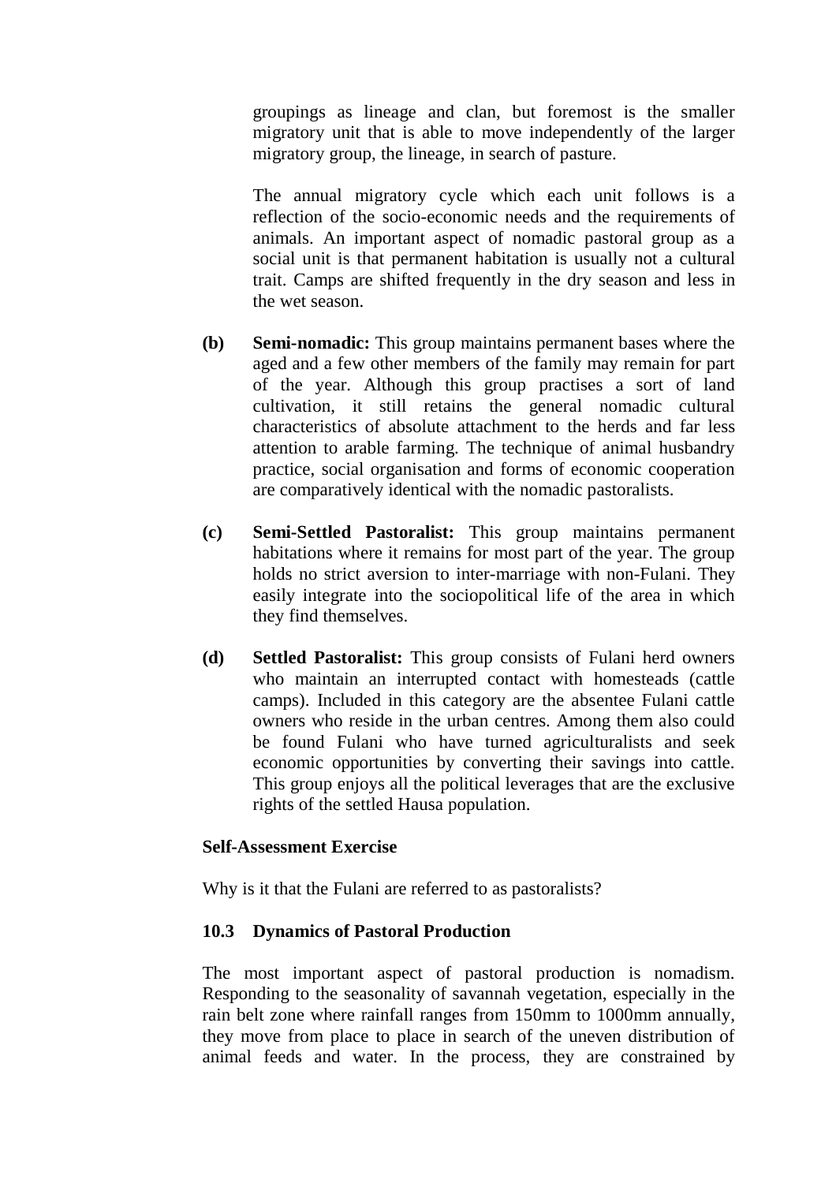groupings as lineage and clan, but foremost is the smaller migratory unit that is able to move independently of the larger migratory group, the lineage, in search of pasture.

The annual migratory cycle which each unit follows is a reflection of the socio-economic needs and the requirements of animals. An important aspect of nomadic pastoral group as a social unit is that permanent habitation is usually not a cultural trait. Camps are shifted frequently in the dry season and less in the wet season.

**(b)** **Semi-nomadic:** This group maintains permanent bases where the aged and a few other members of the family may remain for part of the year. Although this group practises a sort of land cultivation, it still retains the general nomadic cultural characteristics of absolute attachment to the herds and far less attention to arable farming. The technique of animal husbandry practice, social organisation and forms of economic cooperation are comparatively identical with the nomadic pastoralists.

**(c)** **Semi-Settled Pastoralist:** This group maintains permanent habitations where it remains for most part of the year. The group holds no strict aversion to inter-marriage with non-Fulani. They easily integrate into the sociopolitical life of the area in which they find themselves.

**(d)** **Settled Pastoralist:** This group consists of Fulani herd owners who maintain an interrupted contact with homesteads (cattle camps). Included in this category are the absentee Fulani cattle owners who reside in the urban centres. Among them also could be found Fulani who have turned agriculturalists and seek economic opportunities by converting their savings into cattle. This group enjoys all the political leverages that are the exclusive rights of the settled Hausa population.

**Self-Assessment Exercise**

Why is it that the Fulani are referred to as pastoralists?

### 10.3 Dynamics of Pastoral Production

The most important aspect of pastoral production is nomadism. Responding to the seasonality of savannah vegetation, especially in the rain belt zone where rainfall ranges from 150mm to 1000mm annually, they move from place to place in search of the uneven distribution of animal feeds and water. In the process, they are constrained by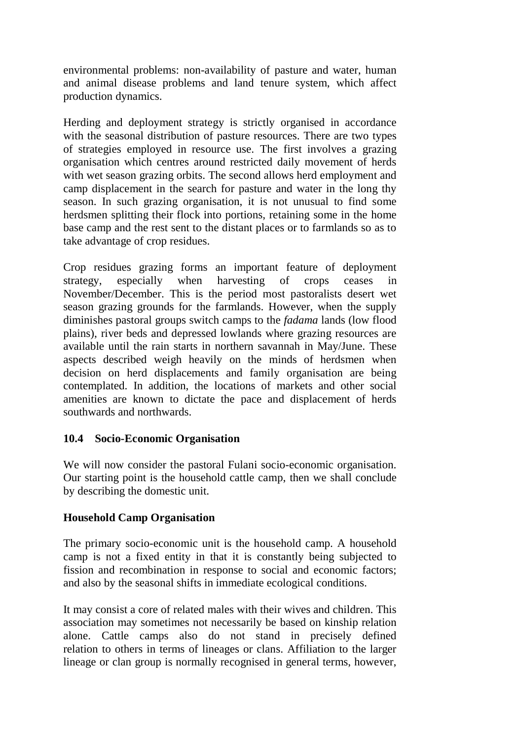environmental problems: non-availability of pasture and water, human and animal disease problems and land tenure system, which affect production dynamics.

Herding and deployment strategy is strictly organised in accordance with the seasonal distribution of pasture resources. There are two types of strategies employed in resource use. The first involves a grazing organisation which centres around restricted daily movement of herds with wet season grazing orbits. The second allows herd employment and camp displacement in the search for pasture and water in the long thy season. In such grazing organisation, it is not unusual to find some herdsmen splitting their flock into portions, retaining some in the home base camp and the rest sent to the distant places or to farmlands so as to take advantage of crop residues.

Crop residues grazing forms an important feature of deployment strategy, especially when harvesting of crops ceases in November/December. This is the period most pastoralists desert wet season grazing grounds for the farmlands. However, when the supply diminishes pastoral groups switch camps to the *fadama* lands (low flood plains), river beds and depressed lowlands where grazing resources are available until the rain starts in northern savannah in May/June. These aspects described weigh heavily on the minds of herdsmen when decision on herd displacements and family organisation are being contemplated. In addition, the locations of markets and other social amenities are known to dictate the pace and displacement of herds southwards and northwards.

### 10.4 Socio-Economic Organisation

We will now consider the pastoral Fulani socio-economic organisation. Our starting point is the household cattle camp, then we shall conclude by describing the domestic unit.

#### Household Camp Organisation

The primary socio-economic unit is the household camp. A household camp is not a fixed entity in that it is constantly being subjected to fission and recombination in response to social and economic factors; and also by the seasonal shifts in immediate ecological conditions.

It may consist a core of related males with their wives and children. This association may sometimes not necessarily be based on kinship relation alone. Cattle camps also do not stand in precisely defined relation to others in terms of lineages or clans. Affiliation to the larger lineage or clan group is normally recognised in general terms, however,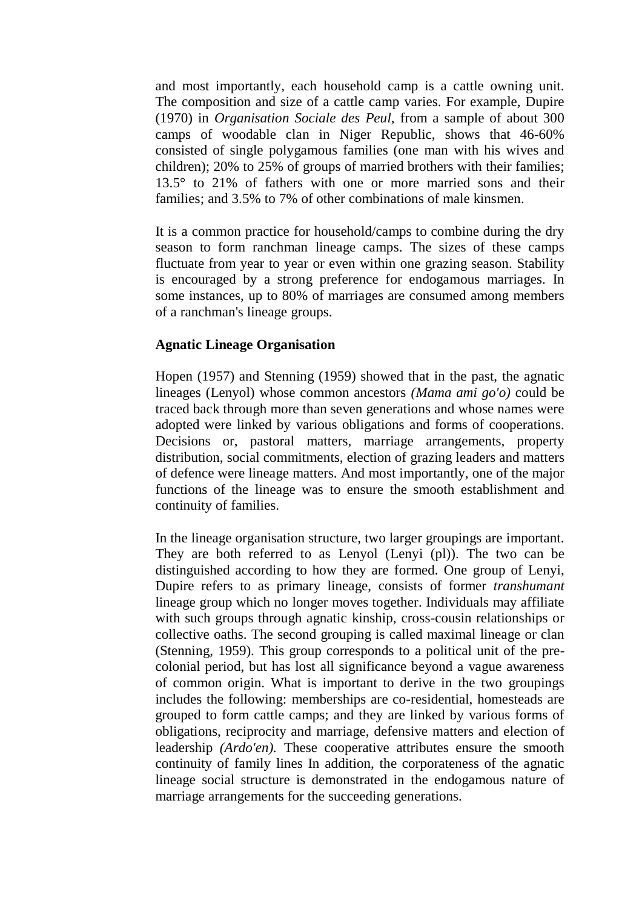and most importantly, each household camp is a cattle owning unit. The composition and size of a cattle camp varies. For example, Dupire (1970) in *Organisation Sociale des Peul,* from a sample of about 300 camps of woodable clan in Niger Republic, shows that 46-60% consisted of single polygamous families (one man with his wives and children); 20% to 25% of groups of married brothers with their families; 13.5° to 21% of fathers with one or more married sons and their families; and 3.5% to 7% of other combinations of male kinsmen.

It is a common practice for household/camps to combine during the dry season to form ranchman lineage camps. The sizes of these camps fluctuate from year to year or even within one grazing season. Stability is encouraged by a strong preference for endogamous marriages. In some instances, up to 80% of marriages are consumed among members of a ranchman's lineage groups.

**Agnatic Lineage Organisation**

Hopen (1957) and Stenning (1959) showed that in the past, the agnatic lineages (Lenyol) whose common ancestors *(Mama ami go'o)* could be traced back through more than seven generations and whose names were adopted were linked by various obligations and forms of cooperations. Decisions or, pastoral matters, marriage arrangements, property distribution, social commitments, election of grazing leaders and matters of defence were lineage matters. And most importantly, one of the major functions of the lineage was to ensure the smooth establishment and continuity of families.

In the lineage organisation structure, two larger groupings are important. They are both referred to as Lenyol (Lenyi (pl)). The two can be distinguished according to how they are formed. One group of Lenyi, Dupire refers to as primary lineage, consists of former *transhumant* lineage group which no longer moves together. Individuals may affiliate with such groups through agnatic kinship, cross-cousin relationships or collective oaths. The second grouping is called maximal lineage or clan (Stenning, 1959). This group corresponds to a political unit of the pre-colonial period, but has lost all significance beyond a vague awareness of common origin. What is important to derive in the two groupings includes the following: memberships are co-residential, homesteads are grouped to form cattle camps; and they are linked by various forms of obligations, reciprocity and marriage, defensive matters and election of leadership *(Ardo'en).* These cooperative attributes ensure the smooth continuity of family lines In addition, the corporateness of the agnatic lineage social structure is demonstrated in the endogamous nature of marriage arrangements for the succeeding generations.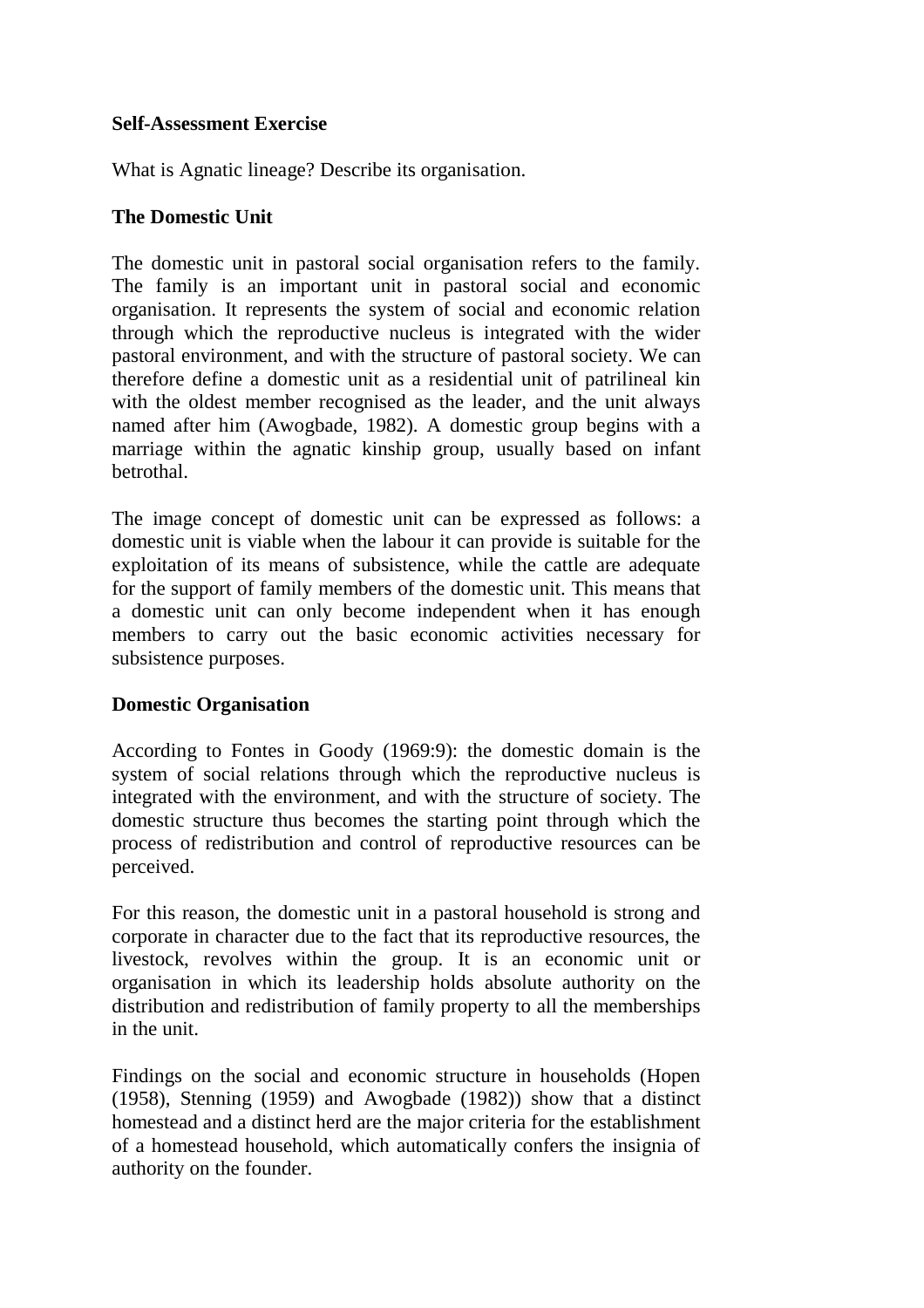**Self-Assessment Exercise**

What is Agnatic lineage? Describe its organisation.

**The Domestic Unit**

The domestic unit in pastoral social organisation refers to the family. The family is an important unit in pastoral social and economic organisation. It represents the system of social and economic relation through which the reproductive nucleus is integrated with the wider pastoral environment, and with the structure of pastoral society. We can therefore define a domestic unit as a residential unit of patrilineal kin with the oldest member recognised as the leader, and the unit always named after him (Awogbade, 1982). A domestic group begins with a marriage within the agnatic kinship group, usually based on infant betrothal.

The image concept of domestic unit can be expressed as follows: a domestic unit is viable when the labour it can provide is suitable for the exploitation of its means of subsistence, while the cattle are adequate for the support of family members of the domestic unit. This means that a domestic unit can only become independent when it has enough members to carry out the basic economic activities necessary for subsistence purposes.

**Domestic Organisation**

According to Fontes in Goody (1969:9): the domestic domain is the system of social relations through which the reproductive nucleus is integrated with the environment, and with the structure of society. The domestic structure thus becomes the starting point through which the process of redistribution and control of reproductive resources can be perceived.

For this reason, the domestic unit in a pastoral household is strong and corporate in character due to the fact that its reproductive resources, the livestock, revolves within the group. It is an economic unit or organisation in which its leadership holds absolute authority on the distribution and redistribution of family property to all the memberships in the unit.

Findings on the social and economic structure in households (Hopen (1958), Stenning (1959) and Awogbade (1982)) show that a distinct homestead and a distinct herd are the major criteria for the establishment of a homestead household, which automatically confers the insignia of authority on the founder.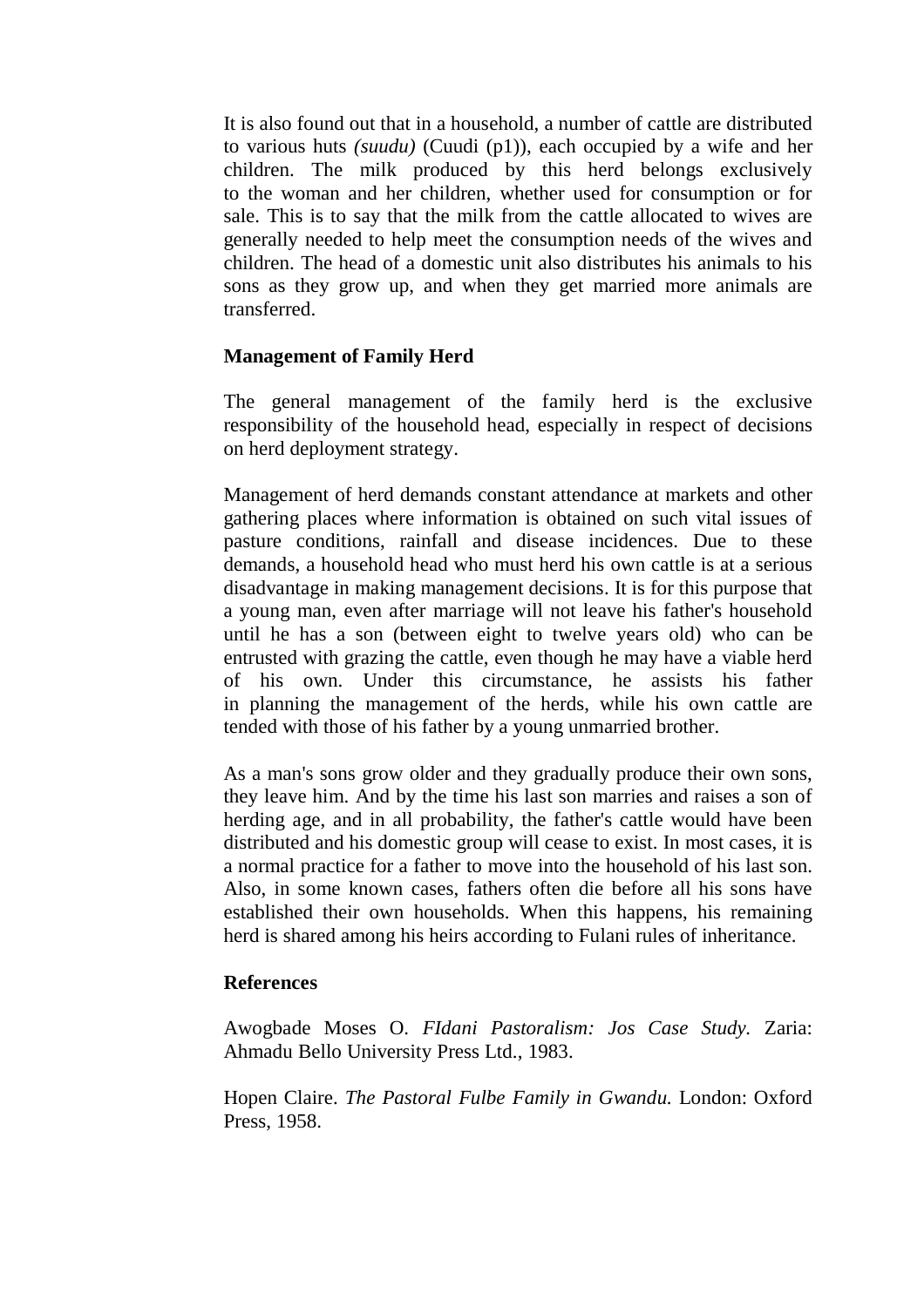It is also found out that in a household, a number of cattle are distributed to various huts *(suudu)* (Cuudi (p1)), each occupied by a wife and her children. The milk produced by this herd belongs exclusively to the woman and her children, whether used for consumption or for sale. This is to say that the milk from the cattle allocated to wives are generally needed to help meet the consumption needs of the wives and children. The head of a domestic unit also distributes his animals to his sons as they grow up, and when they get married more animals are transferred.

### Management of Family Herd

The general management of the family herd is the exclusive responsibility of the household head, especially in respect of decisions on herd deployment strategy.

Management of herd demands constant attendance at markets and other gathering places where information is obtained on such vital issues of pasture conditions, rainfall and disease incidences. Due to these demands, a household head who must herd his own cattle is at a serious disadvantage in making management decisions. It is for this purpose that a young man, even after marriage will not leave his father's household until he has a son (between eight to twelve years old) who can be entrusted with grazing the cattle, even though he may have a viable herd of his own. Under this circumstance, he assists his father in planning the management of the herds, while his own cattle are tended with those of his father by a young unmarried brother.

As a man's sons grow older and they gradually produce their own sons, they leave him. And by the time his last son marries and raises a son of herding age, and in all probability, the father's cattle would have been distributed and his domestic group will cease to exist. In most cases, it is a normal practice for a father to move into the household of his last son. Also, in some known cases, fathers often die before all his sons have established their own households. When this happens, his remaining herd is shared among his heirs according to Fulani rules of inheritance.

### References

Awogbade Moses O. *FIdani Pastoralism: Jos Case Study.* Zaria: Ahmadu Bello University Press Ltd., 1983.

Hopen Claire. *The Pastoral Fulbe Family in Gwandu.* London: Oxford Press, 1958.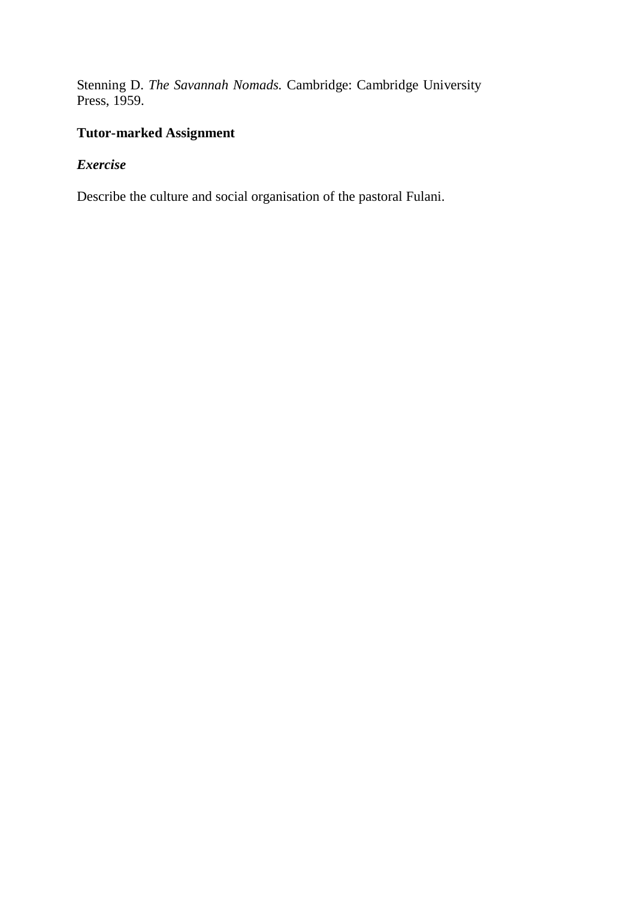Stenning D. *The Savannah Nomads.* Cambridge: Cambridge University Press, 1959.

**Tutor-marked Assignment**

***Exercise***

Describe the culture and social organisation of the pastoral Fulani.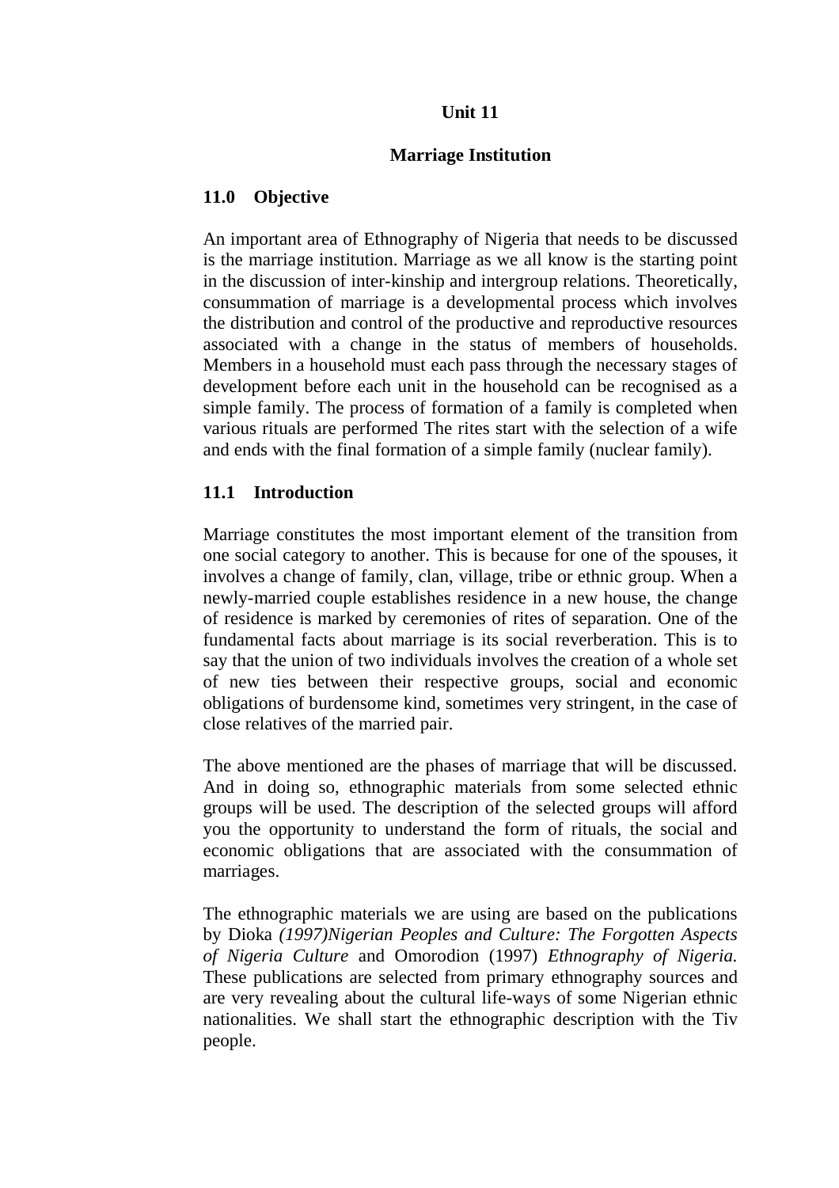## Unit 11

## Marriage Institution

### 11.0 Objective

An important area of Ethnography of Nigeria that needs to be discussed is the marriage institution. Marriage as we all know is the starting point in the discussion of inter-kinship and intergroup relations. Theoretically, consummation of marriage is a developmental process which involves the distribution and control of the productive and reproductive resources associated with a change in the status of members of households. Members in a household must each pass through the necessary stages of development before each unit in the household can be recognised as a simple family. The process of formation of a family is completed when various rituals are performed The rites start with the selection of a wife and ends with the final formation of a simple family (nuclear family).

### 11.1 Introduction

Marriage constitutes the most important element of the transition from one social category to another. This is because for one of the spouses, it involves a change of family, clan, village, tribe or ethnic group. When a newly-married couple establishes residence in a new house, the change of residence is marked by ceremonies of rites of separation. One of the fundamental facts about marriage is its social reverberation. This is to say that the union of two individuals involves the creation of a whole set of new ties between their respective groups, social and economic obligations of burdensome kind, sometimes very stringent, in the case of close relatives of the married pair.

The above mentioned are the phases of marriage that will be discussed. And in doing so, ethnographic materials from some selected ethnic groups will be used. The description of the selected groups will afford you the opportunity to understand the form of rituals, the social and economic obligations that are associated with the consummation of marriages.

The ethnographic materials we are using are based on the publications by Dioka *(1997)Nigerian Peoples and Culture: The Forgotten Aspects of Nigeria Culture* and Omorodion (1997) *Ethnography of Nigeria.* These publications are selected from primary ethnography sources and are very revealing about the cultural life-ways of some Nigerian ethnic nationalities. We shall start the ethnographic description with the Tiv people.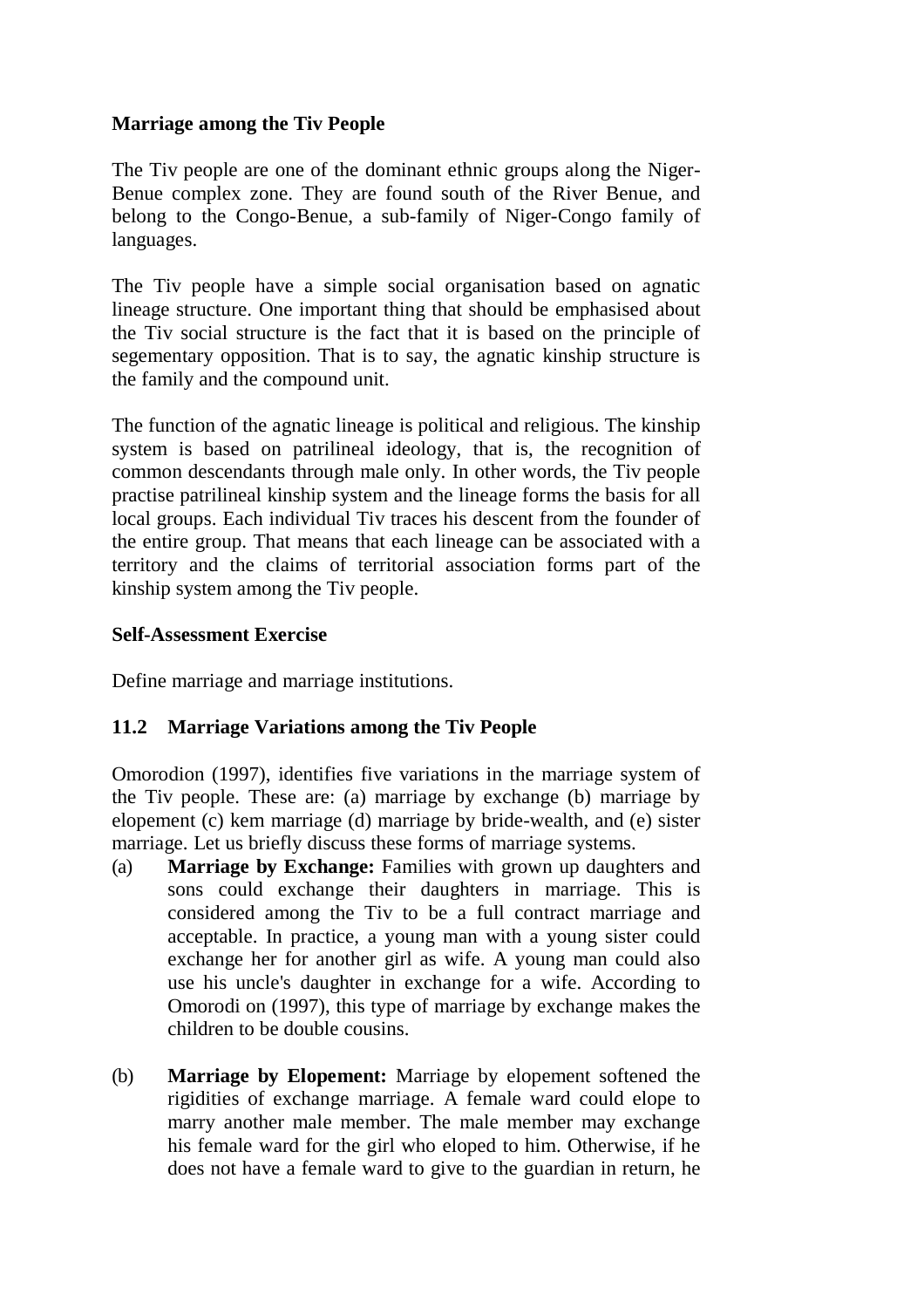**Marriage among the Tiv People**

The Tiv people are one of the dominant ethnic groups along the Niger-Benue complex zone. They are found south of the River Benue, and belong to the Congo-Benue, a sub-family of Niger-Congo family of languages.

The Tiv people have a simple social organisation based on agnatic lineage structure. One important thing that should be emphasised about the Tiv social structure is the fact that it is based on the principle of segementary opposition. That is to say, the agnatic kinship structure is the family and the compound unit.

The function of the agnatic lineage is political and religious. The kinship system is based on patrilineal ideology, that is, the recognition of common descendants through male only. In other words, the Tiv people practise patrilineal kinship system and the lineage forms the basis for all local groups. Each individual Tiv traces his descent from the founder of the entire group. That means that each lineage can be associated with a territory and the claims of territorial association forms part of the kinship system among the Tiv people.

**Self-Assessment Exercise**

Define marriage and marriage institutions.

### 11.2 Marriage Variations among the Tiv People

Omorodion (1997), identifies five variations in the marriage system of the Tiv people. These are: (a) marriage by exchange (b) marriage by elopement (c) kem marriage (d) marriage by bride-wealth, and (e) sister marriage. Let us briefly discuss these forms of marriage systems.

(a) **Marriage by Exchange:** Families with grown up daughters and sons could exchange their daughters in marriage. This is considered among the Tiv to be a full contract marriage and acceptable. In practice, a young man with a young sister could exchange her for another girl as wife. A young man could also use his uncle's daughter in exchange for a wife. According to Omorodi on (1997), this type of marriage by exchange makes the children to be double cousins.

(b) **Marriage by Elopement:** Marriage by elopement softened the rigidities of exchange marriage. A female ward could elope to marry another male member. The male member may exchange his female ward for the girl who eloped to him. Otherwise, if he does not have a female ward to give to the guardian in return, he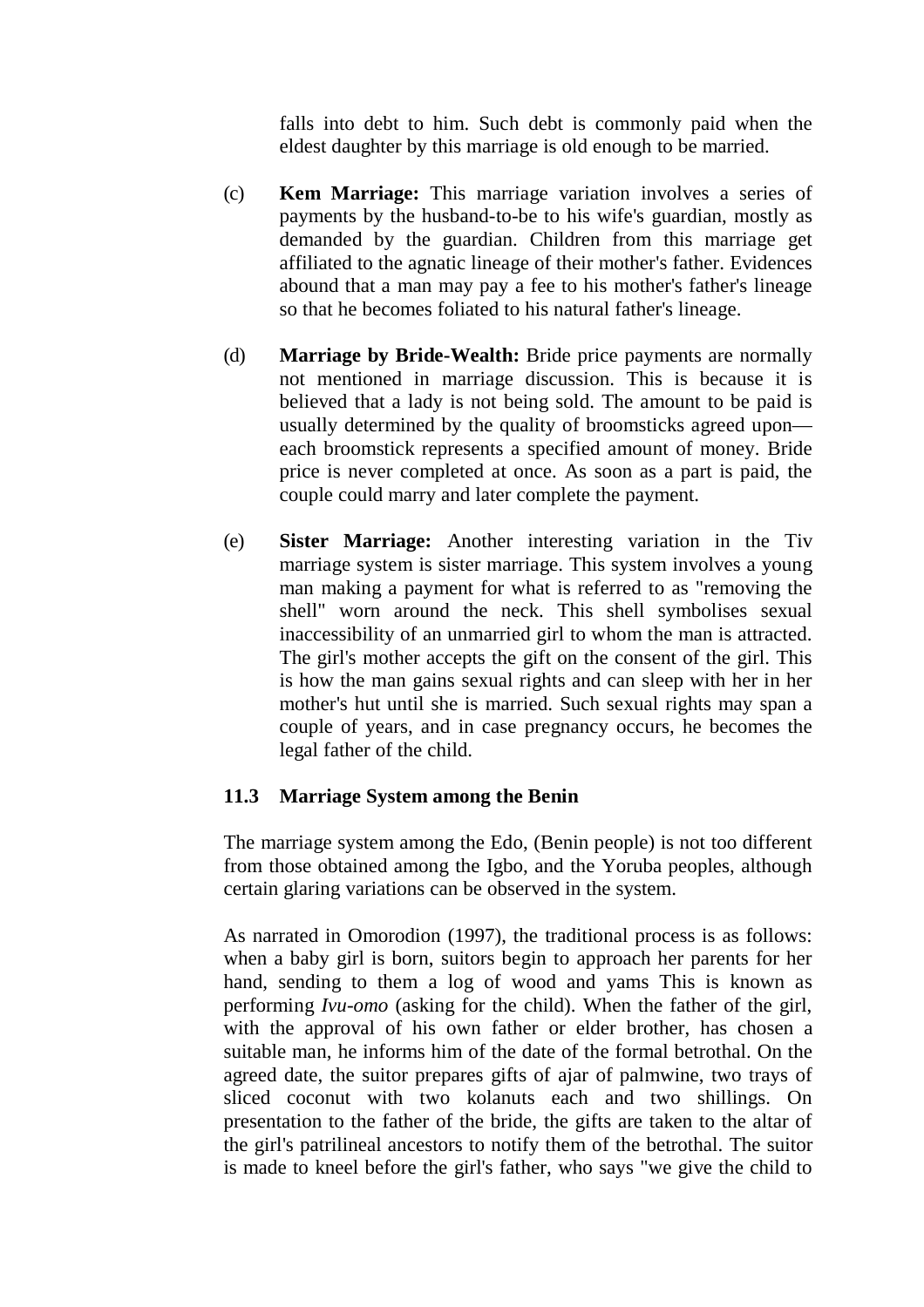falls into debt to him. Such debt is commonly paid when the eldest daughter by this marriage is old enough to be married.

(c) **Kem Marriage:** This marriage variation involves a series of payments by the husband-to-be to his wife's guardian, mostly as demanded by the guardian. Children from this marriage get affiliated to the agnatic lineage of their mother's father. Evidences abound that a man may pay a fee to his mother's father's lineage so that he becomes foliated to his natural father's lineage.

(d) **Marriage by Bride-Wealth:** Bride price payments are normally not mentioned in marriage discussion. This is because it is believed that a lady is not being sold. The amount to be paid is usually determined by the quality of broomsticks agreed upon—each broomstick represents a specified amount of money. Bride price is never completed at once. As soon as a part is paid, the couple could marry and later complete the payment.

(e) **Sister Marriage:** Another interesting variation in the Tiv marriage system is sister marriage. This system involves a young man making a payment for what is referred to as "removing the shell" worn around the neck. This shell symbolises sexual inaccessibility of an unmarried girl to whom the man is attracted. The girl's mother accepts the gift on the consent of the girl. This is how the man gains sexual rights and can sleep with her in her mother's hut until she is married. Such sexual rights may span a couple of years, and in case pregnancy occurs, he becomes the legal father of the child.

### 11.3 Marriage System among the Benin

The marriage system among the Edo, (Benin people) is not too different from those obtained among the Igbo, and the Yoruba peoples, although certain glaring variations can be observed in the system.

As narrated in Omorodion (1997), the traditional process is as follows: when a baby girl is born, suitors begin to approach her parents for her hand, sending to them a log of wood and yams This is known as performing *Ivu-omo* (asking for the child). When the father of the girl, with the approval of his own father or elder brother, has chosen a suitable man, he informs him of the date of the formal betrothal. On the agreed date, the suitor prepares gifts of ajar of palmwine, two trays of sliced coconut with two kolanuts each and two shillings. On presentation to the father of the bride, the gifts are taken to the altar of the girl's patrilineal ancestors to notify them of the betrothal. The suitor is made to kneel before the girl's father, who says "we give the child to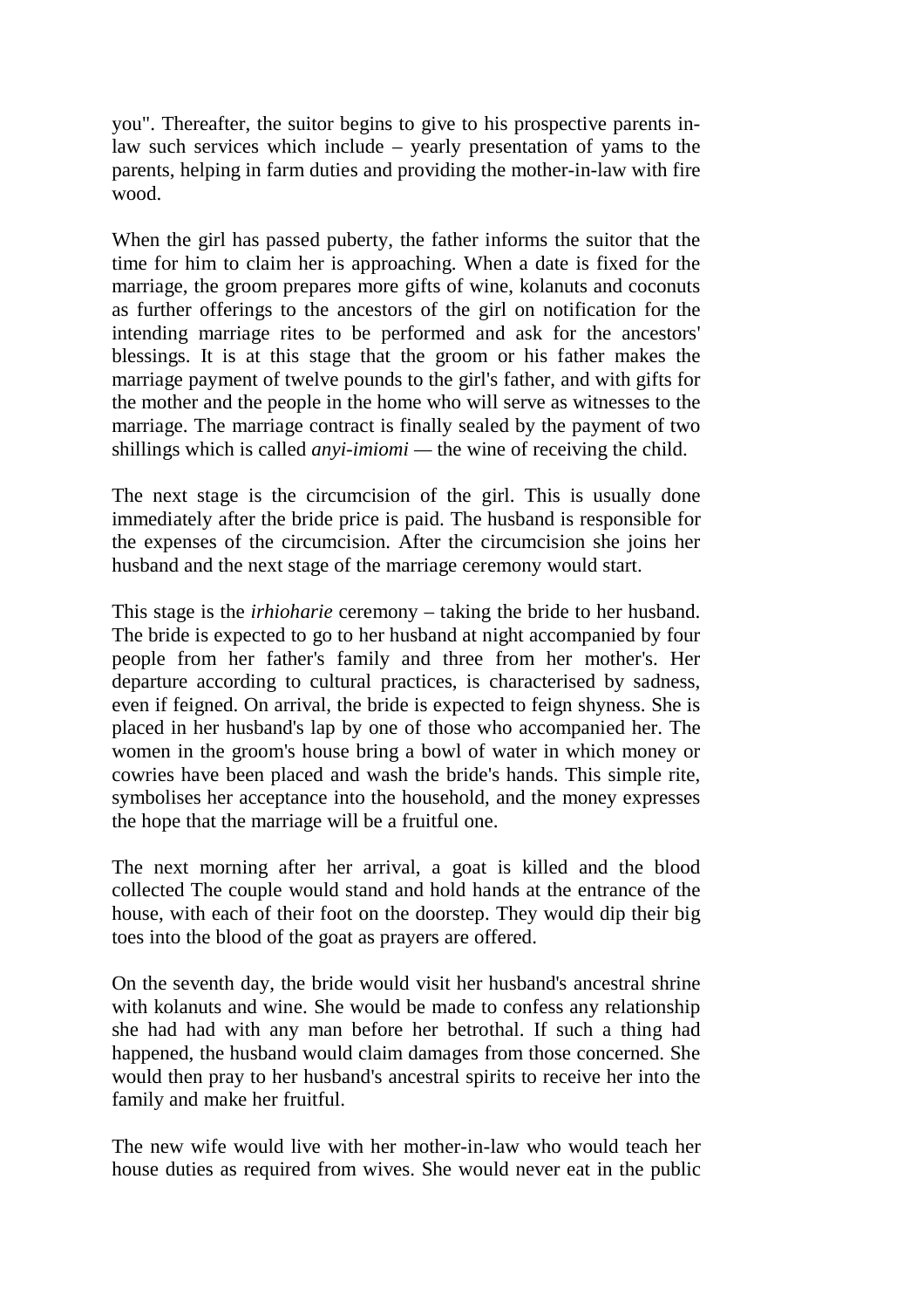you". Thereafter, the suitor begins to give to his prospective parents in-law such services which include – yearly presentation of yams to the parents, helping in farm duties and providing the mother-in-law with fire wood.

When the girl has passed puberty, the father informs the suitor that the time for him to claim her is approaching. When a date is fixed for the marriage, the groom prepares more gifts of wine, kolanuts and coconuts as further offerings to the ancestors of the girl on notification for the intending marriage rites to be performed and ask for the ancestors' blessings. It is at this stage that the groom or his father makes the marriage payment of twelve pounds to the girl's father, and with gifts for the mother and the people in the home who will serve as witnesses to the marriage. The marriage contract is finally sealed by the payment of two shillings which is called *anyi-imiomi* — the wine of receiving the child.

The next stage is the circumcision of the girl. This is usually done immediately after the bride price is paid. The husband is responsible for the expenses of the circumcision. After the circumcision she joins her husband and the next stage of the marriage ceremony would start.

This stage is the *irhioharie* ceremony – taking the bride to her husband. The bride is expected to go to her husband at night accompanied by four people from her father's family and three from her mother's. Her departure according to cultural practices, is characterised by sadness, even if feigned. On arrival, the bride is expected to feign shyness. She is placed in her husband's lap by one of those who accompanied her. The women in the groom's house bring a bowl of water in which money or cowries have been placed and wash the bride's hands. This simple rite, symbolises her acceptance into the household, and the money expresses the hope that the marriage will be a fruitful one.

The next morning after her arrival, a goat is killed and the blood collected The couple would stand and hold hands at the entrance of the house, with each of their foot on the doorstep. They would dip their big toes into the blood of the goat as prayers are offered.

On the seventh day, the bride would visit her husband's ancestral shrine with kolanuts and wine. She would be made to confess any relationship she had had with any man before her betrothal. If such a thing had happened, the husband would claim damages from those concerned. She would then pray to her husband's ancestral spirits to receive her into the family and make her fruitful.

The new wife would live with her mother-in-law who would teach her house duties as required from wives. She would never eat in the public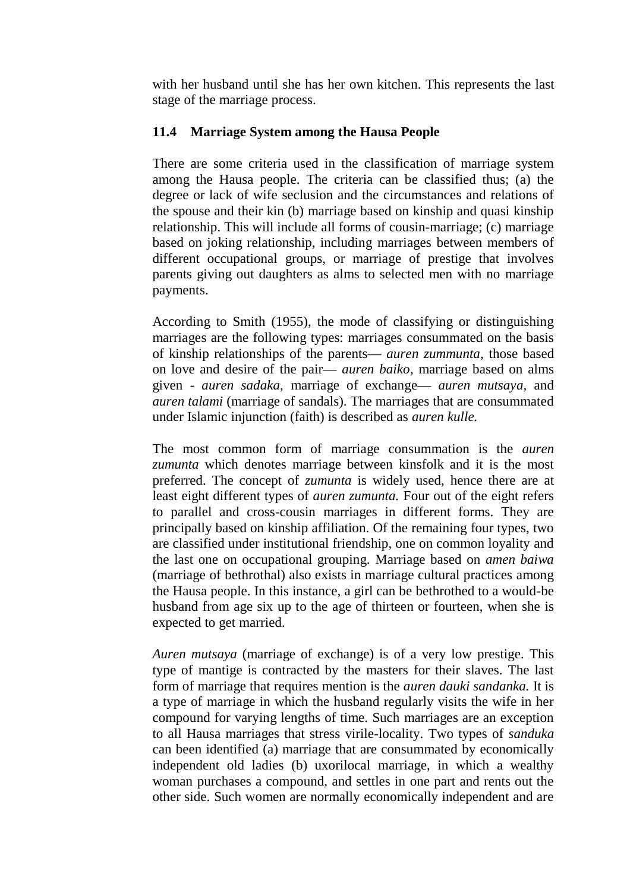with her husband until she has her own kitchen. This represents the last stage of the marriage process.

### 11.4 Marriage System among the Hausa People

There are some criteria used in the classification of marriage system among the Hausa people. The criteria can be classified thus; (a) the degree or lack of wife seclusion and the circumstances and relations of the spouse and their kin (b) marriage based on kinship and quasi kinship relationship. This will include all forms of cousin-marriage; (c) marriage based on joking relationship, including marriages between members of different occupational groups, or marriage of prestige that involves parents giving out daughters as alms to selected men with no marriage payments.

According to Smith (1955), the mode of classifying or distinguishing marriages are the following types: marriages consummated on the basis of kinship relationships of the parents— *auren zummunta*, those based on love and desire of the pair— *auren baiko*, marriage based on alms given - *auren sadaka*, marriage of exchange— *auren mutsaya*, and *auren talami* (marriage of sandals). The marriages that are consummated under Islamic injunction (faith) is described as *auren kulle.*

The most common form of marriage consummation is the *auren zumunta* which denotes marriage between kinsfolk and it is the most preferred. The concept of *zumunta* is widely used, hence there are at least eight different types of *auren zumunta.* Four out of the eight refers to parallel and cross-cousin marriages in different forms. They are principally based on kinship affiliation. Of the remaining four types, two are classified under institutional friendship, one on common loyality and the last one on occupational grouping. Marriage based on *amen baiwa* (marriage of bethrothal) also exists in marriage cultural practices among the Hausa people. In this instance, a girl can be bethrothed to a would-be husband from age six up to the age of thirteen or fourteen, when she is expected to get married.

*Auren mutsaya* (marriage of exchange) is of a very low prestige. This type of mantige is contracted by the masters for their slaves. The last form of marriage that requires mention is the *auren dauki sandanka.* It is a type of marriage in which the husband regularly visits the wife in her compound for varying lengths of time. Such marriages are an exception to all Hausa marriages that stress virile-locality. Two types of *sanduka* can been identified (a) marriage that are consummated by economically independent old ladies (b) uxorilocal marriage, in which a wealthy woman purchases a compound, and settles in one part and rents out the other side. Such women are normally economically independent and are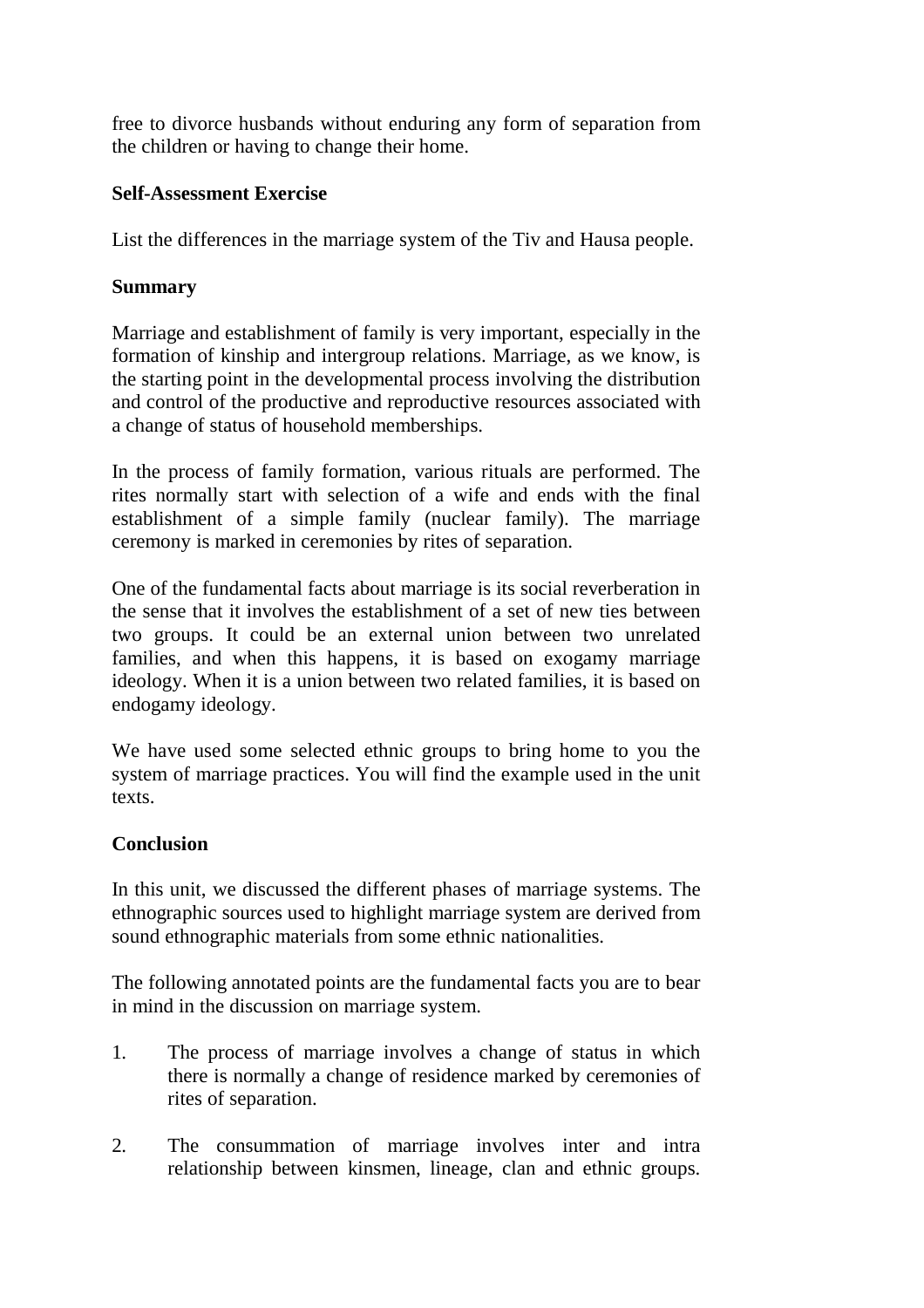free to divorce husbands without enduring any form of separation from the children or having to change their home.

**Self-Assessment Exercise**

List the differences in the marriage system of the Tiv and Hausa people.

**Summary**

Marriage and establishment of family is very important, especially in the formation of kinship and intergroup relations. Marriage, as we know, is the starting point in the developmental process involving the distribution and control of the productive and reproductive resources associated with a change of status of household memberships.

In the process of family formation, various rituals are performed. The rites normally start with selection of a wife and ends with the final establishment of a simple family (nuclear family). The marriage ceremony is marked in ceremonies by rites of separation.

One of the fundamental facts about marriage is its social reverberation in the sense that it involves the establishment of a set of new ties between two groups. It could be an external union between two unrelated families, and when this happens, it is based on exogamy marriage ideology. When it is a union between two related families, it is based on endogamy ideology.

We have used some selected ethnic groups to bring home to you the system of marriage practices. You will find the example used in the unit texts.

**Conclusion**

In this unit, we discussed the different phases of marriage systems. The ethnographic sources used to highlight marriage system are derived from sound ethnographic materials from some ethnic nationalities.

The following annotated points are the fundamental facts you are to bear in mind in the discussion on marriage system.

1. The process of marriage involves a change of status in which there is normally a change of residence marked by ceremonies of rites of separation.

2. The consummation of marriage involves inter and intra relationship between kinsmen, lineage, clan and ethnic groups.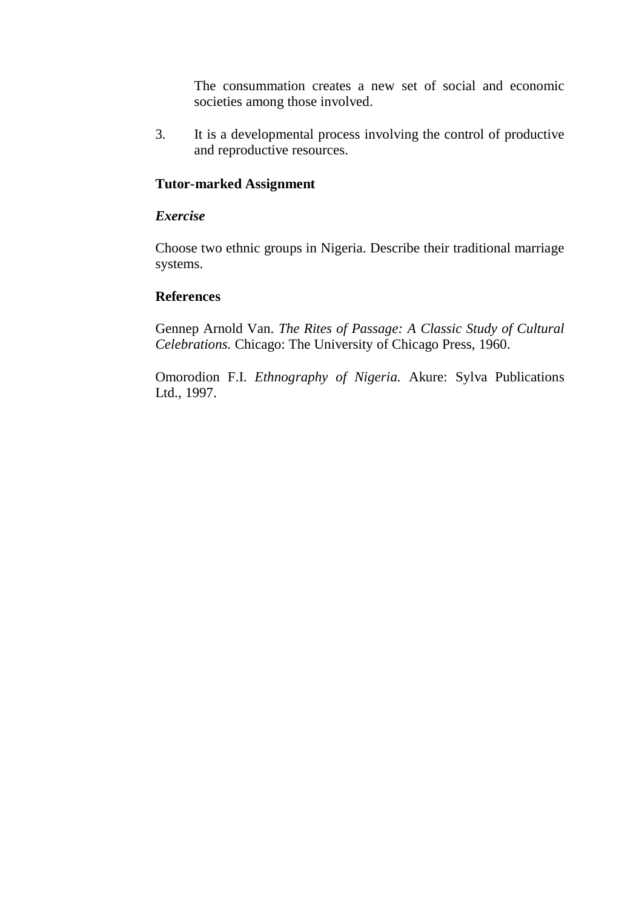The consummation creates a new set of social and economic societies among those involved.

3. It is a developmental process involving the control of productive and reproductive resources.

**Tutor-marked Assignment**

***Exercise***

Choose two ethnic groups in Nigeria. Describe their traditional marriage systems.

**References**

Gennep Arnold Van. *The Rites of Passage: A Classic Study of Cultural Celebrations.* Chicago: The University of Chicago Press, 1960.

Omorodion F.I. *Ethnography of Nigeria.* Akure: Sylva Publications Ltd., 1997.